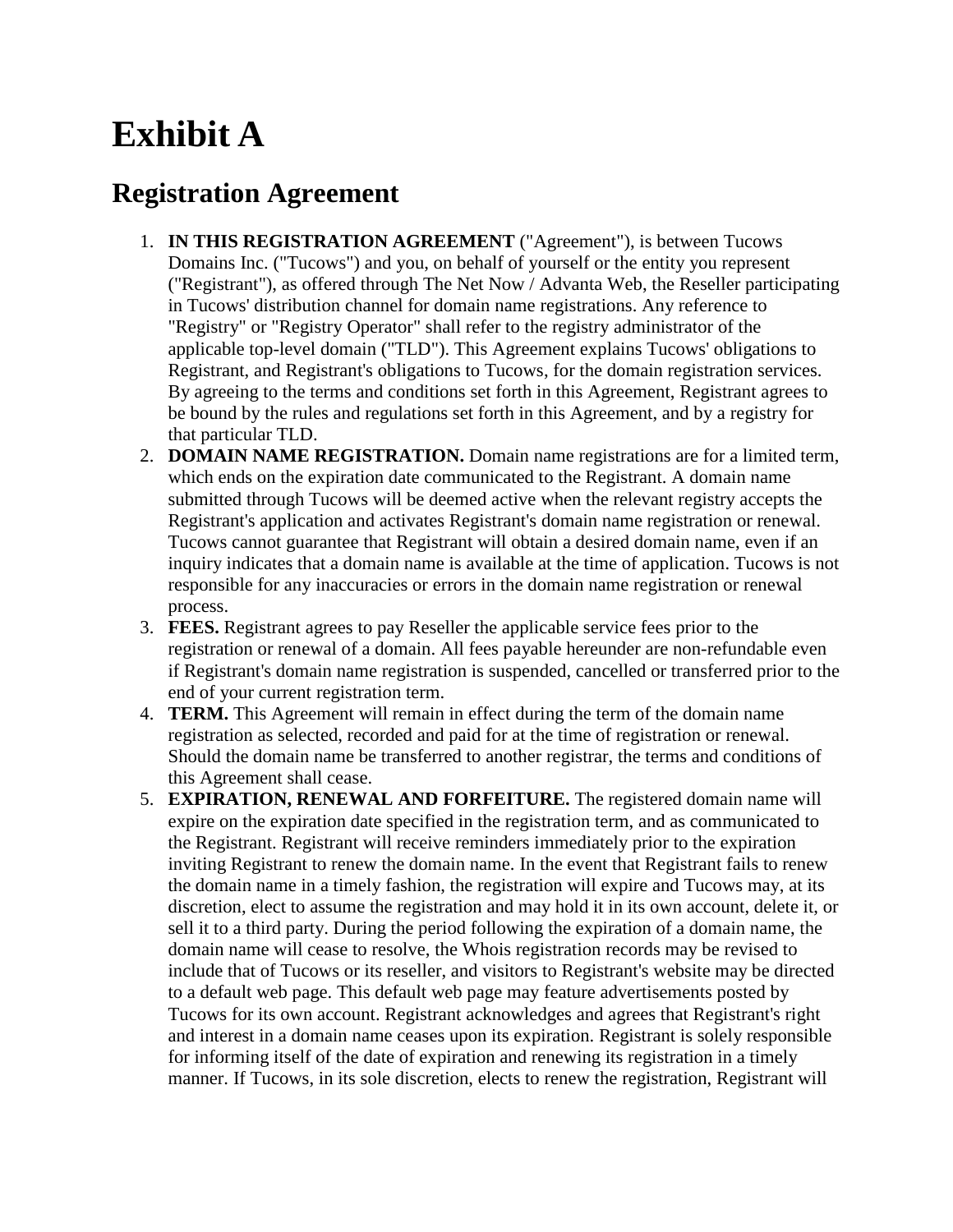# Exhibit A

## Registration Agreement

1. **IN THIS REGISTRATION AGREEMENT** ("Agreement"), is between Tucows Domains Inc. ("Tucows") and you, on behalf of yourself or the entity you represent ("Registrant"), as offered through The Net Now / Advanta Web, the Reseller participating in Tucows' distribution channel for domain name registrations. Any reference to "Registry" or "Registry Operator" shall refer to the registry administrator of the applicable top-level domain ("TLD"). This Agreement explains Tucows' obligations to Registrant, and Registrant's obligations to Tucows, for the domain registration services. By agreeing to the terms and conditions set forth in this Agreement, Registrant agrees to be bound by the rules and regulations set forth in this Agreement, and by a registry for that particular TLD.
2. **DOMAIN NAME REGISTRATION.** Domain name registrations are for a limited term, which ends on the expiration date communicated to the Registrant. A domain name submitted through Tucows will be deemed active when the relevant registry accepts the Registrant's application and activates Registrant's domain name registration or renewal. Tucows cannot guarantee that Registrant will obtain a desired domain name, even if an inquiry indicates that a domain name is available at the time of application. Tucows is not responsible for any inaccuracies or errors in the domain name registration or renewal process.
3. **FEES.** Registrant agrees to pay Reseller the applicable service fees prior to the registration or renewal of a domain. All fees payable hereunder are non-refundable even if Registrant's domain name registration is suspended, cancelled or transferred prior to the end of your current registration term.
4. **TERM.** This Agreement will remain in effect during the term of the domain name registration as selected, recorded and paid for at the time of registration or renewal. Should the domain name be transferred to another registrar, the terms and conditions of this Agreement shall cease.
5. **EXPIRATION, RENEWAL AND FORFEITURE.** The registered domain name will expire on the expiration date specified in the registration term, and as communicated to the Registrant. Registrant will receive reminders immediately prior to the expiration inviting Registrant to renew the domain name. In the event that Registrant fails to renew the domain name in a timely fashion, the registration will expire and Tucows may, at its discretion, elect to assume the registration and may hold it in its own account, delete it, or sell it to a third party. During the period following the expiration of a domain name, the domain name will cease to resolve, the Whois registration records may be revised to include that of Tucows or its reseller, and visitors to Registrant's website may be directed to a default web page. This default web page may feature advertisements posted by Tucows for its own account. Registrant acknowledges and agrees that Registrant's right and interest in a domain name ceases upon its expiration. Registrant is solely responsible for informing itself of the date of expiration and renewing its registration in a timely manner. If Tucows, in its sole discretion, elects to renew the registration, Registrant will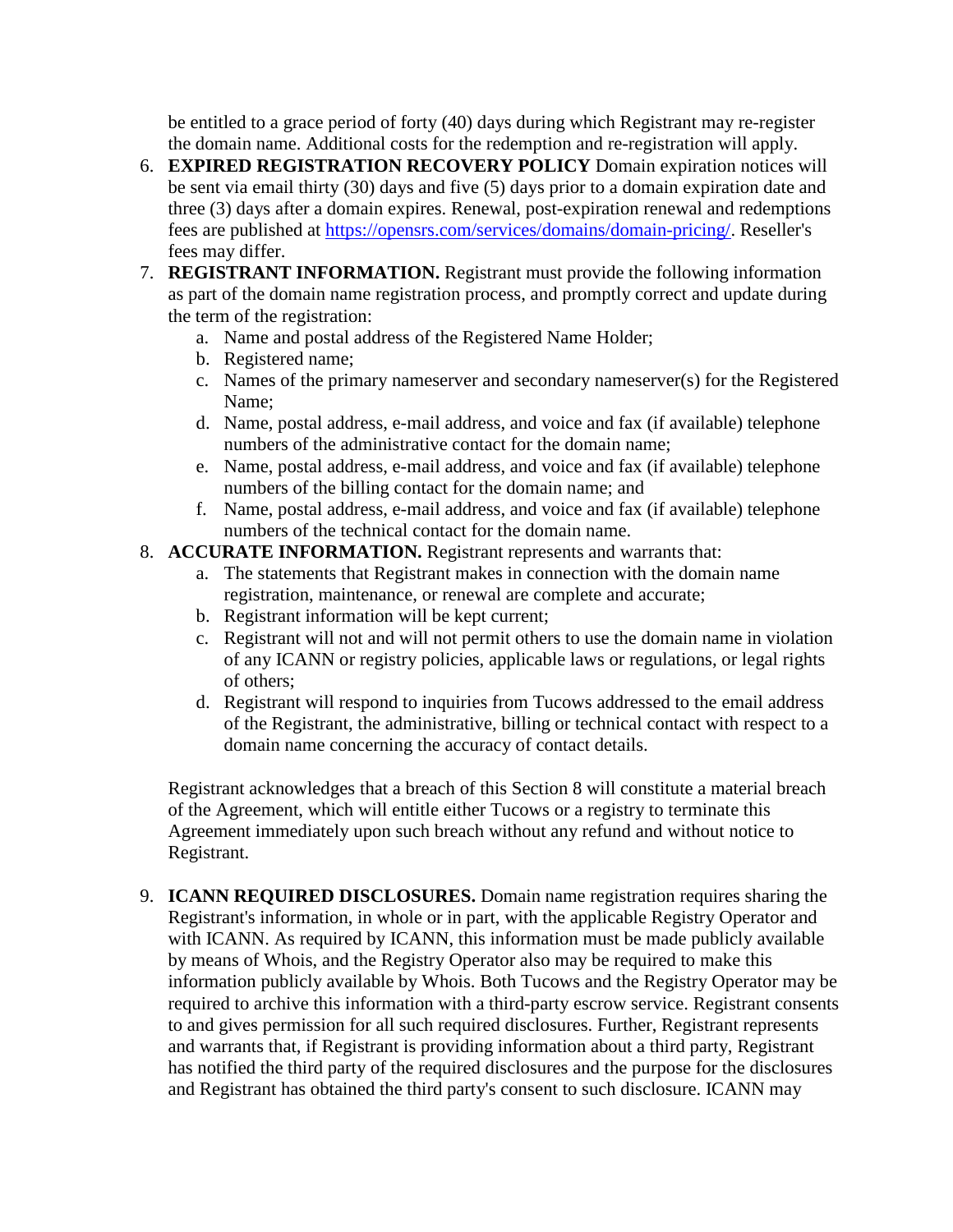be entitled to a grace period of forty (40) days during which Registrant may re-register the domain name. Additional costs for the redemption and re-registration will apply.

6. **EXPIRED REGISTRATION RECOVERY POLICY** Domain expiration notices will be sent via email thirty (30) days and five (5) days prior to a domain expiration date and three (3) days after a domain expires. Renewal, post-expiration renewal and redemptions fees are published at [https://opensrs.com/services/domains/domain-pricing/](https://opensrs.com/services/domains/domain-pricing/). Reseller's fees may differ.
7. **REGISTRANT INFORMATION.** Registrant must provide the following information as part of the domain name registration process, and promptly correct and update during the term of the registration:
   a. Name and postal address of the Registered Name Holder;
   b. Registered name;
   c. Names of the primary nameserver and secondary nameserver(s) for the Registered Name;
   d. Name, postal address, e-mail address, and voice and fax (if available) telephone numbers of the administrative contact for the domain name;
   e. Name, postal address, e-mail address, and voice and fax (if available) telephone numbers of the billing contact for the domain name; and
   f. Name, postal address, e-mail address, and voice and fax (if available) telephone numbers of the technical contact for the domain name.
8. **ACCURATE INFORMATION.** Registrant represents and warrants that:
   a. The statements that Registrant makes in connection with the domain name registration, maintenance, or renewal are complete and accurate;
   b. Registrant information will be kept current;
   c. Registrant will not and will not permit others to use the domain name in violation of any ICANN or registry policies, applicable laws or regulations, or legal rights of others;
   d. Registrant will respond to inquiries from Tucows addressed to the email address of the Registrant, the administrative, billing or technical contact with respect to a domain name concerning the accuracy of contact details.

   Registrant acknowledges that a breach of this Section 8 will constitute a material breach of the Agreement, which will entitle either Tucows or a registry to terminate this Agreement immediately upon such breach without any refund and without notice to Registrant.

9. **ICANN REQUIRED DISCLOSURES.** Domain name registration requires sharing the Registrant's information, in whole or in part, with the applicable Registry Operator and with ICANN. As required by ICANN, this information must be made publicly available by means of Whois, and the Registry Operator also may be required to make this information publicly available by Whois. Both Tucows and the Registry Operator may be required to archive this information with a third-party escrow service. Registrant consents to and gives permission for all such required disclosures. Further, Registrant represents and warrants that, if Registrant is providing information about a third party, Registrant has notified the third party of the required disclosures and the purpose for the disclosures and Registrant has obtained the third party's consent to such disclosure. ICANN may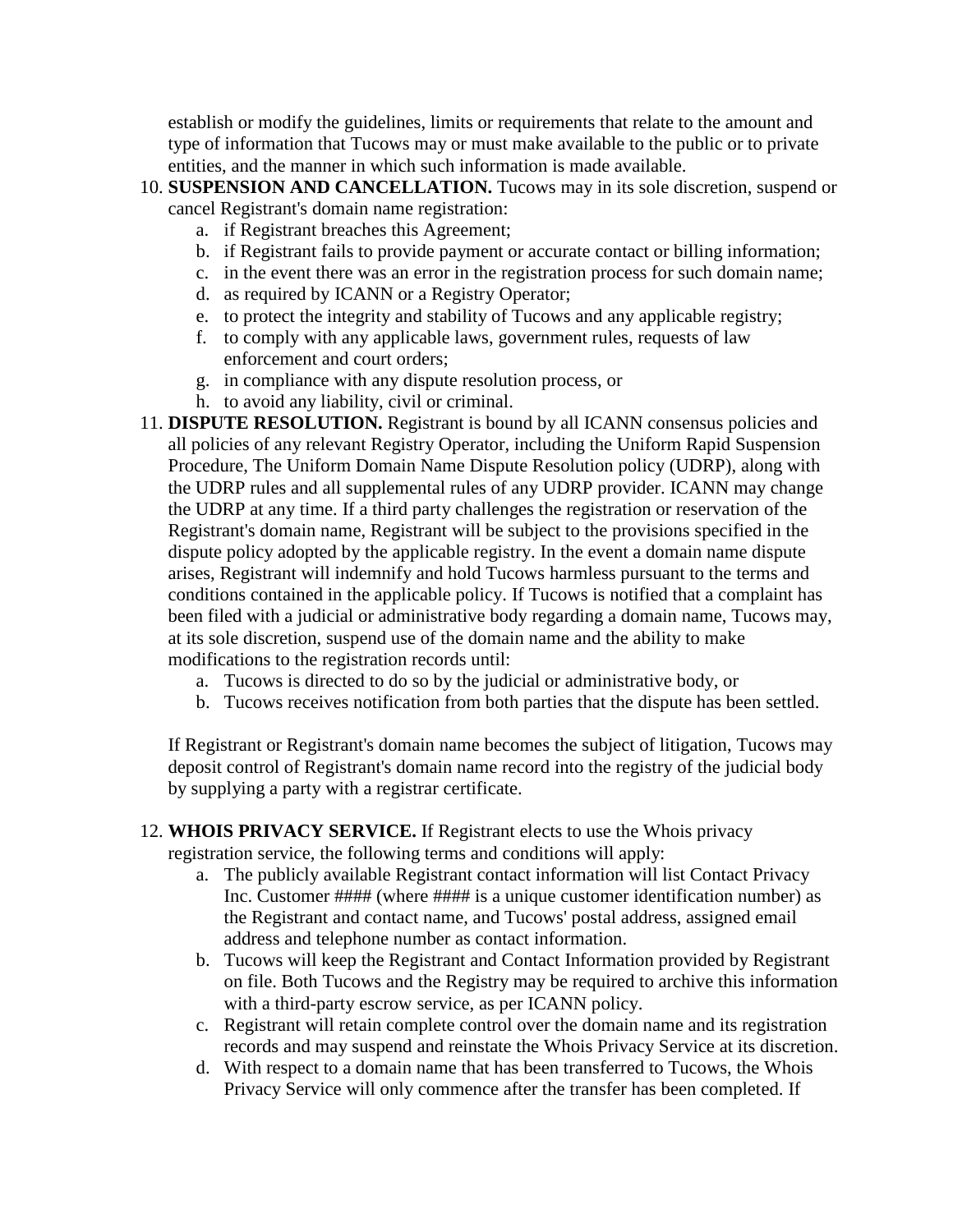establish or modify the guidelines, limits or requirements that relate to the amount and type of information that Tucows may or must make available to the public or to private entities, and the manner in which such information is made available.

10. **SUSPENSION AND CANCELLATION.** Tucows may in its sole discretion, suspend or cancel Registrant's domain name registration:
    a. if Registrant breaches this Agreement;
    b. if Registrant fails to provide payment or accurate contact or billing information;
    c. in the event there was an error in the registration process for such domain name;
    d. as required by ICANN or a Registry Operator;
    e. to protect the integrity and stability of Tucows and any applicable registry;
    f. to comply with any applicable laws, government rules, requests of law enforcement and court orders;
    g. in compliance with any dispute resolution process, or
    h. to avoid any liability, civil or criminal.
11. **DISPUTE RESOLUTION.** Registrant is bound by all ICANN consensus policies and all policies of any relevant Registry Operator, including the Uniform Rapid Suspension Procedure, The Uniform Domain Name Dispute Resolution policy (UDRP), along with the UDRP rules and all supplemental rules of any UDRP provider. ICANN may change the UDRP at any time. If a third party challenges the registration or reservation of the Registrant's domain name, Registrant will be subject to the provisions specified in the dispute policy adopted by the applicable registry. In the event a domain name dispute arises, Registrant will indemnify and hold Tucows harmless pursuant to the terms and conditions contained in the applicable policy. If Tucows is notified that a complaint has been filed with a judicial or administrative body regarding a domain name, Tucows may, at its sole discretion, suspend use of the domain name and the ability to make modifications to the registration records until:
    a. Tucows is directed to do so by the judicial or administrative body, or
    b. Tucows receives notification from both parties that the dispute has been settled.

    If Registrant or Registrant's domain name becomes the subject of litigation, Tucows may deposit control of Registrant's domain name record into the registry of the judicial body by supplying a party with a registrar certificate.

12. **WHOIS PRIVACY SERVICE.** If Registrant elects to use the Whois privacy registration service, the following terms and conditions will apply:
    a. The publicly available Registrant contact information will list Contact Privacy Inc. Customer #### (where #### is a unique customer identification number) as the Registrant and contact name, and Tucows' postal address, assigned email address and telephone number as contact information.
    b. Tucows will keep the Registrant and Contact Information provided by Registrant on file. Both Tucows and the Registry may be required to archive this information with a third-party escrow service, as per ICANN policy.
    c. Registrant will retain complete control over the domain name and its registration records and may suspend and reinstate the Whois Privacy Service at its discretion.
    d. With respect to a domain name that has been transferred to Tucows, the Whois Privacy Service will only commence after the transfer has been completed. If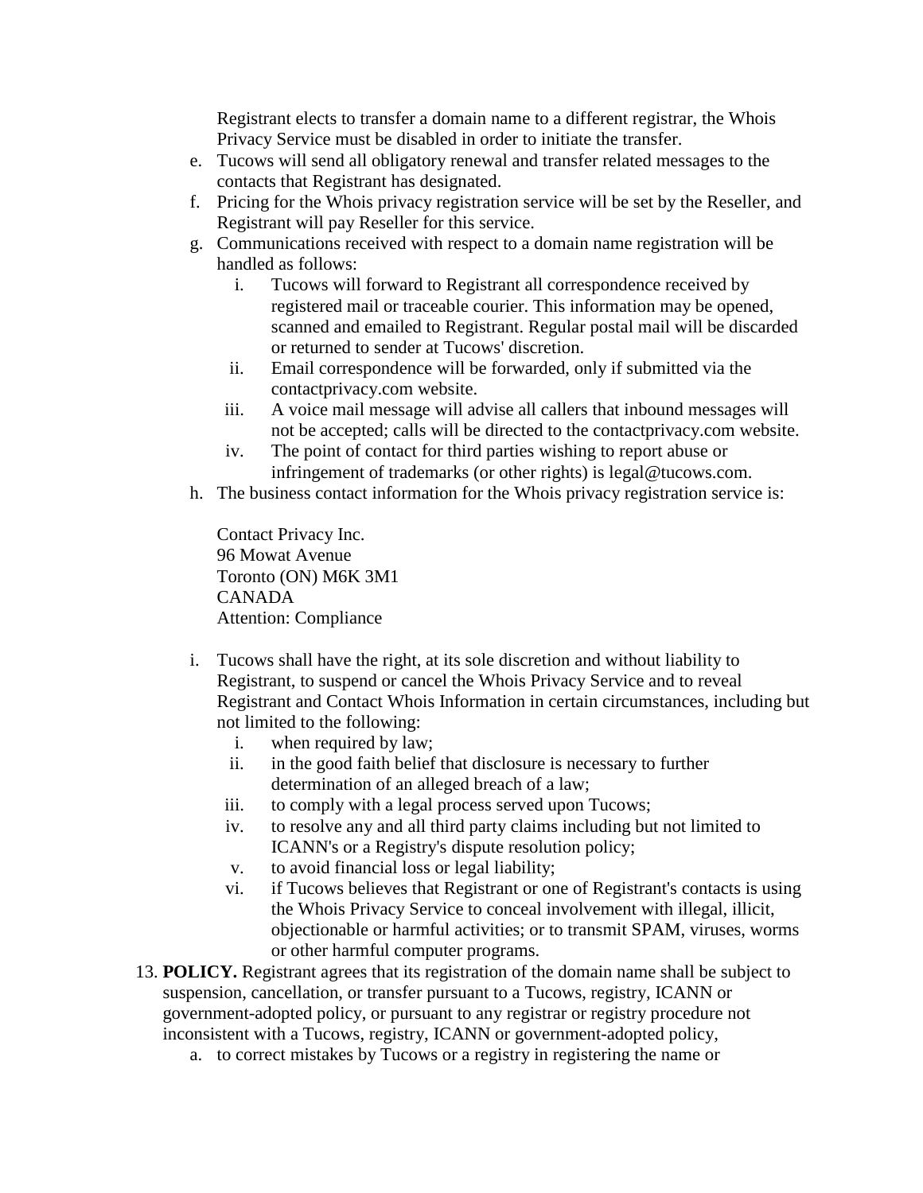Registrant elects to transfer a domain name to a different registrar, the Whois Privacy Service must be disabled in order to initiate the transfer.

e. Tucows will send all obligatory renewal and transfer related messages to the contacts that Registrant has designated.
f. Pricing for the Whois privacy registration service will be set by the Reseller, and Registrant will pay Reseller for this service.
g. Communications received with respect to a domain name registration will be handled as follows:
    i. Tucows will forward to Registrant all correspondence received by registered mail or traceable courier. This information may be opened, scanned and emailed to Registrant. Regular postal mail will be discarded or returned to sender at Tucows' discretion.
    ii. Email correspondence will be forwarded, only if submitted via the contactprivacy.com website.
    iii. A voice mail message will advise all callers that inbound messages will not be accepted; calls will be directed to the contactprivacy.com website.
    iv. The point of contact for third parties wishing to report abuse or infringement of trademarks (or other rights) is legal@tucows.com.
h. The business contact information for the Whois privacy registration service is:

    Contact Privacy Inc.
    96 Mowat Avenue
    Toronto (ON) M6K 3M1
    CANADA
    Attention: Compliance

i. Tucows shall have the right, at its sole discretion and without liability to Registrant, to suspend or cancel the Whois Privacy Service and to reveal Registrant and Contact Whois Information in certain circumstances, including but not limited to the following:
    i. when required by law;
    ii. in the good faith belief that disclosure is necessary to further determination of an alleged breach of a law;
    iii. to comply with a legal process served upon Tucows;
    iv. to resolve any and all third party claims including but not limited to ICANN's or a Registry's dispute resolution policy;
    v. to avoid financial loss or legal liability;
    vi. if Tucows believes that Registrant or one of Registrant's contacts is using the Whois Privacy Service to conceal involvement with illegal, illicit, objectionable or harmful activities; or to transmit SPAM, viruses, worms or other harmful computer programs.

13. **POLICY.** Registrant agrees that its registration of the domain name shall be subject to suspension, cancellation, or transfer pursuant to a Tucows, registry, ICANN or government-adopted policy, or pursuant to any registrar or registry procedure not inconsistent with a Tucows, registry, ICANN or government-adopted policy,
    a. to correct mistakes by Tucows or a registry in registering the name or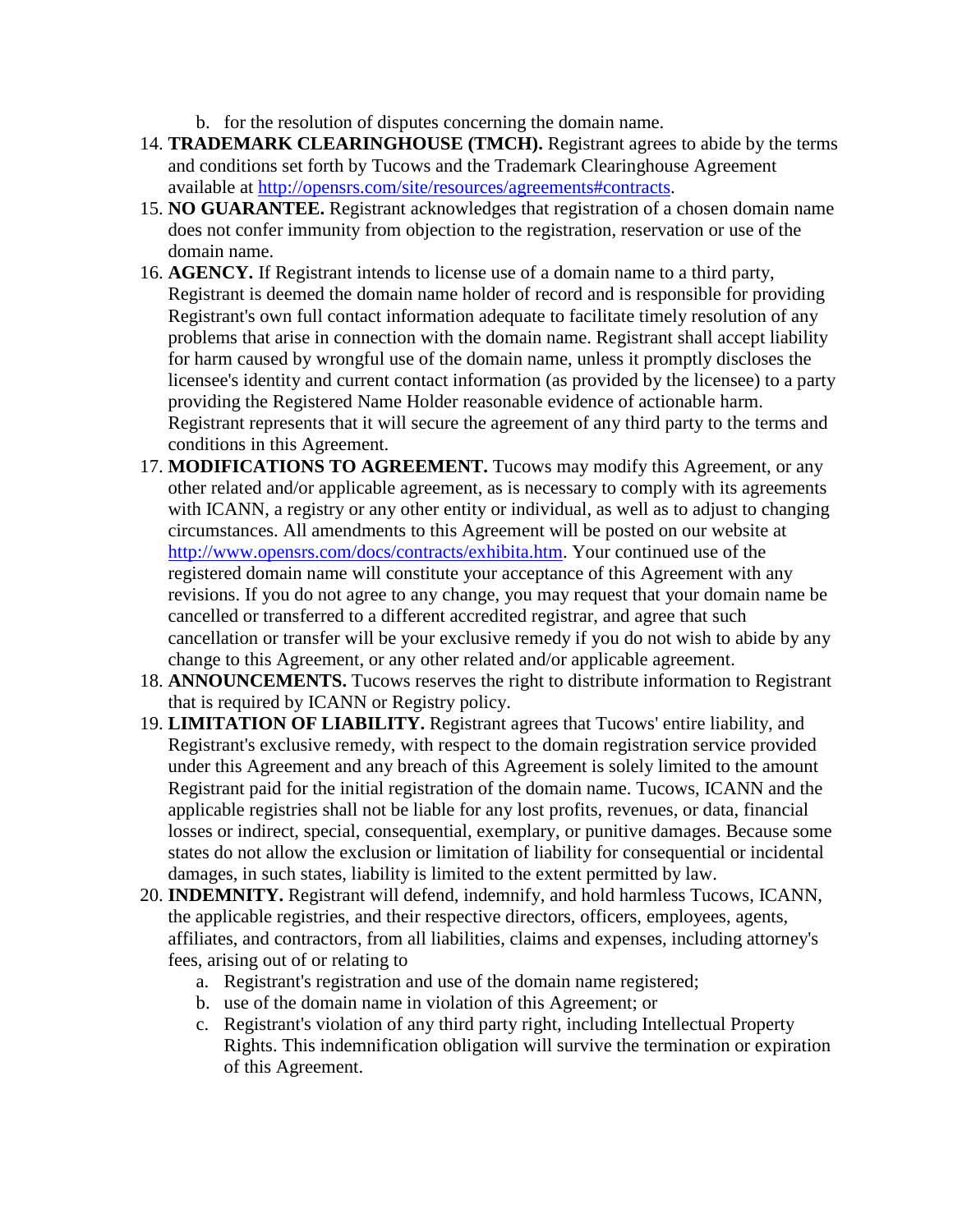b. for the resolution of disputes concerning the domain name.

14. **TRADEMARK CLEARINGHOUSE (TMCH).** Registrant agrees to abide by the terms and conditions set forth by Tucows and the Trademark Clearinghouse Agreement available at http://opensrs.com/site/resources/agreements#contracts.
15. **NO GUARANTEE.** Registrant acknowledges that registration of a chosen domain name does not confer immunity from objection to the registration, reservation or use of the domain name.
16. **AGENCY.** If Registrant intends to license use of a domain name to a third party, Registrant is deemed the domain name holder of record and is responsible for providing Registrant's own full contact information adequate to facilitate timely resolution of any problems that arise in connection with the domain name. Registrant shall accept liability for harm caused by wrongful use of the domain name, unless it promptly discloses the licensee's identity and current contact information (as provided by the licensee) to a party providing the Registered Name Holder reasonable evidence of actionable harm. Registrant represents that it will secure the agreement of any third party to the terms and conditions in this Agreement.
17. **MODIFICATIONS TO AGREEMENT.** Tucows may modify this Agreement, or any other related and/or applicable agreement, as is necessary to comply with its agreements with ICANN, a registry or any other entity or individual, as well as to adjust to changing circumstances. All amendments to this Agreement will be posted on our website at http://www.opensrs.com/docs/contracts/exhibita.htm. Your continued use of the registered domain name will constitute your acceptance of this Agreement with any revisions. If you do not agree to any change, you may request that your domain name be cancelled or transferred to a different accredited registrar, and agree that such cancellation or transfer will be your exclusive remedy if you do not wish to abide by any change to this Agreement, or any other related and/or applicable agreement.
18. **ANNOUNCEMENTS.** Tucows reserves the right to distribute information to Registrant that is required by ICANN or Registry policy.
19. **LIMITATION OF LIABILITY.** Registrant agrees that Tucows' entire liability, and Registrant's exclusive remedy, with respect to the domain registration service provided under this Agreement and any breach of this Agreement is solely limited to the amount Registrant paid for the initial registration of the domain name. Tucows, ICANN and the applicable registries shall not be liable for any lost profits, revenues, or data, financial losses or indirect, special, consequential, exemplary, or punitive damages. Because some states do not allow the exclusion or limitation of liability for consequential or incidental damages, in such states, liability is limited to the extent permitted by law.
20. **INDEMNITY.** Registrant will defend, indemnify, and hold harmless Tucows, ICANN, the applicable registries, and their respective directors, officers, employees, agents, affiliates, and contractors, from all liabilities, claims and expenses, including attorney's fees, arising out of or relating to
    a. Registrant's registration and use of the domain name registered;
    b. use of the domain name in violation of this Agreement; or
    c. Registrant's violation of any third party right, including Intellectual Property Rights. This indemnification obligation will survive the termination or expiration of this Agreement.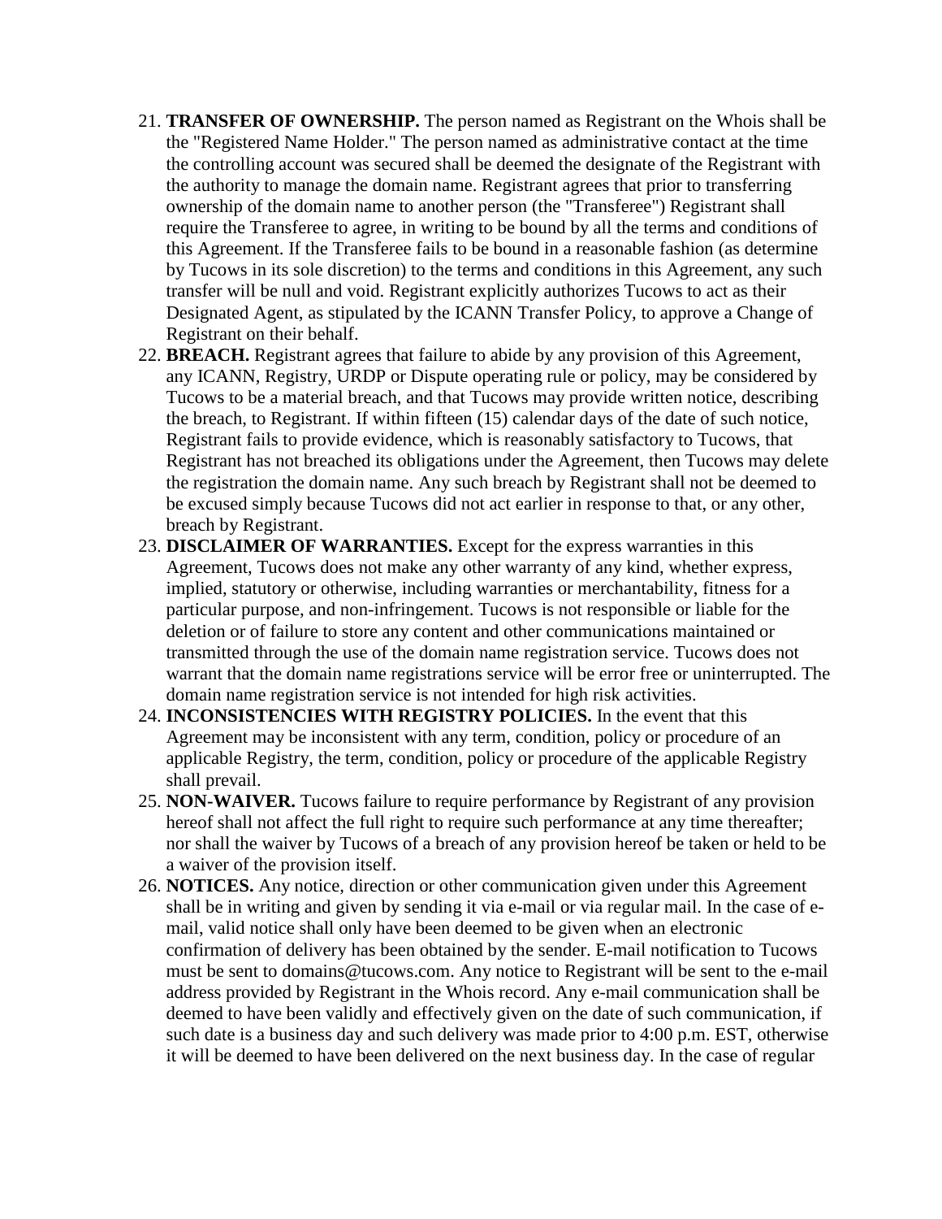21. **TRANSFER OF OWNERSHIP.** The person named as Registrant on the Whois shall be the "Registered Name Holder." The person named as administrative contact at the time the controlling account was secured shall be deemed the designate of the Registrant with the authority to manage the domain name. Registrant agrees that prior to transferring ownership of the domain name to another person (the "Transferee") Registrant shall require the Transferee to agree, in writing to be bound by all the terms and conditions of this Agreement. If the Transferee fails to be bound in a reasonable fashion (as determine by Tucows in its sole discretion) to the terms and conditions in this Agreement, any such transfer will be null and void. Registrant explicitly authorizes Tucows to act as their Designated Agent, as stipulated by the ICANN Transfer Policy, to approve a Change of Registrant on their behalf.
22. **BREACH.** Registrant agrees that failure to abide by any provision of this Agreement, any ICANN, Registry, URDP or Dispute operating rule or policy, may be considered by Tucows to be a material breach, and that Tucows may provide written notice, describing the breach, to Registrant. If within fifteen (15) calendar days of the date of such notice, Registrant fails to provide evidence, which is reasonably satisfactory to Tucows, that Registrant has not breached its obligations under the Agreement, then Tucows may delete the registration the domain name. Any such breach by Registrant shall not be deemed to be excused simply because Tucows did not act earlier in response to that, or any other, breach by Registrant.
23. **DISCLAIMER OF WARRANTIES.** Except for the express warranties in this Agreement, Tucows does not make any other warranty of any kind, whether express, implied, statutory or otherwise, including warranties or merchantability, fitness for a particular purpose, and non-infringement. Tucows is not responsible or liable for the deletion or of failure to store any content and other communications maintained or transmitted through the use of the domain name registration service. Tucows does not warrant that the domain name registrations service will be error free or uninterrupted. The domain name registration service is not intended for high risk activities.
24. **INCONSISTENCIES WITH REGISTRY POLICIES.** In the event that this Agreement may be inconsistent with any term, condition, policy or procedure of an applicable Registry, the term, condition, policy or procedure of the applicable Registry shall prevail.
25. **NON-WAIVER.** Tucows failure to require performance by Registrant of any provision hereof shall not affect the full right to require such performance at any time thereafter; nor shall the waiver by Tucows of a breach of any provision hereof be taken or held to be a waiver of the provision itself.
26. **NOTICES.** Any notice, direction or other communication given under this Agreement shall be in writing and given by sending it via e-mail or via regular mail. In the case of e-mail, valid notice shall only have been deemed to be given when an electronic confirmation of delivery has been obtained by the sender. E-mail notification to Tucows must be sent to domains@tucows.com. Any notice to Registrant will be sent to the e-mail address provided by Registrant in the Whois record. Any e-mail communication shall be deemed to have been validly and effectively given on the date of such communication, if such date is a business day and such delivery was made prior to 4:00 p.m. EST, otherwise it will be deemed to have been delivered on the next business day. In the case of regular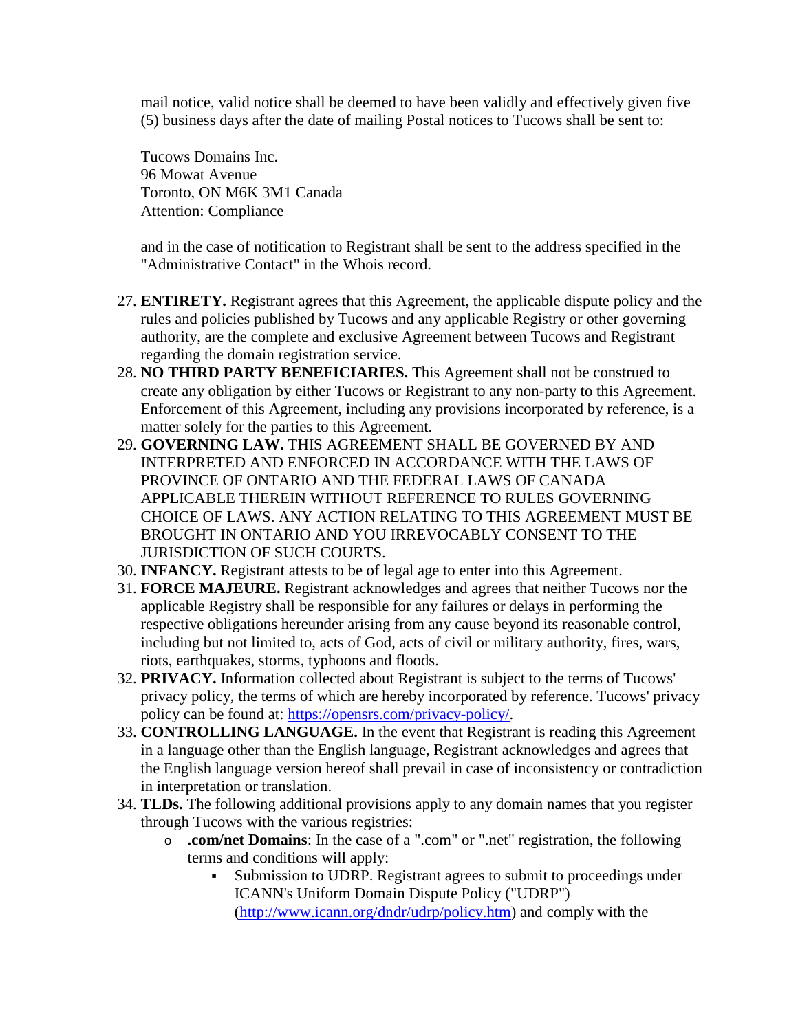mail notice, valid notice shall be deemed to have been validly and effectively given five (5) business days after the date of mailing Postal notices to Tucows shall be sent to:

Tucows Domains Inc.
96 Mowat Avenue
Toronto, ON M6K 3M1 Canada
Attention: Compliance

and in the case of notification to Registrant shall be sent to the address specified in the "Administrative Contact" in the Whois record.

27. **ENTIRETY.** Registrant agrees that this Agreement, the applicable dispute policy and the rules and policies published by Tucows and any applicable Registry or other governing authority, are the complete and exclusive Agreement between Tucows and Registrant regarding the domain registration service.
28. **NO THIRD PARTY BENEFICIARIES.** This Agreement shall not be construed to create any obligation by either Tucows or Registrant to any non-party to this Agreement. Enforcement of this Agreement, including any provisions incorporated by reference, is a matter solely for the parties to this Agreement.
29. **GOVERNING LAW.** THIS AGREEMENT SHALL BE GOVERNED BY AND INTERPRETED AND ENFORCED IN ACCORDANCE WITH THE LAWS OF PROVINCE OF ONTARIO AND THE FEDERAL LAWS OF CANADA APPLICABLE THEREIN WITHOUT REFERENCE TO RULES GOVERNING CHOICE OF LAWS. ANY ACTION RELATING TO THIS AGREEMENT MUST BE BROUGHT IN ONTARIO AND YOU IRREVOCABLY CONSENT TO THE JURISDICTION OF SUCH COURTS.
30. **INFANCY.** Registrant attests to be of legal age to enter into this Agreement.
31. **FORCE MAJEURE.** Registrant acknowledges and agrees that neither Tucows nor the applicable Registry shall be responsible for any failures or delays in performing the respective obligations hereunder arising from any cause beyond its reasonable control, including but not limited to, acts of God, acts of civil or military authority, fires, wars, riots, earthquakes, storms, typhoons and floods.
32. **PRIVACY.** Information collected about Registrant is subject to the terms of Tucows' privacy policy, the terms of which are hereby incorporated by reference. Tucows' privacy policy can be found at: [https://opensrs.com/privacy-policy/](https://opensrs.com/privacy-policy/).
33. **CONTROLLING LANGUAGE.** In the event that Registrant is reading this Agreement in a language other than the English language, Registrant acknowledges and agrees that the English language version hereof shall prevail in case of inconsistency or contradiction in interpretation or translation.
34. **TLDs.** The following additional provisions apply to any domain names that you register through Tucows with the various registries:
    - **.com/net Domains**: In the case of a ".com" or ".net" registration, the following terms and conditions will apply:
        - Submission to UDRP. Registrant agrees to submit to proceedings under ICANN's Uniform Domain Dispute Policy ("UDRP") ([http://www.icann.org/dndr/udrp/policy.htm](http://www.icann.org/dndr/udrp/policy.htm)) and comply with the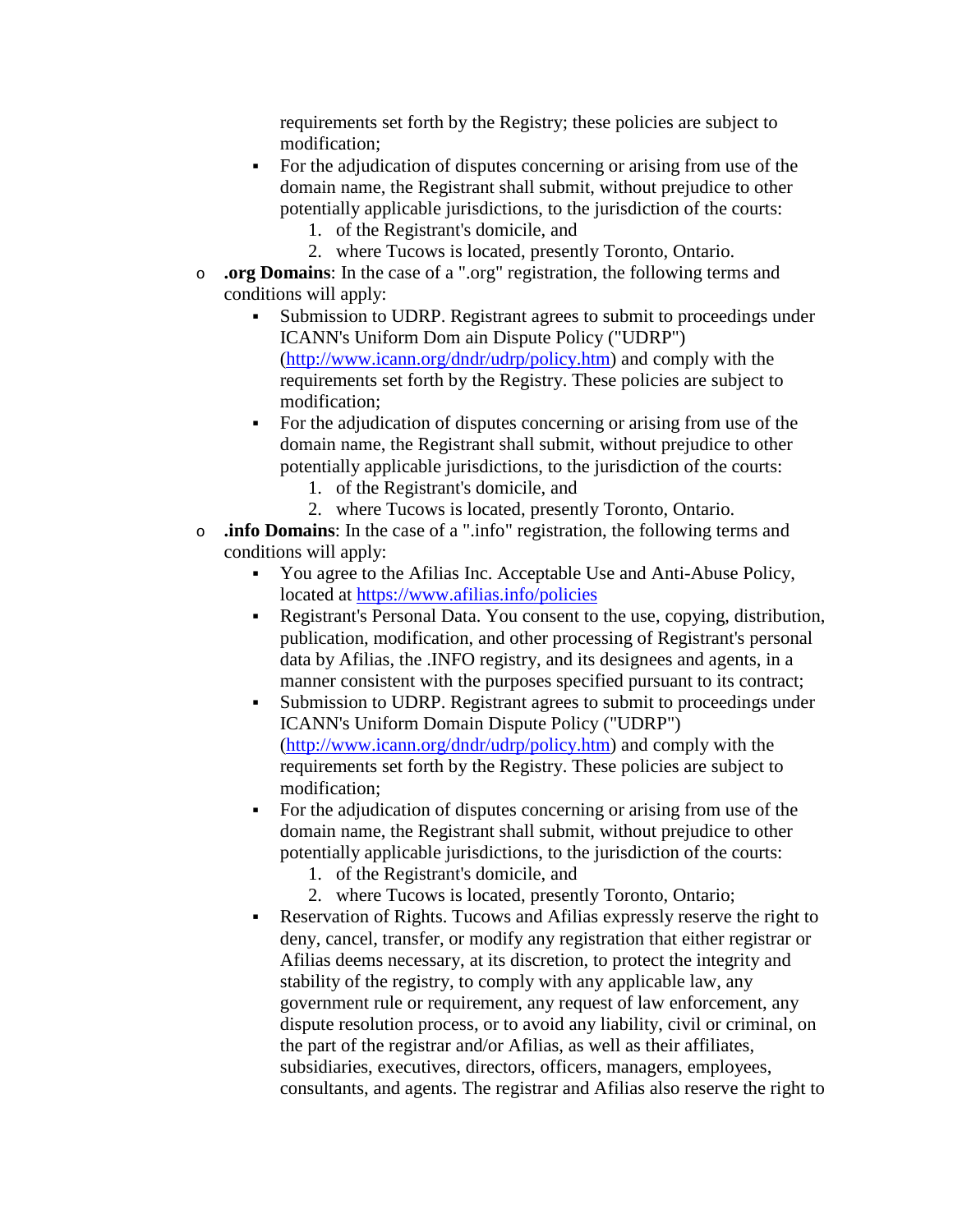requirements set forth by the Registry; these policies are subject to modification;
        - For the adjudication of disputes concerning or arising from use of the domain name, the Registrant shall submit, without prejudice to other potentially applicable jurisdictions, to the jurisdiction of the courts:
            1. of the Registrant's domicile, and
            2. where Tucows is located, presently Toronto, Ontario.
    - **.org Domains**: In the case of a ".org" registration, the following terms and conditions will apply:
        - Submission to UDRP. Registrant agrees to submit to proceedings under ICANN's Uniform Dom ain Dispute Policy ("UDRP") ([http://www.icann.org/dndr/udrp/policy.htm](http://www.icann.org/dndr/udrp/policy.htm)) and comply with the requirements set forth by the Registry. These policies are subject to modification;
        - For the adjudication of disputes concerning or arising from use of the domain name, the Registrant shall submit, without prejudice to other potentially applicable jurisdictions, to the jurisdiction of the courts:
            1. of the Registrant's domicile, and
            2. where Tucows is located, presently Toronto, Ontario.
    - **.info Domains**: In the case of a ".info" registration, the following terms and conditions will apply:
        - You agree to the Afilias Inc. Acceptable Use and Anti-Abuse Policy, located at [https://www.afilias.info/policies](https://www.afilias.info/policies)
        - Registrant's Personal Data. You consent to the use, copying, distribution, publication, modification, and other processing of Registrant's personal data by Afilias, the .INFO registry, and its designees and agents, in a manner consistent with the purposes specified pursuant to its contract;
        - Submission to UDRP. Registrant agrees to submit to proceedings under ICANN's Uniform Domain Dispute Policy ("UDRP") ([http://www.icann.org/dndr/udrp/policy.htm](http://www.icann.org/dndr/udrp/policy.htm)) and comply with the requirements set forth by the Registry. These policies are subject to modification;
        - For the adjudication of disputes concerning or arising from use of the domain name, the Registrant shall submit, without prejudice to other potentially applicable jurisdictions, to the jurisdiction of the courts:
            1. of the Registrant's domicile, and
            2. where Tucows is located, presently Toronto, Ontario;
        - Reservation of Rights. Tucows and Afilias expressly reserve the right to deny, cancel, transfer, or modify any registration that either registrar or Afilias deems necessary, at its discretion, to protect the integrity and stability of the registry, to comply with any applicable law, any government rule or requirement, any request of law enforcement, any dispute resolution process, or to avoid any liability, civil or criminal, on the part of the registrar and/or Afilias, as well as their affiliates, subsidiaries, executives, directors, officers, managers, employees, consultants, and agents. The registrar and Afilias also reserve the right to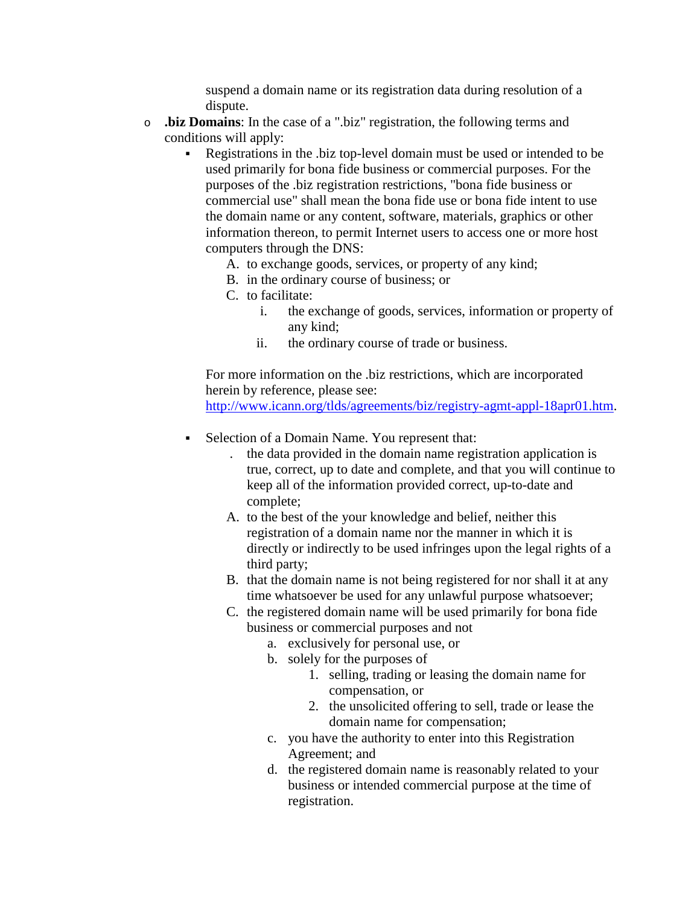suspend a domain name or its registration data during resolution of a dispute.

- **.biz Domains**: In the case of a ".biz" registration, the following terms and conditions will apply:
  - Registrations in the .biz top-level domain must be used or intended to be used primarily for bona fide business or commercial purposes. For the purposes of the .biz registration restrictions, "bona fide business or commercial use" shall mean the bona fide use or bona fide intent to use the domain name or any content, software, materials, graphics or other information thereon, to permit Internet users to access one or more host computers through the DNS:
    - A. to exchange goods, services, or property of any kind;
    - B. in the ordinary course of business; or
    - C. to facilitate:
      - i. the exchange of goods, services, information or property of any kind;
      - ii. the ordinary course of trade or business.

    For more information on the .biz restrictions, which are incorporated herein by reference, please see: [http://www.icann.org/tlds/agreements/biz/registry-agmt-appl-18apr01.htm](http://www.icann.org/tlds/agreements/biz/registry-agmt-appl-18apr01.htm).

  - Selection of a Domain Name. You represent that:
    - . the data provided in the domain name registration application is true, correct, up to date and complete, and that you will continue to keep all of the information provided correct, up-to-date and complete;
    - A. to the best of the your knowledge and belief, neither this registration of a domain name nor the manner in which it is directly or indirectly to be used infringes upon the legal rights of a third party;
    - B. that the domain name is not being registered for nor shall it at any time whatsoever be used for any unlawful purpose whatsoever;
    - C. the registered domain name will be used primarily for bona fide business or commercial purposes and not
      - a. exclusively for personal use, or
      - b. solely for the purposes of
        1. selling, trading or leasing the domain name for compensation, or
        2. the unsolicited offering to sell, trade or lease the domain name for compensation;
      - c. you have the authority to enter into this Registration Agreement; and
      - d. the registered domain name is reasonably related to your business or intended commercial purpose at the time of registration.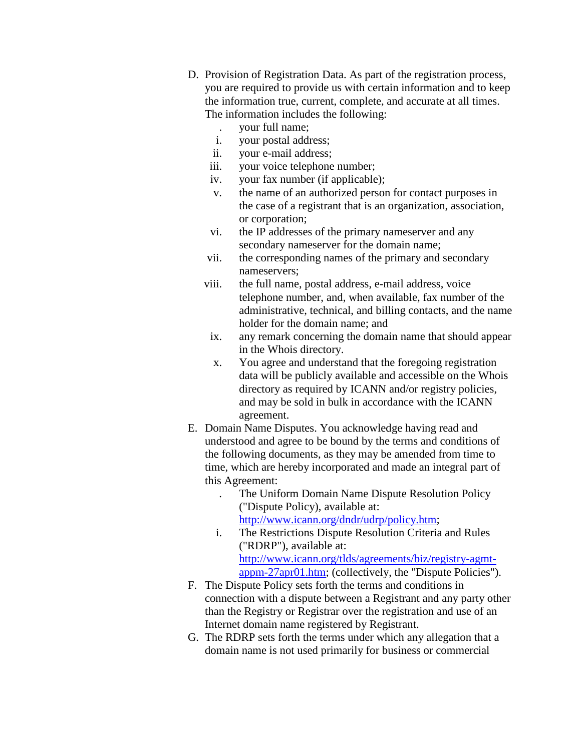D. Provision of Registration Data. As part of the registration process, you are required to provide us with certain information and to keep the information true, current, complete, and accurate at all times. The information includes the following:

   . your full name;

   i. your postal address;

   ii. your e-mail address;

   iii. your voice telephone number;

   iv. your fax number (if applicable);

   v. the name of an authorized person for contact purposes in the case of a registrant that is an organization, association, or corporation;

   vi. the IP addresses of the primary nameserver and any secondary nameserver for the domain name;

   vii. the corresponding names of the primary and secondary nameservers;

   viii. the full name, postal address, e-mail address, voice telephone number, and, when available, fax number of the administrative, technical, and billing contacts, and the name holder for the domain name; and

   ix. any remark concerning the domain name that should appear in the Whois directory.

   x. You agree and understand that the foregoing registration data will be publicly available and accessible on the Whois directory as required by ICANN and/or registry policies, and may be sold in bulk in accordance with the ICANN agreement.

E. Domain Name Disputes. You acknowledge having read and understood and agree to be bound by the terms and conditions of the following documents, as they may be amended from time to time, which are hereby incorporated and made an integral part of this Agreement:

   . The Uniform Domain Name Dispute Resolution Policy ("Dispute Policy), available at: [http://www.icann.org/dndr/udrp/policy.htm](http://www.icann.org/dndr/udrp/policy.htm);

   i. The Restrictions Dispute Resolution Criteria and Rules ("RDRP"), available at: [http://www.icann.org/tlds/agreements/biz/registry-agmt-appm-27apr01.htm](http://www.icann.org/tlds/agreements/biz/registry-agmt-appm-27apr01.htm); (collectively, the "Dispute Policies").

F. The Dispute Policy sets forth the terms and conditions in connection with a dispute between a Registrant and any party other than the Registry or Registrar over the registration and use of an Internet domain name registered by Registrant.

G. The RDRP sets forth the terms under which any allegation that a domain name is not used primarily for business or commercial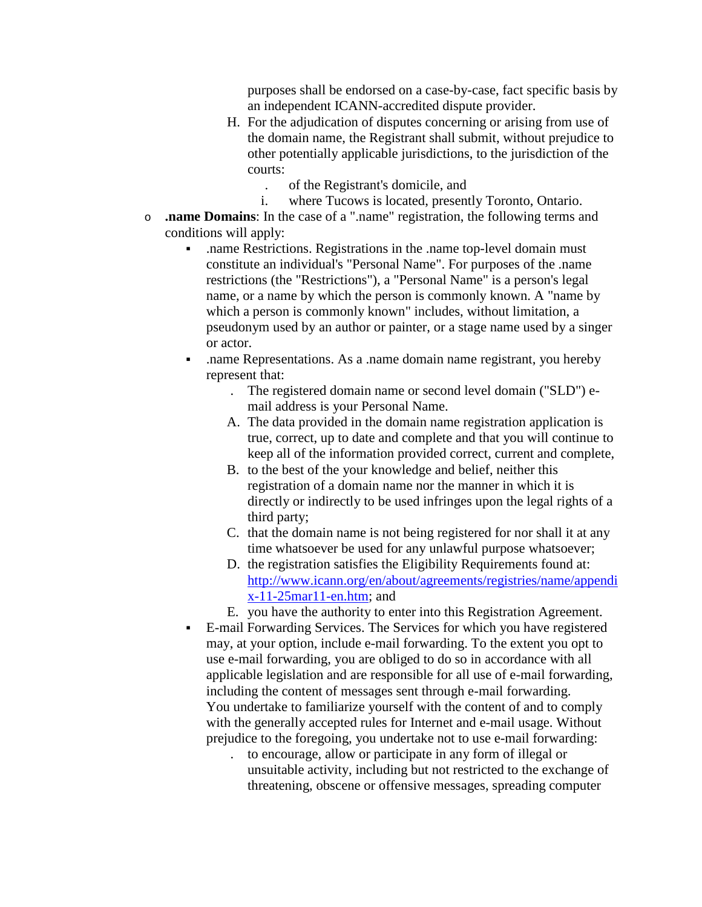purposes shall be endorsed on a case-by-case, fact specific basis by an independent ICANN-accredited dispute provider.

H. For the adjudication of disputes concerning or arising from use of the domain name, the Registrant shall submit, without prejudice to other potentially applicable jurisdictions, to the jurisdiction of the courts:
   . of the Registrant's domicile, and
   i. where Tucows is located, presently Toronto, Ontario.

- **.name Domains**: In the case of a ".name" registration, the following terms and conditions will apply:
  - .name Restrictions. Registrations in the .name top-level domain must constitute an individual's "Personal Name". For purposes of the .name restrictions (the "Restrictions"), a "Personal Name" is a person's legal name, or a name by which the person is commonly known. A "name by which a person is commonly known" includes, without limitation, a pseudonym used by an author or painter, or a stage name used by a singer or actor.
  - .name Representations. As a .name domain name registrant, you hereby represent that:
    . The registered domain name or second level domain ("SLD") e-mail address is your Personal Name.
    A. The data provided in the domain name registration application is true, correct, up to date and complete and that you will continue to keep all of the information provided correct, current and complete,
    B. to the best of the your knowledge and belief, neither this registration of a domain name nor the manner in which it is directly or indirectly to be used infringes upon the legal rights of a third party;
    C. that the domain name is not being registered for nor shall it at any time whatsoever be used for any unlawful purpose whatsoever;
    D. the registration satisfies the Eligibility Requirements found at: [http://www.icann.org/en/about/agreements/registries/name/appendix-11-25mar11-en.htm](http://www.icann.org/en/about/agreements/registries/name/appendix-11-25mar11-en.htm); and
    E. you have the authority to enter into this Registration Agreement.
  - E-mail Forwarding Services. The Services for which you have registered may, at your option, include e-mail forwarding. To the extent you opt to use e-mail forwarding, you are obliged to do so in accordance with all applicable legislation and are responsible for all use of e-mail forwarding, including the content of messages sent through e-mail forwarding. You undertake to familiarize yourself with the content of and to comply with the generally accepted rules for Internet and e-mail usage. Without prejudice to the foregoing, you undertake not to use e-mail forwarding:
    . to encourage, allow or participate in any form of illegal or unsuitable activity, including but not restricted to the exchange of threatening, obscene or offensive messages, spreading computer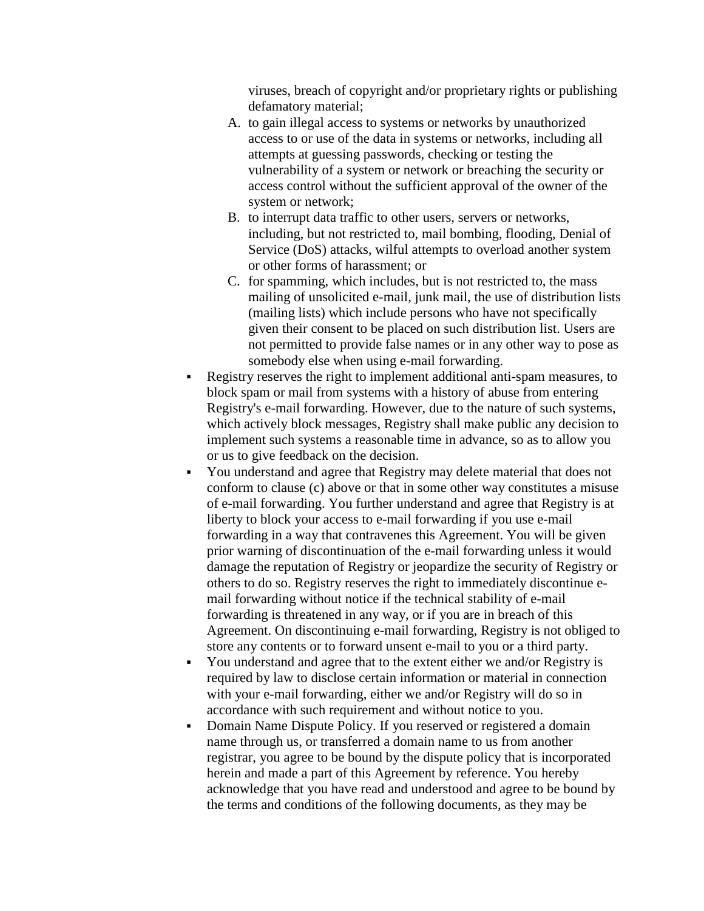viruses, breach of copyright and/or proprietary rights or publishing defamatory material;

A. to gain illegal access to systems or networks by unauthorized access to or use of the data in systems or networks, including all attempts at guessing passwords, checking or testing the vulnerability of a system or network or breaching the security or access control without the sufficient approval of the owner of the system or network;
B. to interrupt data traffic to other users, servers or networks, including, but not restricted to, mail bombing, flooding, Denial of Service (DoS) attacks, wilful attempts to overload another system or other forms of harassment; or
C. for spamming, which includes, but is not restricted to, the mass mailing of unsolicited e-mail, junk mail, the use of distribution lists (mailing lists) which include persons who have not specifically given their consent to be placed on such distribution list. Users are not permitted to provide false names or in any other way to pose as somebody else when using e-mail forwarding.

- Registry reserves the right to implement additional anti-spam measures, to block spam or mail from systems with a history of abuse from entering Registry's e-mail forwarding. However, due to the nature of such systems, which actively block messages, Registry shall make public any decision to implement such systems a reasonable time in advance, so as to allow you or us to give feedback on the decision.
- You understand and agree that Registry may delete material that does not conform to clause (c) above or that in some other way constitutes a misuse of e-mail forwarding. You further understand and agree that Registry is at liberty to block your access to e-mail forwarding if you use e-mail forwarding in a way that contravenes this Agreement. You will be given prior warning of discontinuation of the e-mail forwarding unless it would damage the reputation of Registry or jeopardize the security of Registry or others to do so. Registry reserves the right to immediately discontinue e-mail forwarding without notice if the technical stability of e-mail forwarding is threatened in any way, or if you are in breach of this Agreement. On discontinuing e-mail forwarding, Registry is not obliged to store any contents or to forward unsent e-mail to you or a third party.
- You understand and agree that to the extent either we and/or Registry is required by law to disclose certain information or material in connection with your e-mail forwarding, either we and/or Registry will do so in accordance with such requirement and without notice to you.
- Domain Name Dispute Policy. If you reserved or registered a domain name through us, or transferred a domain name to us from another registrar, you agree to be bound by the dispute policy that is incorporated herein and made a part of this Agreement by reference. You hereby acknowledge that you have read and understood and agree to be bound by the terms and conditions of the following documents, as they may be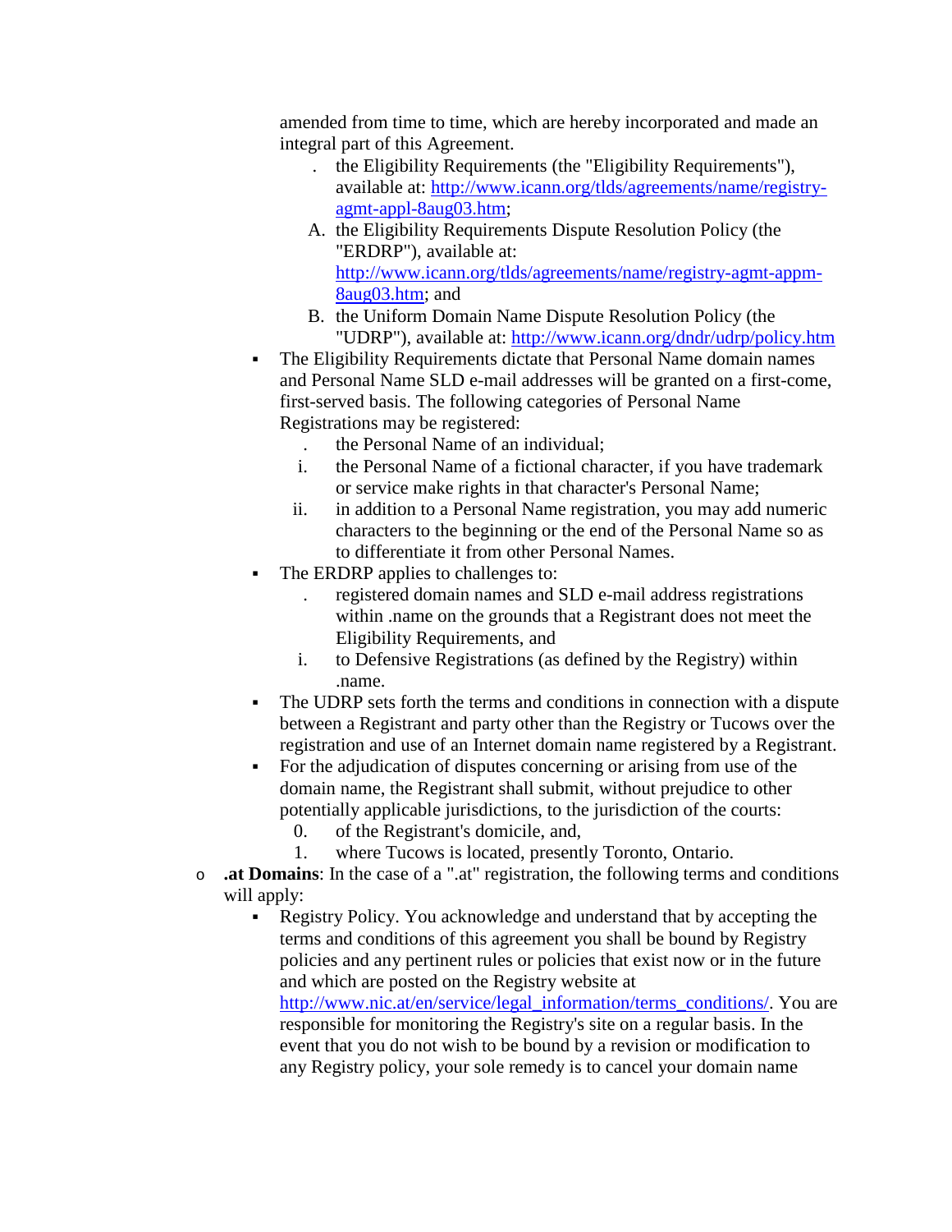amended from time to time, which are hereby incorporated and made an integral part of this Agreement.

    . the Eligibility Requirements (the "Eligibility Requirements"), available at: http://www.icann.org/tlds/agreements/name/registry-agmt-appl-8aug03.htm;
    A. the Eligibility Requirements Dispute Resolution Policy (the "ERDRP"), available at: http://www.icann.org/tlds/agreements/name/registry-agmt-appm-8aug03.htm; and
    B. the Uniform Domain Name Dispute Resolution Policy (the "UDRP"), available at: http://www.icann.org/dndr/udrp/policy.htm

  - The Eligibility Requirements dictate that Personal Name domain names and Personal Name SLD e-mail addresses will be granted on a first-come, first-served basis. The following categories of Personal Name Registrations may be registered:
    . the Personal Name of an individual;
    i. the Personal Name of a fictional character, if you have trademark or service make rights in that character's Personal Name;
    ii. in addition to a Personal Name registration, you may add numeric characters to the beginning or the end of the Personal Name so as to differentiate it from other Personal Names.
  - The ERDRP applies to challenges to:
    . registered domain names and SLD e-mail address registrations within .name on the grounds that a Registrant does not meet the Eligibility Requirements, and
    i. to Defensive Registrations (as defined by the Registry) within .name.
  - The UDRP sets forth the terms and conditions in connection with a dispute between a Registrant and party other than the Registry or Tucows over the registration and use of an Internet domain name registered by a Registrant.
  - For the adjudication of disputes concerning or arising from use of the domain name, the Registrant shall submit, without prejudice to other potentially applicable jurisdictions, to the jurisdiction of the courts:
    0. of the Registrant's domicile, and,
    1. where Tucows is located, presently Toronto, Ontario.

- **.at Domains**: In the case of a ".at" registration, the following terms and conditions will apply:
  - Registry Policy. You acknowledge and understand that by accepting the terms and conditions of this agreement you shall be bound by Registry policies and any pertinent rules or policies that exist now or in the future and which are posted on the Registry website at http://www.nic.at/en/service/legal_information/terms_conditions/. You are responsible for monitoring the Registry's site on a regular basis. In the event that you do not wish to be bound by a revision or modification to any Registry policy, your sole remedy is to cancel your domain name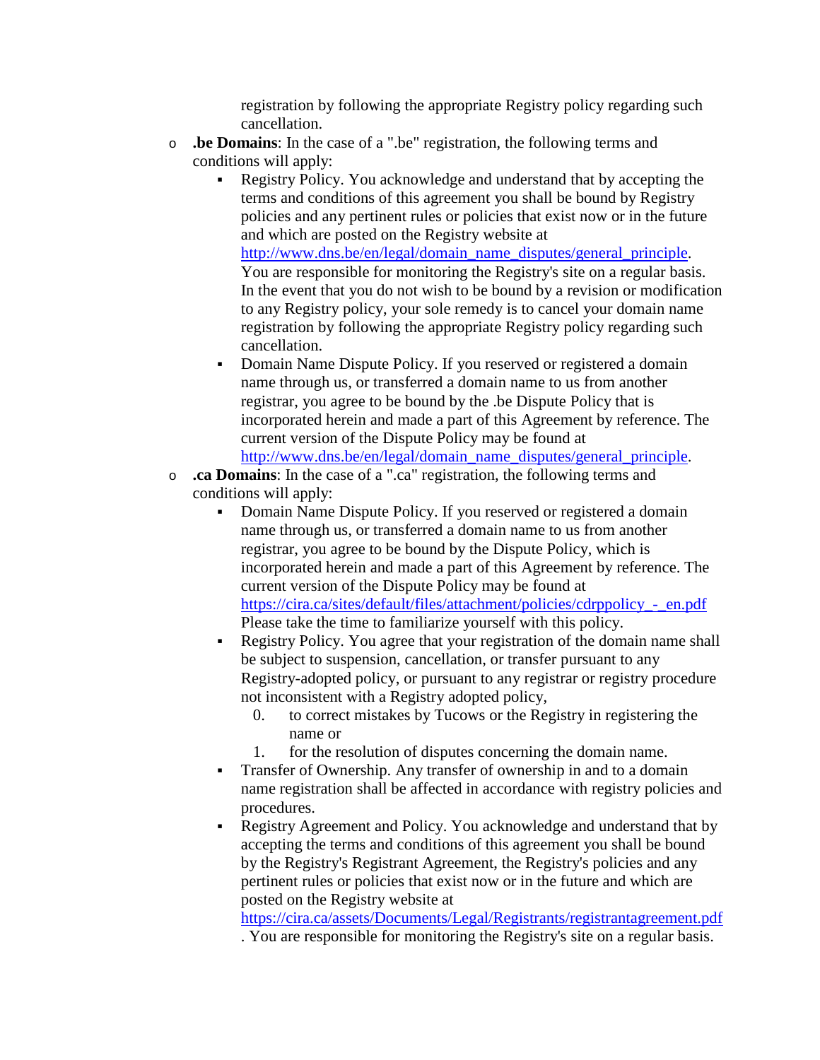registration by following the appropriate Registry policy regarding such cancellation.

- **.be Domains**: In the case of a ".be" registration, the following terms and conditions will apply:
    - Registry Policy. You acknowledge and understand that by accepting the terms and conditions of this agreement you shall be bound by Registry policies and any pertinent rules or policies that exist now or in the future and which are posted on the Registry website at http://www.dns.be/en/legal/domain_name_disputes/general_principle. You are responsible for monitoring the Registry's site on a regular basis. In the event that you do not wish to be bound by a revision or modification to any Registry policy, your sole remedy is to cancel your domain name registration by following the appropriate Registry policy regarding such cancellation.
    - Domain Name Dispute Policy. If you reserved or registered a domain name through us, or transferred a domain name to us from another registrar, you agree to be bound by the .be Dispute Policy that is incorporated herein and made a part of this Agreement by reference. The current version of the Dispute Policy may be found at http://www.dns.be/en/legal/domain_name_disputes/general_principle.
- **.ca Domains**: In the case of a ".ca" registration, the following terms and conditions will apply:
    - Domain Name Dispute Policy. If you reserved or registered a domain name through us, or transferred a domain name to us from another registrar, you agree to be bound by the Dispute Policy, which is incorporated herein and made a part of this Agreement by reference. The current version of the Dispute Policy may be found at https://cira.ca/sites/default/files/attachment/policies/cdrppolicy_-_en.pdf Please take the time to familiarize yourself with this policy.
    - Registry Policy. You agree that your registration of the domain name shall be subject to suspension, cancellation, or transfer pursuant to any Registry-adopted policy, or pursuant to any registrar or registry procedure not inconsistent with a Registry adopted policy,
        0. to correct mistakes by Tucows or the Registry in registering the name or
        1. for the resolution of disputes concerning the domain name.
    - Transfer of Ownership. Any transfer of ownership in and to a domain name registration shall be affected in accordance with registry policies and procedures.
    - Registry Agreement and Policy. You acknowledge and understand that by accepting the terms and conditions of this agreement you shall be bound by the Registry's Registrant Agreement, the Registry's policies and any pertinent rules or policies that exist now or in the future and which are posted on the Registry website at https://cira.ca/assets/Documents/Legal/Registrants/registrantagreement.pdf . You are responsible for monitoring the Registry's site on a regular basis.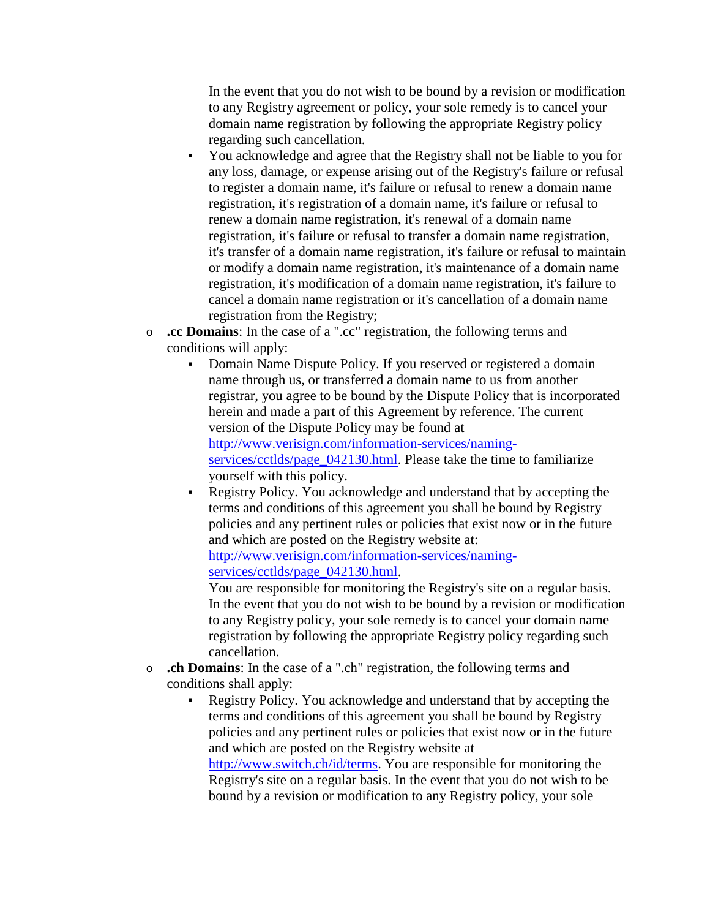In the event that you do not wish to be bound by a revision or modification to any Registry agreement or policy, your sole remedy is to cancel your domain name registration by following the appropriate Registry policy regarding such cancellation.

    - You acknowledge and agree that the Registry shall not be liable to you for any loss, damage, or expense arising out of the Registry's failure or refusal to register a domain name, it's failure or refusal to renew a domain name registration, it's registration of a domain name, it's failure or refusal to renew a domain name registration, it's renewal of a domain name registration, it's failure or refusal to transfer a domain name registration, it's transfer of a domain name registration, it's failure or refusal to maintain or modify a domain name registration, it's maintenance of a domain name registration, it's modification of a domain name registration, it's failure to cancel a domain name registration or it's cancellation of a domain name registration from the Registry;

- **.cc Domains**: In the case of a ".cc" registration, the following terms and conditions will apply:
    - Domain Name Dispute Policy. If you reserved or registered a domain name through us, or transferred a domain name to us from another registrar, you agree to be bound by the Dispute Policy that is incorporated herein and made a part of this Agreement by reference. The current version of the Dispute Policy may be found at [http://www.verisign.com/information-services/naming-services/cctlds/page_042130.html](http://www.verisign.com/information-services/naming-services/cctlds/page_042130.html). Please take the time to familiarize yourself with this policy.
    - Registry Policy. You acknowledge and understand that by accepting the terms and conditions of this agreement you shall be bound by Registry policies and any pertinent rules or policies that exist now or in the future and which are posted on the Registry website at: [http://www.verisign.com/information-services/naming-services/cctlds/page_042130.html](http://www.verisign.com/information-services/naming-services/cctlds/page_042130.html).
      You are responsible for monitoring the Registry's site on a regular basis. In the event that you do not wish to be bound by a revision or modification to any Registry policy, your sole remedy is to cancel your domain name registration by following the appropriate Registry policy regarding such cancellation.

- **.ch Domains**: In the case of a ".ch" registration, the following terms and conditions shall apply:
    - Registry Policy. You acknowledge and understand that by accepting the terms and conditions of this agreement you shall be bound by Registry policies and any pertinent rules or policies that exist now or in the future and which are posted on the Registry website at [http://www.switch.ch/id/terms](http://www.switch.ch/id/terms). You are responsible for monitoring the Registry's site on a regular basis. In the event that you do not wish to be bound by a revision or modification to any Registry policy, your sole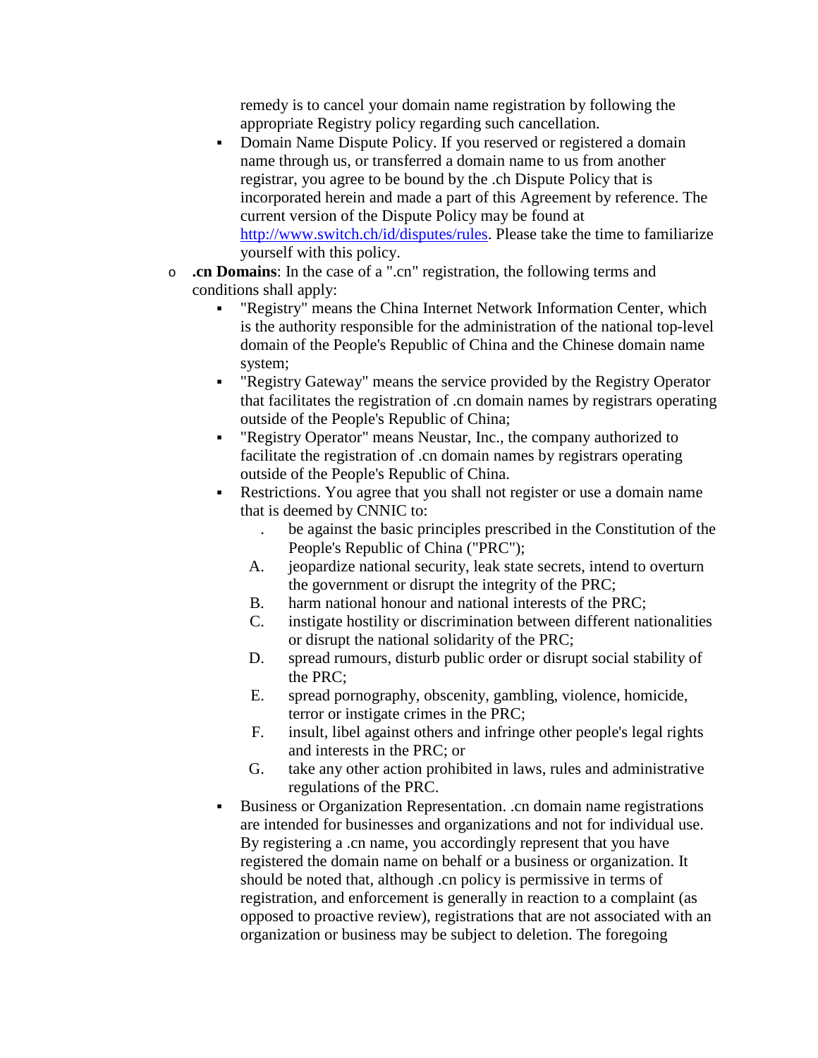remedy is to cancel your domain name registration by following the appropriate Registry policy regarding such cancellation.

- Domain Name Dispute Policy. If you reserved or registered a domain name through us, or transferred a domain name to us from another registrar, you agree to be bound by the .ch Dispute Policy that is incorporated herein and made a part of this Agreement by reference. The current version of the Dispute Policy may be found at [http://www.switch.ch/id/disputes/rules](http://www.switch.ch/id/disputes/rules). Please take the time to familiarize yourself with this policy.

- **.cn Domains**: In the case of a ".cn" registration, the following terms and conditions shall apply:
  - "Registry" means the China Internet Network Information Center, which is the authority responsible for the administration of the national top-level domain of the People's Republic of China and the Chinese domain name system;
  - "Registry Gateway" means the service provided by the Registry Operator that facilitates the registration of .cn domain names by registrars operating outside of the People's Republic of China;
  - "Registry Operator" means Neustar, Inc., the company authorized to facilitate the registration of .cn domain names by registrars operating outside of the People's Republic of China.
  - Restrictions. You agree that you shall not register or use a domain name that is deemed by CNNIC to:
    - . be against the basic principles prescribed in the Constitution of the People's Republic of China ("PRC");
    - A. jeopardize national security, leak state secrets, intend to overturn the government or disrupt the integrity of the PRC;
    - B. harm national honour and national interests of the PRC;
    - C. instigate hostility or discrimination between different nationalities or disrupt the national solidarity of the PRC;
    - D. spread rumours, disturb public order or disrupt social stability of the PRC;
    - E. spread pornography, obscenity, gambling, violence, homicide, terror or instigate crimes in the PRC;
    - F. insult, libel against others and infringe other people's legal rights and interests in the PRC; or
    - G. take any other action prohibited in laws, rules and administrative regulations of the PRC.
  - Business or Organization Representation. .cn domain name registrations are intended for businesses and organizations and not for individual use. By registering a .cn name, you accordingly represent that you have registered the domain name on behalf or a business or organization. It should be noted that, although .cn policy is permissive in terms of registration, and enforcement is generally in reaction to a complaint (as opposed to proactive review), registrations that are not associated with an organization or business may be subject to deletion. The foregoing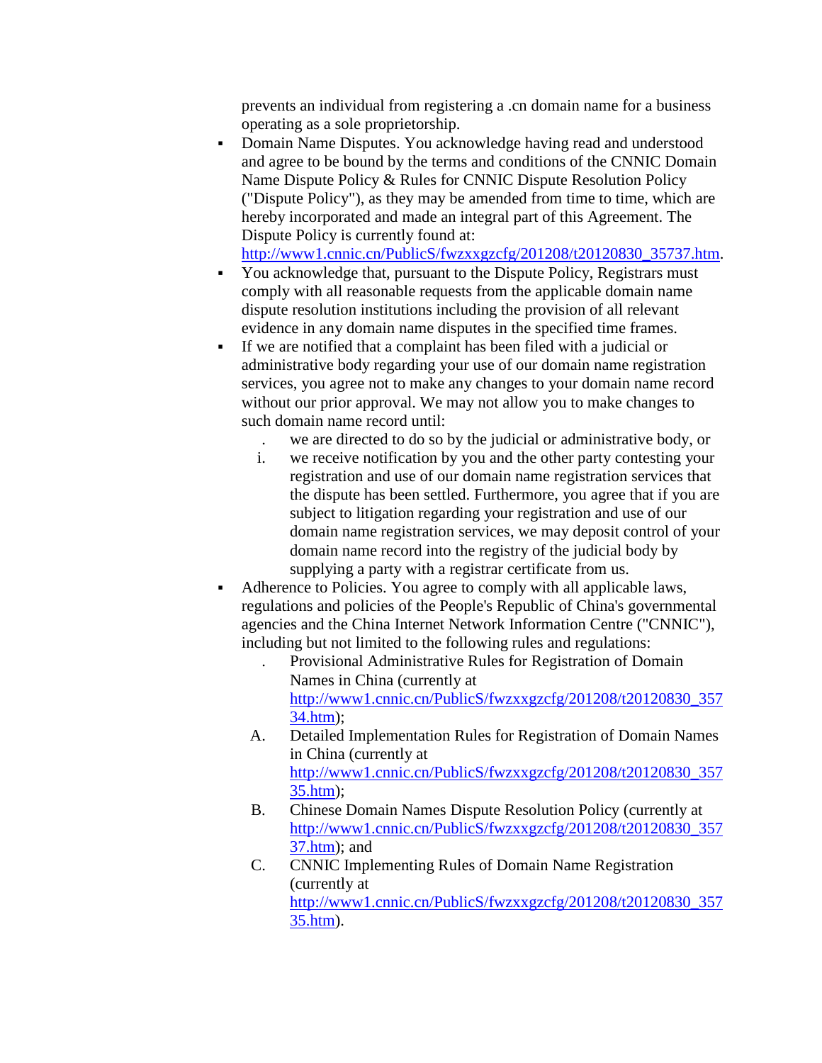prevents an individual from registering a .cn domain name for a business operating as a sole proprietorship.

- Domain Name Disputes. You acknowledge having read and understood and agree to be bound by the terms and conditions of the CNNIC Domain Name Dispute Policy & Rules for CNNIC Dispute Resolution Policy ("Dispute Policy"), as they may be amended from time to time, which are hereby incorporated and made an integral part of this Agreement. The Dispute Policy is currently found at: [http://www1.cnnic.cn/PublicS/fwzxxgzcfg/201208/t20120830_35737.htm](http://www1.cnnic.cn/PublicS/fwzxxgzcfg/201208/t20120830_35737.htm).
- You acknowledge that, pursuant to the Dispute Policy, Registrars must comply with all reasonable requests from the applicable domain name dispute resolution institutions including the provision of all relevant evidence in any domain name disputes in the specified time frames.
- If we are notified that a complaint has been filed with a judicial or administrative body regarding your use of our domain name registration services, you agree not to make any changes to your domain name record without our prior approval. We may not allow you to make changes to such domain name record until:
  - . we are directed to do so by the judicial or administrative body, or
  - i. we receive notification by you and the other party contesting your registration and use of our domain name registration services that the dispute has been settled. Furthermore, you agree that if you are subject to litigation regarding your registration and use of our domain name registration services, we may deposit control of your domain name record into the registry of the judicial body by supplying a party with a registrar certificate from us.
- Adherence to Policies. You agree to comply with all applicable laws, regulations and policies of the People's Republic of China's governmental agencies and the China Internet Network Information Centre ("CNNIC"), including but not limited to the following rules and regulations:
  - . Provisional Administrative Rules for Registration of Domain Names in China (currently at [http://www1.cnnic.cn/PublicS/fwzxxgzcfg/201208/t20120830_35734.htm](http://www1.cnnic.cn/PublicS/fwzxxgzcfg/201208/t20120830_35734.htm));
  - A. Detailed Implementation Rules for Registration of Domain Names in China (currently at [http://www1.cnnic.cn/PublicS/fwzxxgzcfg/201208/t20120830_35735.htm](http://www1.cnnic.cn/PublicS/fwzxxgzcfg/201208/t20120830_35735.htm));
  - B. Chinese Domain Names Dispute Resolution Policy (currently at [http://www1.cnnic.cn/PublicS/fwzxxgzcfg/201208/t20120830_35737.htm](http://www1.cnnic.cn/PublicS/fwzxxgzcfg/201208/t20120830_35737.htm)); and
  - C. CNNIC Implementing Rules of Domain Name Registration (currently at [http://www1.cnnic.cn/PublicS/fwzxxgzcfg/201208/t20120830_35735.htm](http://www1.cnnic.cn/PublicS/fwzxxgzcfg/201208/t20120830_35735.htm)).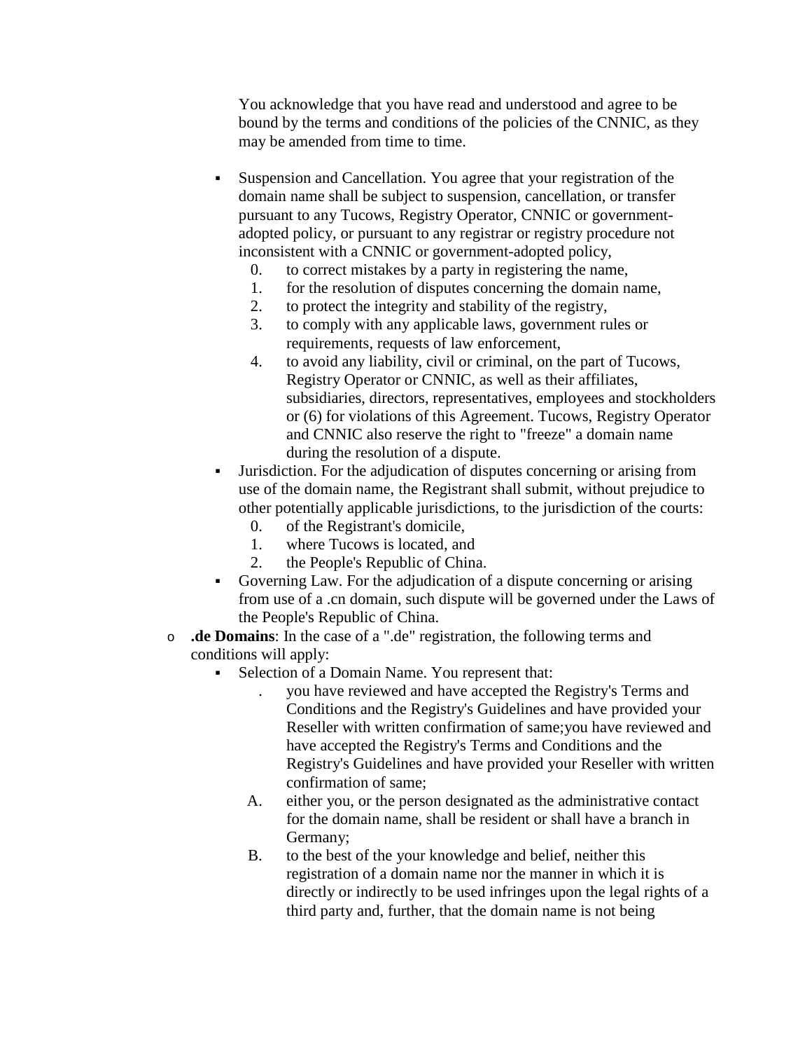You acknowledge that you have read and understood and agree to be bound by the terms and conditions of the policies of the CNNIC, as they may be amended from time to time.

- Suspension and Cancellation. You agree that your registration of the domain name shall be subject to suspension, cancellation, or transfer pursuant to any Tucows, Registry Operator, CNNIC or government-adopted policy, or pursuant to any registrar or registry procedure not inconsistent with a CNNIC or government-adopted policy,
  0. to correct mistakes by a party in registering the name,
  1. for the resolution of disputes concerning the domain name,
  2. to protect the integrity and stability of the registry,
  3. to comply with any applicable laws, government rules or requirements, requests of law enforcement,
  4. to avoid any liability, civil or criminal, on the part of Tucows, Registry Operator or CNNIC, as well as their affiliates, subsidiaries, directors, representatives, employees and stockholders or (6) for violations of this Agreement. Tucows, Registry Operator and CNNIC also reserve the right to "freeze" a domain name during the resolution of a dispute.
- Jurisdiction. For the adjudication of disputes concerning or arising from use of the domain name, the Registrant shall submit, without prejudice to other potentially applicable jurisdictions, to the jurisdiction of the courts:
  0. of the Registrant's domicile,
  1. where Tucows is located, and
  2. the People's Republic of China.
- Governing Law. For the adjudication of a dispute concerning or arising from use of a .cn domain, such dispute will be governed under the Laws of the People's Republic of China.

- **.de Domains**: In the case of a ".de" registration, the following terms and conditions will apply:
  - Selection of a Domain Name. You represent that:
    . you have reviewed and have accepted the Registry's Terms and Conditions and the Registry's Guidelines and have provided your Reseller with written confirmation of same;you have reviewed and have accepted the Registry's Terms and Conditions and the Registry's Guidelines and have provided your Reseller with written confirmation of same;

    A. either you, or the person designated as the administrative contact for the domain name, shall be resident or shall have a branch in Germany;

    B. to the best of the your knowledge and belief, neither this registration of a domain name nor the manner in which it is directly or indirectly to be used infringes upon the legal rights of a third party and, further, that the domain name is not being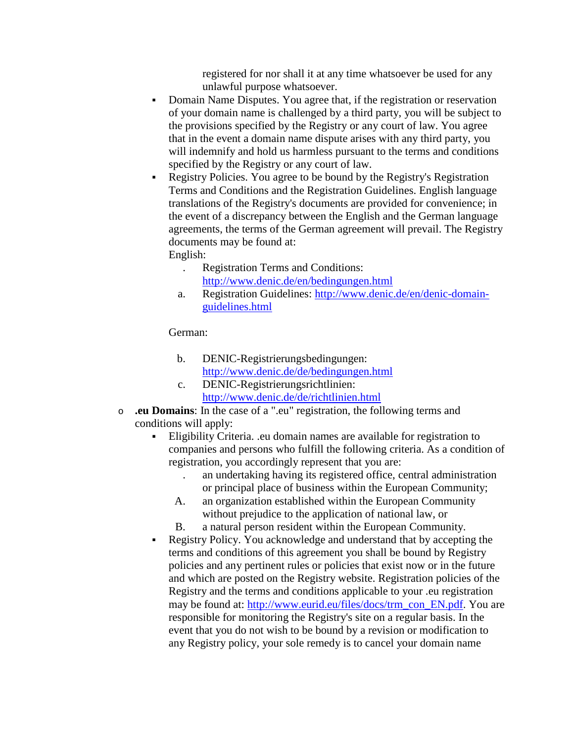registered for nor shall it at any time whatsoever be used for any unlawful purpose whatsoever.

- Domain Name Disputes. You agree that, if the registration or reservation of your domain name is challenged by a third party, you will be subject to the provisions specified by the Registry or any court of law. You agree that in the event a domain name dispute arises with any third party, you will indemnify and hold us harmless pursuant to the terms and conditions specified by the Registry or any court of law.
- Registry Policies. You agree to be bound by the Registry's Registration Terms and Conditions and the Registration Guidelines. English language translations of the Registry's documents are provided for convenience; in the event of a discrepancy between the English and the German language agreements, the terms of the German agreement will prevail. The Registry documents may be found at:
  English:
  . Registration Terms and Conditions: [http://www.denic.de/en/bedingungen.html](http://www.denic.de/en/bedingungen.html)
  a. Registration Guidelines: [http://www.denic.de/en/denic-domain-guidelines.html](http://www.denic.de/en/denic-domain-guidelines.html)

  German:

  b. DENIC-Registrierungsbedingungen: [http://www.denic.de/de/bedingungen.html](http://www.denic.de/de/bedingungen.html)
  c. DENIC-Registrierungsrichtlinien: [http://www.denic.de/de/richtlinien.html](http://www.denic.de/de/richtlinien.html)

- **.eu Domains**: In the case of a ".eu" registration, the following terms and conditions will apply:
  - Eligibility Criteria. .eu domain names are available for registration to companies and persons who fulfill the following criteria. As a condition of registration, you accordingly represent that you are:
    . an undertaking having its registered office, central administration or principal place of business within the European Community;
    A. an organization established within the European Community without prejudice to the application of national law, or
    B. a natural person resident within the European Community.
  - Registry Policy. You acknowledge and understand that by accepting the terms and conditions of this agreement you shall be bound by Registry policies and any pertinent rules or policies that exist now or in the future and which are posted on the Registry website. Registration policies of the Registry and the terms and conditions applicable to your .eu registration may be found at: [http://www.eurid.eu/files/docs/trm_con_EN.pdf](http://www.eurid.eu/files/docs/trm_con_EN.pdf). You are responsible for monitoring the Registry's site on a regular basis. In the event that you do not wish to be bound by a revision or modification to any Registry policy, your sole remedy is to cancel your domain name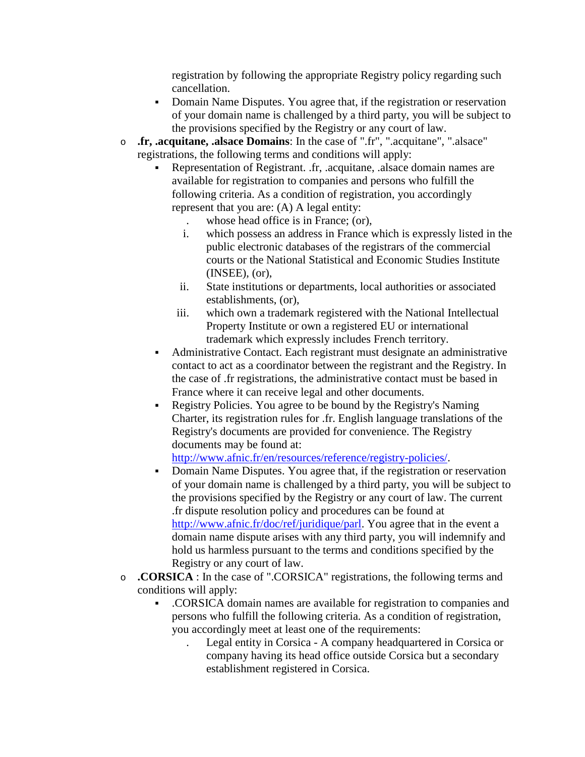registration by following the appropriate Registry policy regarding such cancellation.

- Domain Name Disputes. You agree that, if the registration or reservation of your domain name is challenged by a third party, you will be subject to the provisions specified by the Registry or any court of law.

- **.fr, .acquitane, .alsace Domains**: In the case of ".fr", ".acquitane", ".alsace" registrations, the following terms and conditions will apply:
  - Representation of Registrant. .fr, .acquitane, .alsace domain names are available for registration to companies and persons who fulfill the following criteria. As a condition of registration, you accordingly represent that you are: (A) A legal entity:
    - . whose head office is in France; (or),
    - i. which possess an address in France which is expressly listed in the public electronic databases of the registrars of the commercial courts or the National Statistical and Economic Studies Institute (INSEE), (or),
    - ii. State institutions or departments, local authorities or associated establishments, (or),
    - iii. which own a trademark registered with the National Intellectual Property Institute or own a registered EU or international trademark which expressly includes French territory.
  - Administrative Contact. Each registrant must designate an administrative contact to act as a coordinator between the registrant and the Registry. In the case of .fr registrations, the administrative contact must be based in France where it can receive legal and other documents.
  - Registry Policies. You agree to be bound by the Registry's Naming Charter, its registration rules for .fr. English language translations of the Registry's documents are provided for convenience. The Registry documents may be found at: http://www.afnic.fr/en/resources/reference/registry-policies/.
  - Domain Name Disputes. You agree that, if the registration or reservation of your domain name is challenged by a third party, you will be subject to the provisions specified by the Registry or any court of law. The current .fr dispute resolution policy and procedures can be found at http://www.afnic.fr/doc/ref/juridique/parl. You agree that in the event a domain name dispute arises with any third party, you will indemnify and hold us harmless pursuant to the terms and conditions specified by the Registry or any court of law.

- **.CORSICA** : In the case of ".CORSICA" registrations, the following terms and conditions will apply:
  - .CORSICA domain names are available for registration to companies and persons who fulfill the following criteria. As a condition of registration, you accordingly meet at least one of the requirements:
    - . Legal entity in Corsica - A company headquartered in Corsica or company having its head office outside Corsica but a secondary establishment registered in Corsica.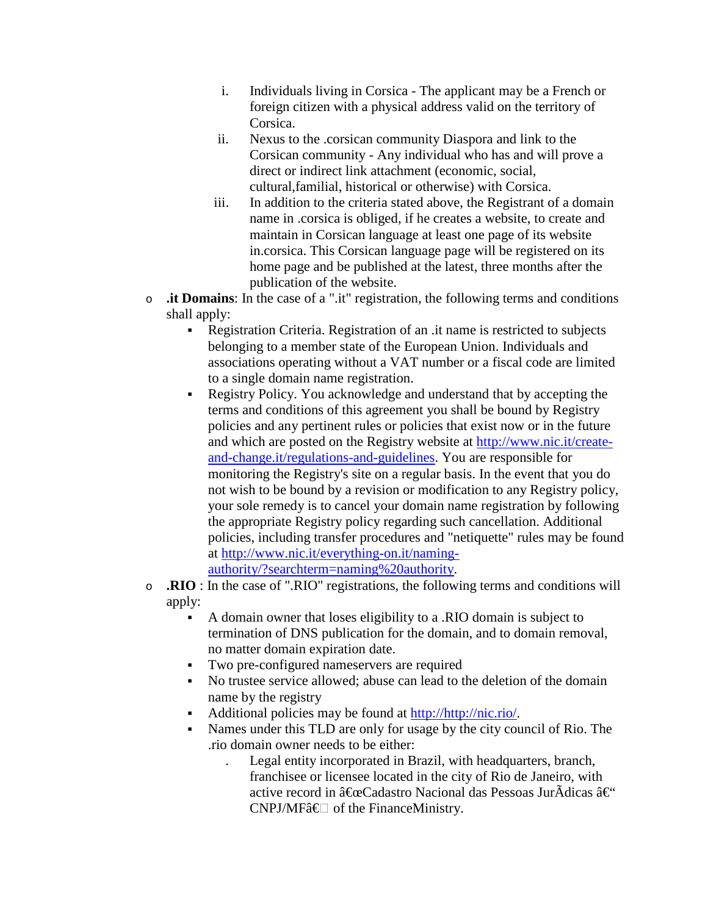i. Individuals living in Corsica - The applicant may be a French or foreign citizen with a physical address valid on the territory of Corsica.
   ii. Nexus to the .corsican community Diaspora and link to the Corsican community - Any individual who has and will prove a direct or indirect link attachment (economic, social, cultural,familial, historical or otherwise) with Corsica.
   iii. In addition to the criteria stated above, the Registrant of a domain name in .corsica is obliged, if he creates a website, to create and maintain in Corsican language at least one page of its website in.corsica. This Corsican language page will be registered on its home page and be published at the latest, three months after the publication of the website.

- **.it Domains**: In the case of a ".it" registration, the following terms and conditions shall apply:
  - Registration Criteria. Registration of an .it name is restricted to subjects belonging to a member state of the European Union. Individuals and associations operating without a VAT number or a fiscal code are limited to a single domain name registration.
  - Registry Policy. You acknowledge and understand that by accepting the terms and conditions of this agreement you shall be bound by Registry policies and any pertinent rules or policies that exist now or in the future and which are posted on the Registry website at [http://www.nic.it/create-and-change.it/regulations-and-guidelines](http://www.nic.it/create-and-change.it/regulations-and-guidelines). You are responsible for monitoring the Registry's site on a regular basis. In the event that you do not wish to be bound by a revision or modification to any Registry policy, your sole remedy is to cancel your domain name registration by following the appropriate Registry policy regarding such cancellation. Additional policies, including transfer procedures and "netiquette" rules may be found at [http://www.nic.it/everything-on.it/naming-authority/?searchterm=naming%20authority](http://www.nic.it/everything-on.it/naming-authority/?searchterm=naming%20authority).
- **.RIO** : In the case of ".RIO" registrations, the following terms and conditions will apply:
  - A domain owner that loses eligibility to a .RIO domain is subject to termination of DNS publication for the domain, and to domain removal, no matter domain expiration date.
  - Two pre-configured nameservers are required
  - No trustee service allowed; abuse can lead to the deletion of the domain name by the registry
  - Additional policies may be found at [http://http://nic.rio/](http://http://nic.rio/).
  - Names under this TLD are only for usage by the city council of Rio. The .rio domain owner needs to be either:
    - Legal entity incorporated in Brazil, with headquarters, branch, franchisee or licensee located in the city of Rio de Janeiro, with active record in â€œCadastro Nacional das Pessoas JurÃdicas â€“ CNPJ/MFâ€ of the FinanceMinistry.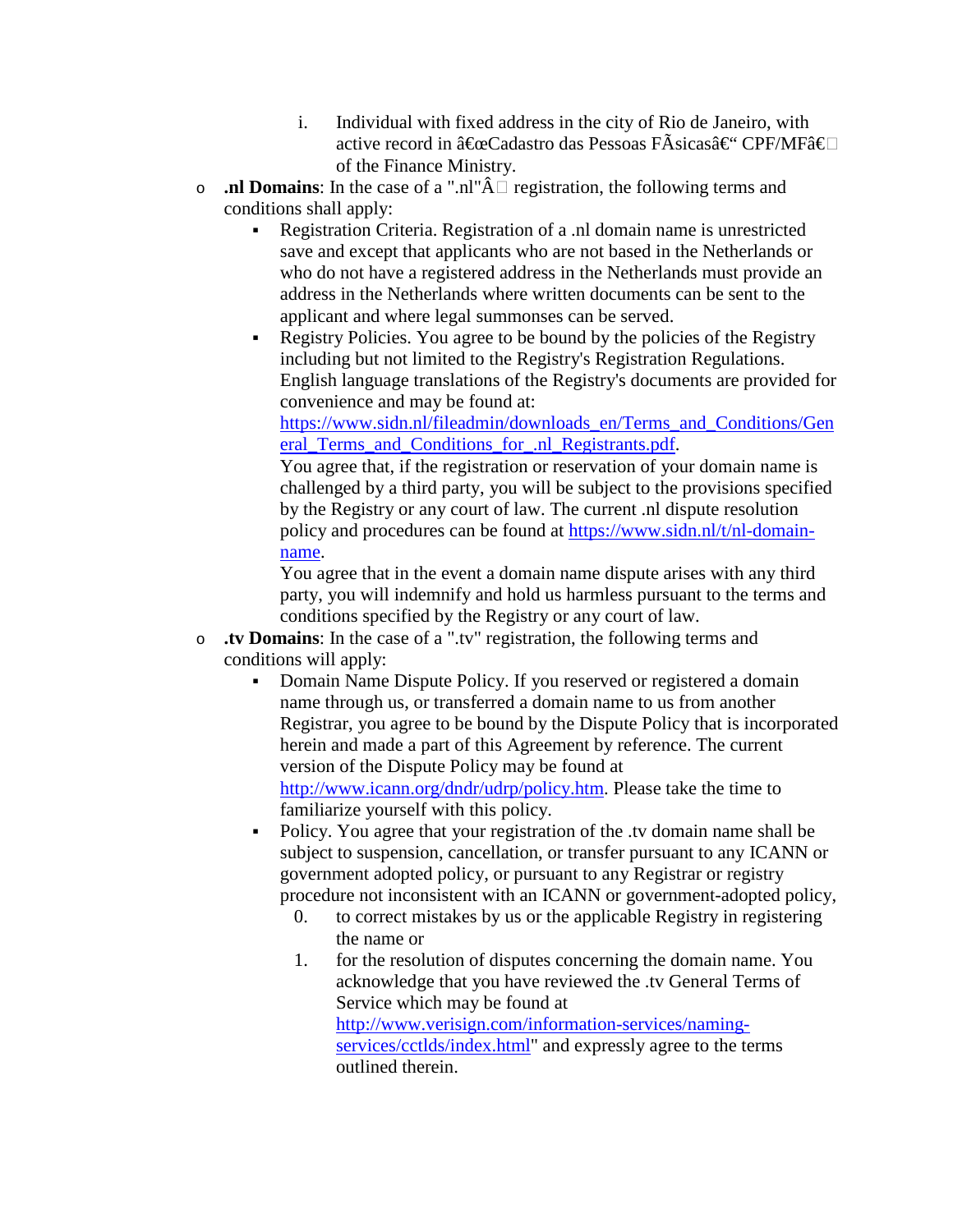i. Individual with fixed address in the city of Rio de Janeiro, with active record in â€œCadastro das Pessoas FÃsicasâ€“ CPF/MFâ€ of the Finance Ministry.

- **.nl Domains**: In the case of a ".nl"Â registration, the following terms and conditions shall apply:
  - Registration Criteria. Registration of a .nl domain name is unrestricted save and except that applicants who are not based in the Netherlands or who do not have a registered address in the Netherlands must provide an address in the Netherlands where written documents can be sent to the applicant and where legal summonses can be served.
  - Registry Policies. You agree to be bound by the policies of the Registry including but not limited to the Registry's Registration Regulations. English language translations of the Registry's documents are provided for convenience and may be found at: [https://www.sidn.nl/fileadmin/downloads_en/Terms_and_Conditions/General_Terms_and_Conditions_for_.nl_Registrants.pdf](https://www.sidn.nl/fileadmin/downloads_en/Terms_and_Conditions/General_Terms_and_Conditions_for_.nl_Registrants.pdf).
    You agree that, if the registration or reservation of your domain name is challenged by a third party, you will be subject to the provisions specified by the Registry or any court of law. The current .nl dispute resolution policy and procedures can be found at [https://www.sidn.nl/t/nl-domain-name](https://www.sidn.nl/t/nl-domain-name).
    You agree that in the event a domain name dispute arises with any third party, you will indemnify and hold us harmless pursuant to the terms and conditions specified by the Registry or any court of law.
- **.tv Domains**: In the case of a ".tv" registration, the following terms and conditions will apply:
  - Domain Name Dispute Policy. If you reserved or registered a domain name through us, or transferred a domain name to us from another Registrar, you agree to be bound by the Dispute Policy that is incorporated herein and made a part of this Agreement by reference. The current version of the Dispute Policy may be found at [http://www.icann.org/dndr/udrp/policy.htm](http://www.icann.org/dndr/udrp/policy.htm). Please take the time to familiarize yourself with this policy.
  - Policy. You agree that your registration of the .tv domain name shall be subject to suspension, cancellation, or transfer pursuant to any ICANN or government adopted policy, or pursuant to any Registrar or registry procedure not inconsistent with an ICANN or government-adopted policy,
    0. to correct mistakes by us or the applicable Registry in registering the name or
    1. for the resolution of disputes concerning the domain name. You acknowledge that you have reviewed the .tv General Terms of Service which may be found at [http://www.verisign.com/information-services/naming-services/cctlds/index.html](http://www.verisign.com/information-services/naming-services/cctlds/index.html)" and expressly agree to the terms outlined therein.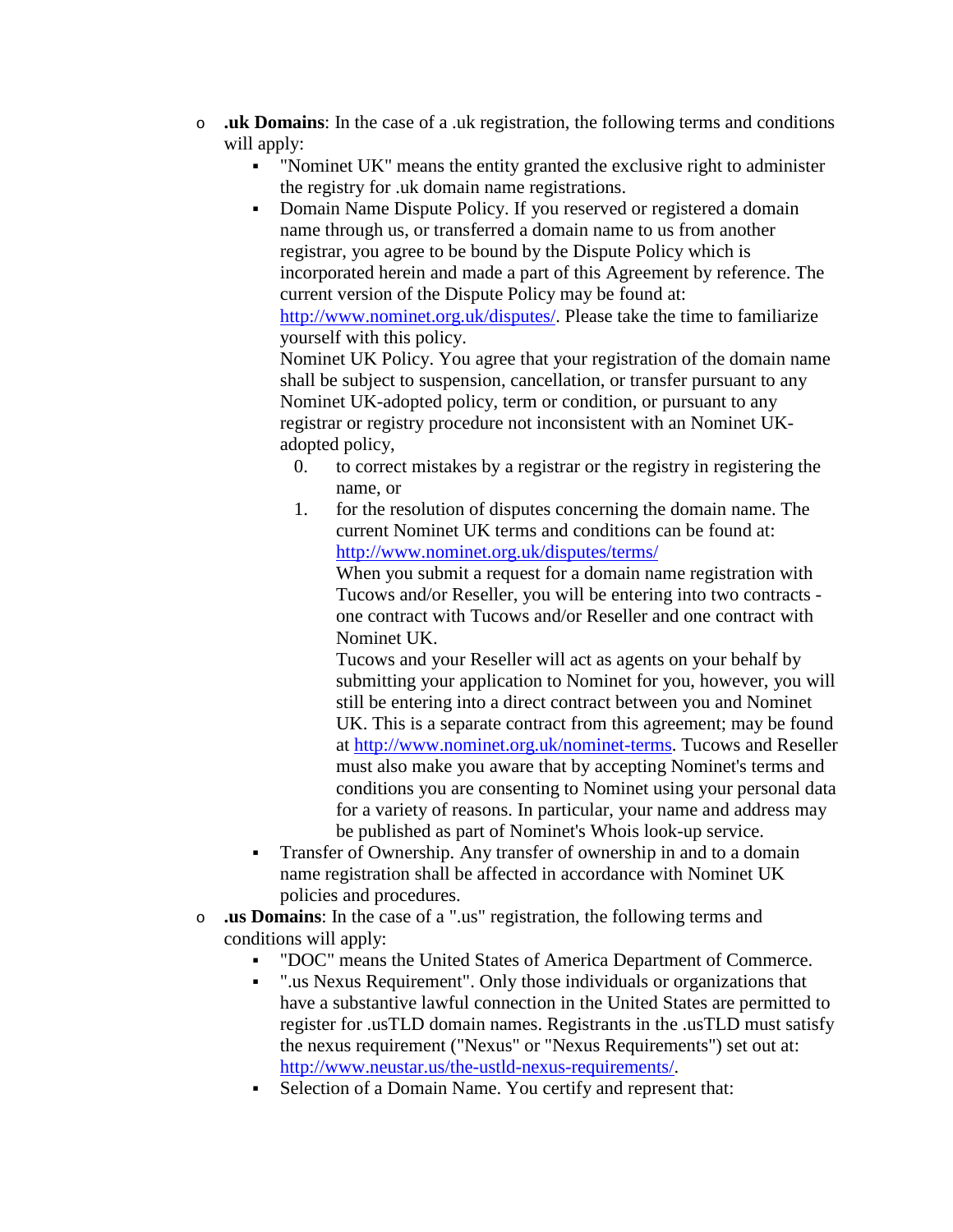- **.uk Domains**: In the case of a .uk registration, the following terms and conditions will apply:
  - "Nominet UK" means the entity granted the exclusive right to administer the registry for .uk domain name registrations.
  - Domain Name Dispute Policy. If you reserved or registered a domain name through us, or transferred a domain name to us from another registrar, you agree to be bound by the Dispute Policy which is incorporated herein and made a part of this Agreement by reference. The current version of the Dispute Policy may be found at: [http://www.nominet.org.uk/disputes/](http://www.nominet.org.uk/disputes/). Please take the time to familiarize yourself with this policy.
    Nominet UK Policy. You agree that your registration of the domain name shall be subject to suspension, cancellation, or transfer pursuant to any Nominet UK-adopted policy, term or condition, or pursuant to any registrar or registry procedure not inconsistent with an Nominet UK-adopted policy,
    0. to correct mistakes by a registrar or the registry in registering the name, or
    1. for the resolution of disputes concerning the domain name. The current Nominet UK terms and conditions can be found at: [http://www.nominet.org.uk/disputes/terms/](http://www.nominet.org.uk/disputes/terms/)
       When you submit a request for a domain name registration with Tucows and/or Reseller, you will be entering into two contracts - one contract with Tucows and/or Reseller and one contract with Nominet UK.
       Tucows and your Reseller will act as agents on your behalf by submitting your application to Nominet for you, however, you will still be entering into a direct contract between you and Nominet UK. This is a separate contract from this agreement; may be found at [http://www.nominet.org.uk/nominet-terms](http://www.nominet.org.uk/nominet-terms). Tucows and Reseller must also make you aware that by accepting Nominet's terms and conditions you are consenting to Nominet using your personal data for a variety of reasons. In particular, your name and address may be published as part of Nominet's Whois look-up service.
  - Transfer of Ownership. Any transfer of ownership in and to a domain name registration shall be affected in accordance with Nominet UK policies and procedures.
- **.us Domains**: In the case of a ".us" registration, the following terms and conditions will apply:
  - "DOC" means the United States of America Department of Commerce.
  - ".us Nexus Requirement". Only those individuals or organizations that have a substantive lawful connection in the United States are permitted to register for .usTLD domain names. Registrants in the .usTLD must satisfy the nexus requirement ("Nexus" or "Nexus Requirements") set out at: [http://www.neustar.us/the-ustld-nexus-requirements/](http://www.neustar.us/the-ustld-nexus-requirements/).
  - Selection of a Domain Name. You certify and represent that: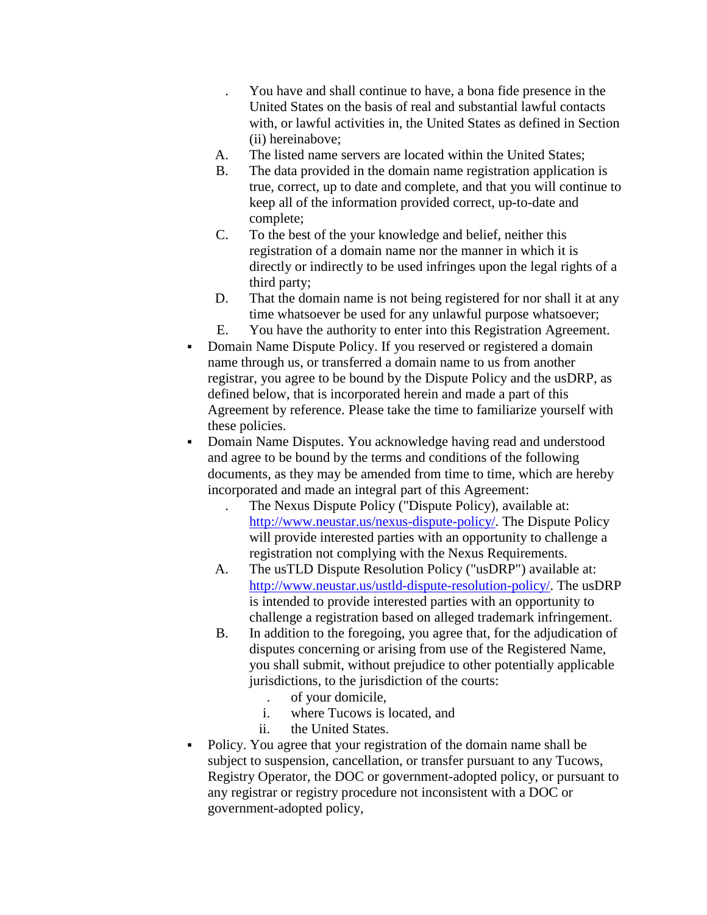. You have and shall continue to have, a bona fide presence in the United States on the basis of real and substantial lawful contacts with, or lawful activities in, the United States as defined in Section (ii) hereinabove;

A. The listed name servers are located within the United States;

B. The data provided in the domain name registration application is true, correct, up to date and complete, and that you will continue to keep all of the information provided correct, up-to-date and complete;

C. To the best of the your knowledge and belief, neither this registration of a domain name nor the manner in which it is directly or indirectly to be used infringes upon the legal rights of a third party;

D. That the domain name is not being registered for nor shall it at any time whatsoever be used for any unlawful purpose whatsoever;

E. You have the authority to enter into this Registration Agreement.

- Domain Name Dispute Policy. If you reserved or registered a domain name through us, or transferred a domain name to us from another registrar, you agree to be bound by the Dispute Policy and the usDRP, as defined below, that is incorporated herein and made a part of this Agreement by reference. Please take the time to familiarize yourself with these policies.
- Domain Name Disputes. You acknowledge having read and understood and agree to be bound by the terms and conditions of the following documents, as they may be amended from time to time, which are hereby incorporated and made an integral part of this Agreement:

  . The Nexus Dispute Policy ("Dispute Policy), available at: http://www.neustar.us/nexus-dispute-policy/. The Dispute Policy will provide interested parties with an opportunity to challenge a registration not complying with the Nexus Requirements.

  A. The usTLD Dispute Resolution Policy ("usDRP") available at: http://www.neustar.us/ustld-dispute-resolution-policy/. The usDRP is intended to provide interested parties with an opportunity to challenge a registration based on alleged trademark infringement.

  B. In addition to the foregoing, you agree that, for the adjudication of disputes concerning or arising from use of the Registered Name, you shall submit, without prejudice to other potentially applicable jurisdictions, to the jurisdiction of the courts:

     . of your domicile,

     i. where Tucows is located, and

     ii. the United States.

- Policy. You agree that your registration of the domain name shall be subject to suspension, cancellation, or transfer pursuant to any Tucows, Registry Operator, the DOC or government-adopted policy, or pursuant to any registrar or registry procedure not inconsistent with a DOC or government-adopted policy,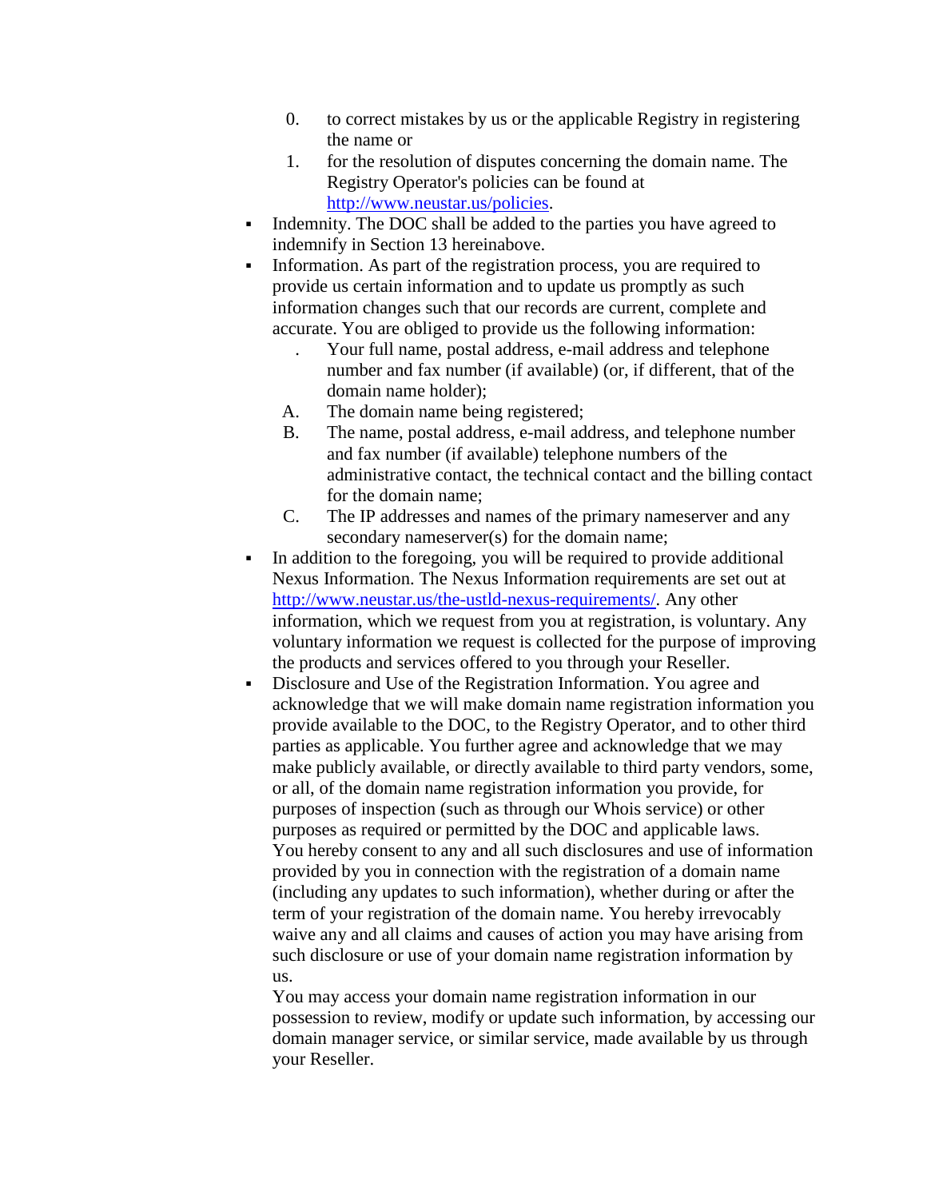0. to correct mistakes by us or the applicable Registry in registering the name or
1. for the resolution of disputes concerning the domain name. The Registry Operator's policies can be found at http://www.neustar.us/policies.

- Indemnity. The DOC shall be added to the parties you have agreed to indemnify in Section 13 hereinabove.
- Information. As part of the registration process, you are required to provide us certain information and to update us promptly as such information changes such that our records are current, complete and accurate. You are obliged to provide us the following information:
  . Your full name, postal address, e-mail address and telephone number and fax number (if available) (or, if different, that of the domain name holder);
  A. The domain name being registered;
  B. The name, postal address, e-mail address, and telephone number and fax number (if available) telephone numbers of the administrative contact, the technical contact and the billing contact for the domain name;
  C. The IP addresses and names of the primary nameserver and any secondary nameserver(s) for the domain name;
- In addition to the foregoing, you will be required to provide additional Nexus Information. The Nexus Information requirements are set out at http://www.neustar.us/the-ustld-nexus-requirements/. Any other information, which we request from you at registration, is voluntary. Any voluntary information we request is collected for the purpose of improving the products and services offered to you through your Reseller.
- Disclosure and Use of the Registration Information. You agree and acknowledge that we will make domain name registration information you provide available to the DOC, to the Registry Operator, and to other third parties as applicable. You further agree and acknowledge that we may make publicly available, or directly available to third party vendors, some, or all, of the domain name registration information you provide, for purposes of inspection (such as through our Whois service) or other purposes as required or permitted by the DOC and applicable laws. You hereby consent to any and all such disclosures and use of information provided by you in connection with the registration of a domain name (including any updates to such information), whether during or after the term of your registration of the domain name. You hereby irrevocably waive any and all claims and causes of action you may have arising from such disclosure or use of your domain name registration information by us.

  You may access your domain name registration information in our possession to review, modify or update such information, by accessing our domain manager service, or similar service, made available by us through your Reseller.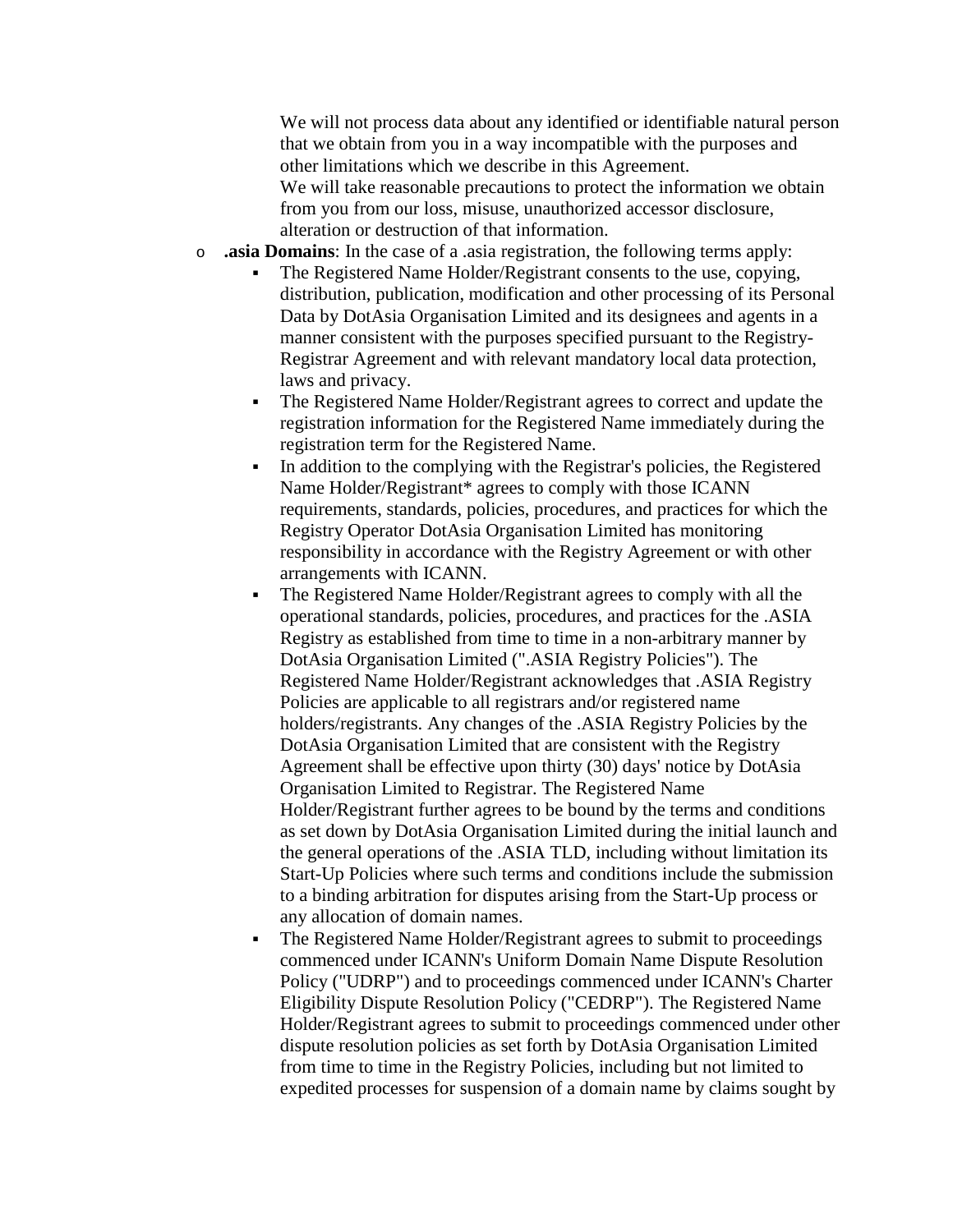We will not process data about any identified or identifiable natural person that we obtain from you in a way incompatible with the purposes and other limitations which we describe in this Agreement.
We will take reasonable precautions to protect the information we obtain from you from our loss, misuse, unauthorized accessor disclosure, alteration or destruction of that information.

- **.asia Domains**: In the case of a .asia registration, the following terms apply:
    - The Registered Name Holder/Registrant consents to the use, copying, distribution, publication, modification and other processing of its Personal Data by DotAsia Organisation Limited and its designees and agents in a manner consistent with the purposes specified pursuant to the Registry-Registrar Agreement and with relevant mandatory local data protection, laws and privacy.
    - The Registered Name Holder/Registrant agrees to correct and update the registration information for the Registered Name immediately during the registration term for the Registered Name.
    - In addition to the complying with the Registrar's policies, the Registered Name Holder/Registrant* agrees to comply with those ICANN requirements, standards, policies, procedures, and practices for which the Registry Operator DotAsia Organisation Limited has monitoring responsibility in accordance with the Registry Agreement or with other arrangements with ICANN.
    - The Registered Name Holder/Registrant agrees to comply with all the operational standards, policies, procedures, and practices for the .ASIA Registry as established from time to time in a non-arbitrary manner by DotAsia Organisation Limited (".ASIA Registry Policies"). The Registered Name Holder/Registrant acknowledges that .ASIA Registry Policies are applicable to all registrars and/or registered name holders/registrants. Any changes of the .ASIA Registry Policies by the DotAsia Organisation Limited that are consistent with the Registry Agreement shall be effective upon thirty (30) days' notice by DotAsia Organisation Limited to Registrar. The Registered Name Holder/Registrant further agrees to be bound by the terms and conditions as set down by DotAsia Organisation Limited during the initial launch and the general operations of the .ASIA TLD, including without limitation its Start-Up Policies where such terms and conditions include the submission to a binding arbitration for disputes arising from the Start-Up process or any allocation of domain names.
    - The Registered Name Holder/Registrant agrees to submit to proceedings commenced under ICANN's Uniform Domain Name Dispute Resolution Policy ("UDRP") and to proceedings commenced under ICANN's Charter Eligibility Dispute Resolution Policy ("CEDRP"). The Registered Name Holder/Registrant agrees to submit to proceedings commenced under other dispute resolution policies as set forth by DotAsia Organisation Limited from time to time in the Registry Policies, including but not limited to expedited processes for suspension of a domain name by claims sought by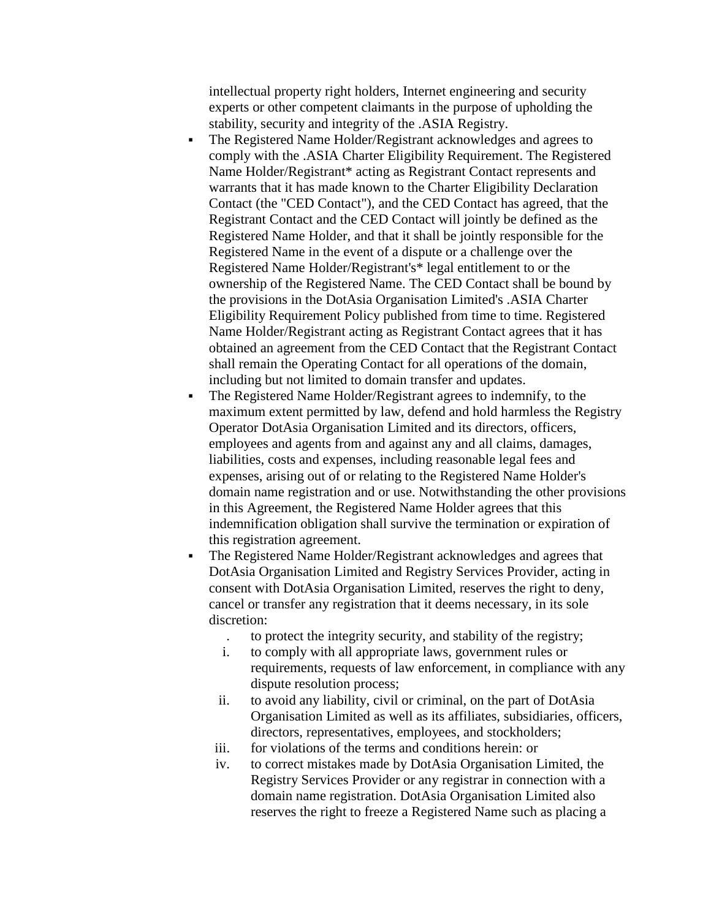intellectual property right holders, Internet engineering and security experts or other competent claimants in the purpose of upholding the stability, security and integrity of the .ASIA Registry.

- The Registered Name Holder/Registrant acknowledges and agrees to comply with the .ASIA Charter Eligibility Requirement. The Registered Name Holder/Registrant* acting as Registrant Contact represents and warrants that it has made known to the Charter Eligibility Declaration Contact (the "CED Contact"), and the CED Contact has agreed, that the Registrant Contact and the CED Contact will jointly be defined as the Registered Name Holder, and that it shall be jointly responsible for the Registered Name in the event of a dispute or a challenge over the Registered Name Holder/Registrant's* legal entitlement to or the ownership of the Registered Name. The CED Contact shall be bound by the provisions in the DotAsia Organisation Limited's .ASIA Charter Eligibility Requirement Policy published from time to time. Registered Name Holder/Registrant acting as Registrant Contact agrees that it has obtained an agreement from the CED Contact that the Registrant Contact shall remain the Operating Contact for all operations of the domain, including but not limited to domain transfer and updates.
- The Registered Name Holder/Registrant agrees to indemnify, to the maximum extent permitted by law, defend and hold harmless the Registry Operator DotAsia Organisation Limited and its directors, officers, employees and agents from and against any and all claims, damages, liabilities, costs and expenses, including reasonable legal fees and expenses, arising out of or relating to the Registered Name Holder's domain name registration and or use. Notwithstanding the other provisions in this Agreement, the Registered Name Holder agrees that this indemnification obligation shall survive the termination or expiration of this registration agreement.
- The Registered Name Holder/Registrant acknowledges and agrees that DotAsia Organisation Limited and Registry Services Provider, acting in consent with DotAsia Organisation Limited, reserves the right to deny, cancel or transfer any registration that it deems necessary, in its sole discretion:
   . to protect the integrity security, and stability of the registry;
   i. to comply with all appropriate laws, government rules or requirements, requests of law enforcement, in compliance with any dispute resolution process;
   ii. to avoid any liability, civil or criminal, on the part of DotAsia Organisation Limited as well as its affiliates, subsidiaries, officers, directors, representatives, employees, and stockholders;
   iii. for violations of the terms and conditions herein: or
   iv. to correct mistakes made by DotAsia Organisation Limited, the Registry Services Provider or any registrar in connection with a domain name registration. DotAsia Organisation Limited also reserves the right to freeze a Registered Name such as placing a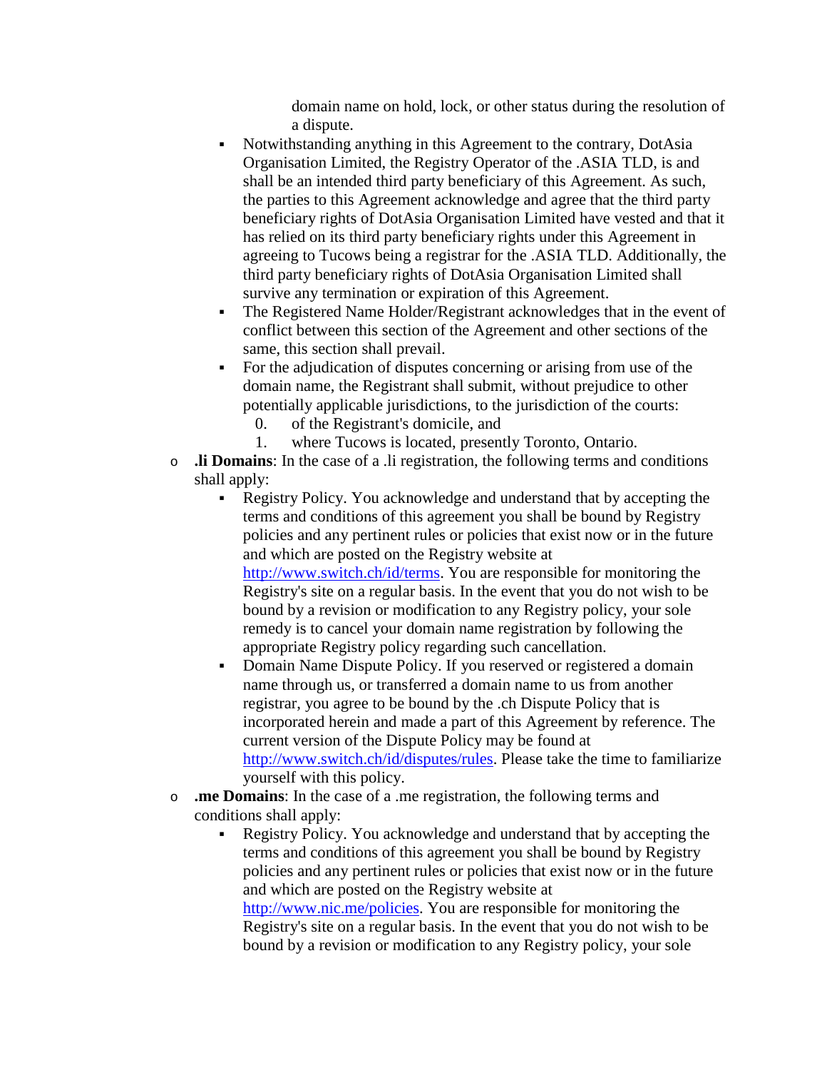domain name on hold, lock, or other status during the resolution of a dispute.

    - Notwithstanding anything in this Agreement to the contrary, DotAsia Organisation Limited, the Registry Operator of the .ASIA TLD, is and shall be an intended third party beneficiary of this Agreement. As such, the parties to this Agreement acknowledge and agree that the third party beneficiary rights of DotAsia Organisation Limited have vested and that it has relied on its third party beneficiary rights under this Agreement in agreeing to Tucows being a registrar for the .ASIA TLD. Additionally, the third party beneficiary rights of DotAsia Organisation Limited shall survive any termination or expiration of this Agreement.
    - The Registered Name Holder/Registrant acknowledges that in the event of conflict between this section of the Agreement and other sections of the same, this section shall prevail.
    - For the adjudication of disputes concerning or arising from use of the domain name, the Registrant shall submit, without prejudice to other potentially applicable jurisdictions, to the jurisdiction of the courts:
        0. of the Registrant's domicile, and
        1. where Tucows is located, presently Toronto, Ontario.
- **.li Domains**: In the case of a .li registration, the following terms and conditions shall apply:
    - Registry Policy. You acknowledge and understand that by accepting the terms and conditions of this agreement you shall be bound by Registry policies and any pertinent rules or policies that exist now or in the future and which are posted on the Registry website at http://www.switch.ch/id/terms. You are responsible for monitoring the Registry's site on a regular basis. In the event that you do not wish to be bound by a revision or modification to any Registry policy, your sole remedy is to cancel your domain name registration by following the appropriate Registry policy regarding such cancellation.
    - Domain Name Dispute Policy. If you reserved or registered a domain name through us, or transferred a domain name to us from another registrar, you agree to be bound by the .ch Dispute Policy that is incorporated herein and made a part of this Agreement by reference. The current version of the Dispute Policy may be found at http://www.switch.ch/id/disputes/rules. Please take the time to familiarize yourself with this policy.
- **.me Domains**: In the case of a .me registration, the following terms and conditions shall apply:
    - Registry Policy. You acknowledge and understand that by accepting the terms and conditions of this agreement you shall be bound by Registry policies and any pertinent rules or policies that exist now or in the future and which are posted on the Registry website at http://www.nic.me/policies. You are responsible for monitoring the Registry's site on a regular basis. In the event that you do not wish to be bound by a revision or modification to any Registry policy, your sole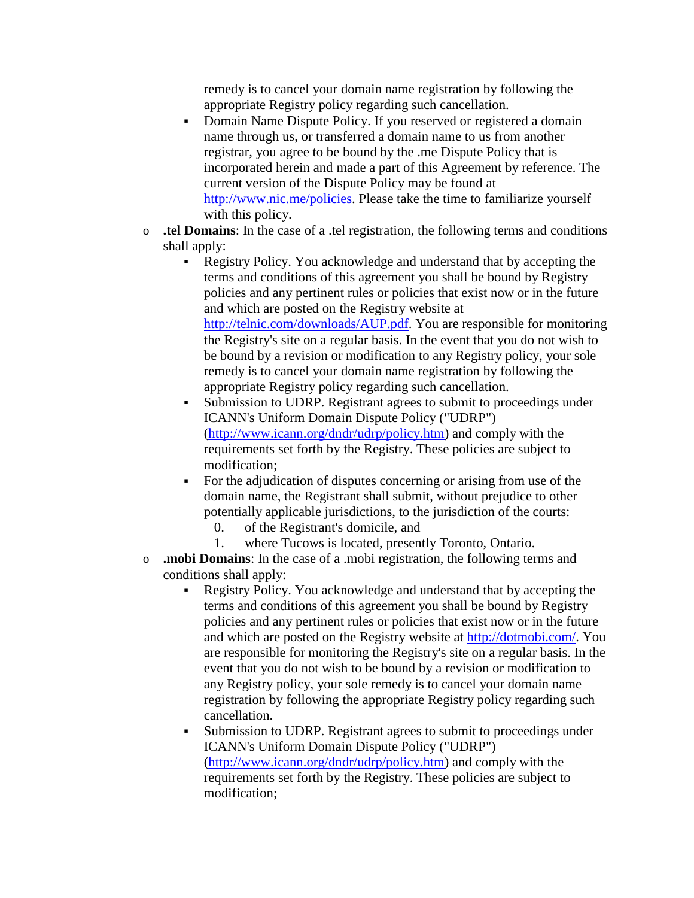remedy is to cancel your domain name registration by following the appropriate Registry policy regarding such cancellation.
  - Domain Name Dispute Policy. If you reserved or registered a domain name through us, or transferred a domain name to us from another registrar, you agree to be bound by the .me Dispute Policy that is incorporated herein and made a part of this Agreement by reference. The current version of the Dispute Policy may be found at [http://www.nic.me/policies](http://www.nic.me/policies). Please take the time to familiarize yourself with this policy.
- **.tel Domains**: In the case of a .tel registration, the following terms and conditions shall apply:
  - Registry Policy. You acknowledge and understand that by accepting the terms and conditions of this agreement you shall be bound by Registry policies and any pertinent rules or policies that exist now or in the future and which are posted on the Registry website at [http://telnic.com/downloads/AUP.pdf](http://telnic.com/downloads/AUP.pdf). You are responsible for monitoring the Registry's site on a regular basis. In the event that you do not wish to be bound by a revision or modification to any Registry policy, your sole remedy is to cancel your domain name registration by following the appropriate Registry policy regarding such cancellation.
  - Submission to UDRP. Registrant agrees to submit to proceedings under ICANN's Uniform Domain Dispute Policy ("UDRP") ([http://www.icann.org/dndr/udrp/policy.htm](http://www.icann.org/dndr/udrp/policy.htm)) and comply with the requirements set forth by the Registry. These policies are subject to modification;
  - For the adjudication of disputes concerning or arising from use of the domain name, the Registrant shall submit, without prejudice to other potentially applicable jurisdictions, to the jurisdiction of the courts:
    0. of the Registrant's domicile, and
    1. where Tucows is located, presently Toronto, Ontario.
- **.mobi Domains**: In the case of a .mobi registration, the following terms and conditions shall apply:
  - Registry Policy. You acknowledge and understand that by accepting the terms and conditions of this agreement you shall be bound by Registry policies and any pertinent rules or policies that exist now or in the future and which are posted on the Registry website at [http://dotmobi.com/](http://dotmobi.com/). You are responsible for monitoring the Registry's site on a regular basis. In the event that you do not wish to be bound by a revision or modification to any Registry policy, your sole remedy is to cancel your domain name registration by following the appropriate Registry policy regarding such cancellation.
  - Submission to UDRP. Registrant agrees to submit to proceedings under ICANN's Uniform Domain Dispute Policy ("UDRP") ([http://www.icann.org/dndr/udrp/policy.htm](http://www.icann.org/dndr/udrp/policy.htm)) and comply with the requirements set forth by the Registry. These policies are subject to modification;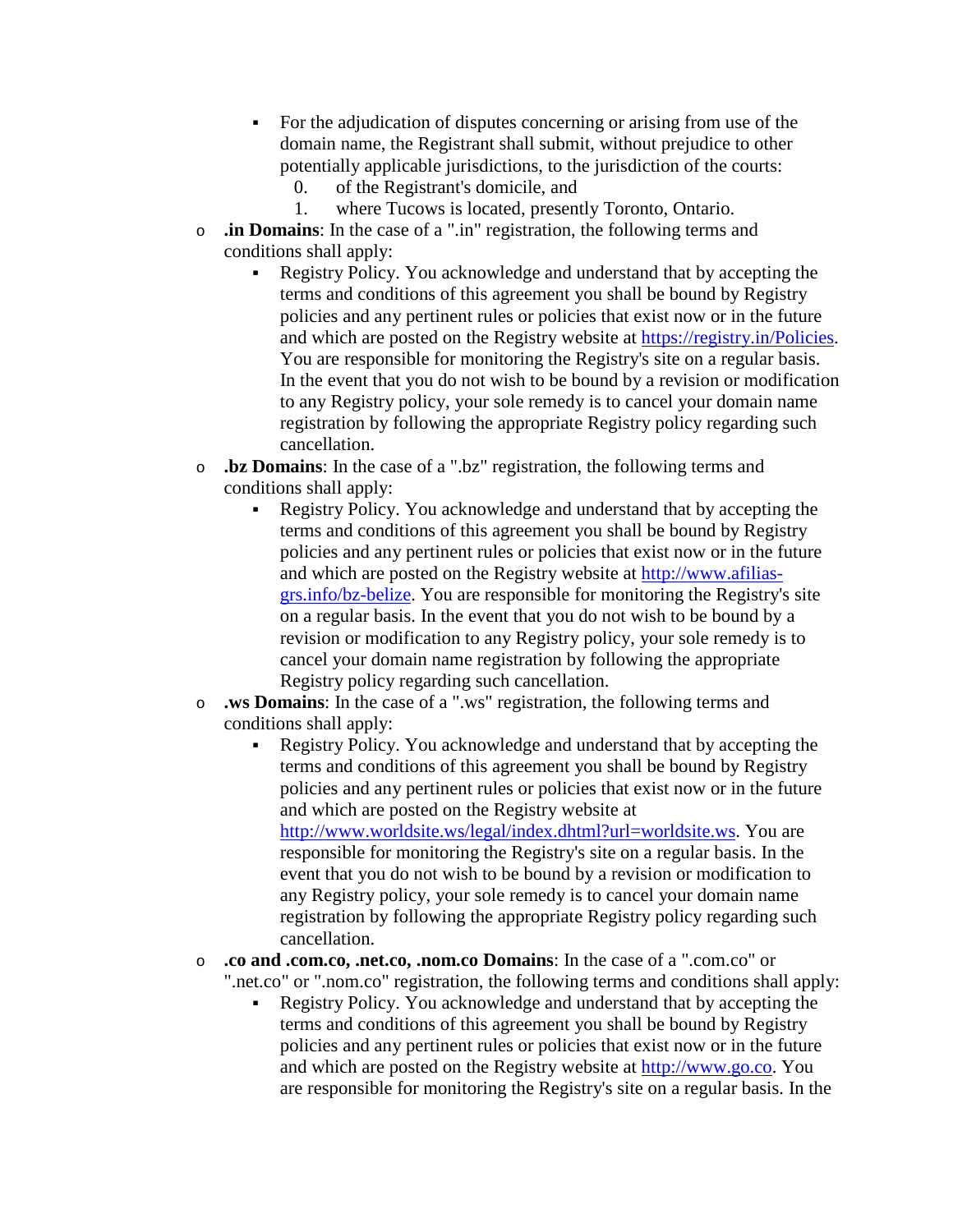- For the adjudication of disputes concerning or arising from use of the domain name, the Registrant shall submit, without prejudice to other potentially applicable jurisdictions, to the jurisdiction of the courts:
  0. of the Registrant's domicile, and
  1. where Tucows is located, presently Toronto, Ontario.

- **.in Domains**: In the case of a ".in" registration, the following terms and conditions shall apply:
  - Registry Policy. You acknowledge and understand that by accepting the terms and conditions of this agreement you shall be bound by Registry policies and any pertinent rules or policies that exist now or in the future and which are posted on the Registry website at https://registry.in/Policies. You are responsible for monitoring the Registry's site on a regular basis. In the event that you do not wish to be bound by a revision or modification to any Registry policy, your sole remedy is to cancel your domain name registration by following the appropriate Registry policy regarding such cancellation.
- **.bz Domains**: In the case of a ".bz" registration, the following terms and conditions shall apply:
  - Registry Policy. You acknowledge and understand that by accepting the terms and conditions of this agreement you shall be bound by Registry policies and any pertinent rules or policies that exist now or in the future and which are posted on the Registry website at http://www.afilias-grs.info/bz-belize. You are responsible for monitoring the Registry's site on a regular basis. In the event that you do not wish to be bound by a revision or modification to any Registry policy, your sole remedy is to cancel your domain name registration by following the appropriate Registry policy regarding such cancellation.
- **.ws Domains**: In the case of a ".ws" registration, the following terms and conditions shall apply:
  - Registry Policy. You acknowledge and understand that by accepting the terms and conditions of this agreement you shall be bound by Registry policies and any pertinent rules or policies that exist now or in the future and which are posted on the Registry website at http://www.worldsite.ws/legal/index.dhtml?url=worldsite.ws. You are responsible for monitoring the Registry's site on a regular basis. In the event that you do not wish to be bound by a revision or modification to any Registry policy, your sole remedy is to cancel your domain name registration by following the appropriate Registry policy regarding such cancellation.
- **.co and .com.co, .net.co, .nom.co Domains**: In the case of a ".com.co" or ".net.co" or ".nom.co" registration, the following terms and conditions shall apply:
  - Registry Policy. You acknowledge and understand that by accepting the terms and conditions of this agreement you shall be bound by Registry policies and any pertinent rules or policies that exist now or in the future and which are posted on the Registry website at http://www.go.co. You are responsible for monitoring the Registry's site on a regular basis. In the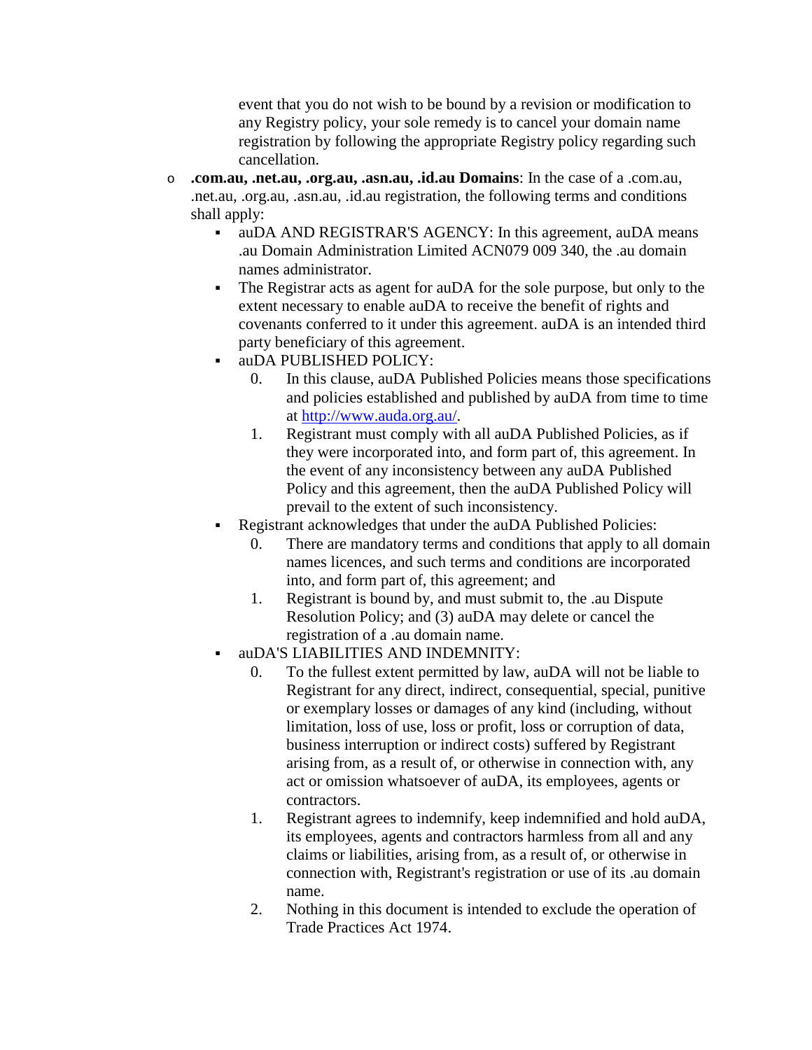event that you do not wish to be bound by a revision or modification to any Registry policy, your sole remedy is to cancel your domain name registration by following the appropriate Registry policy regarding such cancellation.

- **.com.au, .net.au, .org.au, .asn.au, .id.au Domains**: In the case of a .com.au, .net.au, .org.au, .asn.au, .id.au registration, the following terms and conditions shall apply:
  - auDA AND REGISTRAR'S AGENCY: In this agreement, auDA means .au Domain Administration Limited ACN079 009 340, the .au domain names administrator.
  - The Registrar acts as agent for auDA for the sole purpose, but only to the extent necessary to enable auDA to receive the benefit of rights and covenants conferred to it under this agreement. auDA is an intended third party beneficiary of this agreement.
  - auDA PUBLISHED POLICY:
    0. In this clause, auDA Published Policies means those specifications and policies established and published by auDA from time to time at [http://www.auda.org.au/](http://www.auda.org.au/).
    1. Registrant must comply with all auDA Published Policies, as if they were incorporated into, and form part of, this agreement. In the event of any inconsistency between any auDA Published Policy and this agreement, then the auDA Published Policy will prevail to the extent of such inconsistency.
  - Registrant acknowledges that under the auDA Published Policies:
    0. There are mandatory terms and conditions that apply to all domain names licences, and such terms and conditions are incorporated into, and form part of, this agreement; and
    1. Registrant is bound by, and must submit to, the .au Dispute Resolution Policy; and (3) auDA may delete or cancel the registration of a .au domain name.
  - auDA'S LIABILITIES AND INDEMNITY:
    0. To the fullest extent permitted by law, auDA will not be liable to Registrant for any direct, indirect, consequential, special, punitive or exemplary losses or damages of any kind (including, without limitation, loss of use, loss or profit, loss or corruption of data, business interruption or indirect costs) suffered by Registrant arising from, as a result of, or otherwise in connection with, any act or omission whatsoever of auDA, its employees, agents or contractors.
    1. Registrant agrees to indemnify, keep indemnified and hold auDA, its employees, agents and contractors harmless from all and any claims or liabilities, arising from, as a result of, or otherwise in connection with, Registrant's registration or use of its .au domain name.
    2. Nothing in this document is intended to exclude the operation of Trade Practices Act 1974.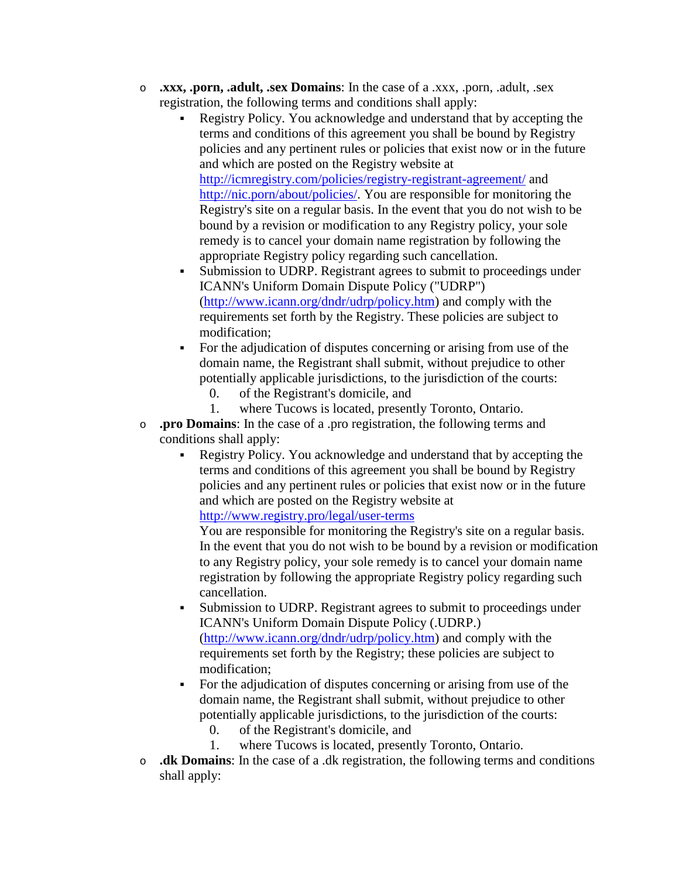- **.xxx, .porn, .adult, .sex Domains**: In the case of a .xxx, .porn, .adult, .sex registration, the following terms and conditions shall apply:
  - Registry Policy. You acknowledge and understand that by accepting the terms and conditions of this agreement you shall be bound by Registry policies and any pertinent rules or policies that exist now or in the future and which are posted on the Registry website at http://icmregistry.com/policies/registry-registrant-agreement/ and http://nic.porn/about/policies/. You are responsible for monitoring the Registry's site on a regular basis. In the event that you do not wish to be bound by a revision or modification to any Registry policy, your sole remedy is to cancel your domain name registration by following the appropriate Registry policy regarding such cancellation.
  - Submission to UDRP. Registrant agrees to submit to proceedings under ICANN's Uniform Domain Dispute Policy ("UDRP") (http://www.icann.org/dndr/udrp/policy.htm) and comply with the requirements set forth by the Registry. These policies are subject to modification;
  - For the adjudication of disputes concerning or arising from use of the domain name, the Registrant shall submit, without prejudice to other potentially applicable jurisdictions, to the jurisdiction of the courts:
    0. of the Registrant's domicile, and
    1. where Tucows is located, presently Toronto, Ontario.
- **.pro Domains**: In the case of a .pro registration, the following terms and conditions shall apply:
  - Registry Policy. You acknowledge and understand that by accepting the terms and conditions of this agreement you shall be bound by Registry policies and any pertinent rules or policies that exist now or in the future and which are posted on the Registry website at http://www.registry.pro/legal/user-terms
    You are responsible for monitoring the Registry's site on a regular basis. In the event that you do not wish to be bound by a revision or modification to any Registry policy, your sole remedy is to cancel your domain name registration by following the appropriate Registry policy regarding such cancellation.
  - Submission to UDRP. Registrant agrees to submit to proceedings under ICANN's Uniform Domain Dispute Policy (.UDRP.) (http://www.icann.org/dndr/udrp/policy.htm) and comply with the requirements set forth by the Registry; these policies are subject to modification;
  - For the adjudication of disputes concerning or arising from use of the domain name, the Registrant shall submit, without prejudice to other potentially applicable jurisdictions, to the jurisdiction of the courts:
    0. of the Registrant's domicile, and
    1. where Tucows is located, presently Toronto, Ontario.
- **.dk Domains**: In the case of a .dk registration, the following terms and conditions shall apply: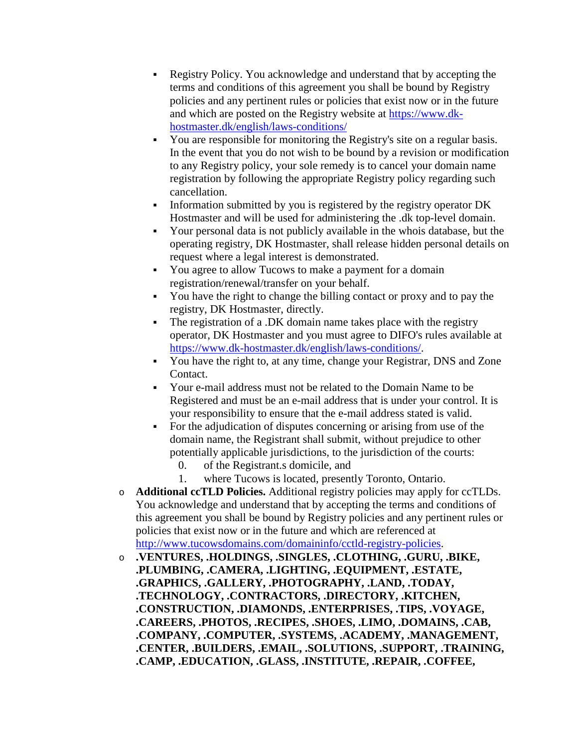- Registry Policy. You acknowledge and understand that by accepting the terms and conditions of this agreement you shall be bound by Registry policies and any pertinent rules or policies that exist now or in the future and which are posted on the Registry website at https://www.dk-hostmaster.dk/english/laws-conditions/
  - You are responsible for monitoring the Registry's site on a regular basis. In the event that you do not wish to be bound by a revision or modification to any Registry policy, your sole remedy is to cancel your domain name registration by following the appropriate Registry policy regarding such cancellation.
  - Information submitted by you is registered by the registry operator DK Hostmaster and will be used for administering the .dk top-level domain.
  - Your personal data is not publicly available in the whois database, but the operating registry, DK Hostmaster, shall release hidden personal details on request where a legal interest is demonstrated.
  - You agree to allow Tucows to make a payment for a domain registration/renewal/transfer on your behalf.
  - You have the right to change the billing contact or proxy and to pay the registry, DK Hostmaster, directly.
  - The registration of a .DK domain name takes place with the registry operator, DK Hostmaster and you must agree to DIFO's rules available at https://www.dk-hostmaster.dk/english/laws-conditions/.
  - You have the right to, at any time, change your Registrar, DNS and Zone Contact.
  - Your e-mail address must not be related to the Domain Name to be Registered and must be an e-mail address that is under your control. It is your responsibility to ensure that the e-mail address stated is valid.
  - For the adjudication of disputes concerning or arising from use of the domain name, the Registrant shall submit, without prejudice to other potentially applicable jurisdictions, to the jurisdiction of the courts:
    0. of the Registrant.s domicile, and
    1. where Tucows is located, presently Toronto, Ontario.
- **Additional ccTLD Policies.** Additional registry policies may apply for ccTLDs. You acknowledge and understand that by accepting the terms and conditions of this agreement you shall be bound by Registry policies and any pertinent rules or policies that exist now or in the future and which are referenced at http://www.tucowsdomains.com/domaininfo/cctld-registry-policies.
- **.VENTURES, .HOLDINGS, .SINGLES, .CLOTHING, .GURU, .BIKE, .PLUMBING, .CAMERA, .LIGHTING, .EQUIPMENT, .ESTATE, .GRAPHICS, .GALLERY, .PHOTOGRAPHY, .LAND, .TODAY, .TECHNOLOGY, .CONTRACTORS, .DIRECTORY, .KITCHEN, .CONSTRUCTION, .DIAMONDS, .ENTERPRISES, .TIPS, .VOYAGE, .CAREERS, .PHOTOS, .RECIPES, .SHOES, .LIMO, .DOMAINS, .CAB, .COMPANY, .COMPUTER, .SYSTEMS, .ACADEMY, .MANAGEMENT, .CENTER, .BUILDERS, .EMAIL, .SOLUTIONS, .SUPPORT, .TRAINING, .CAMP, .EDUCATION, .GLASS, .INSTITUTE, .REPAIR, .COFFEE,**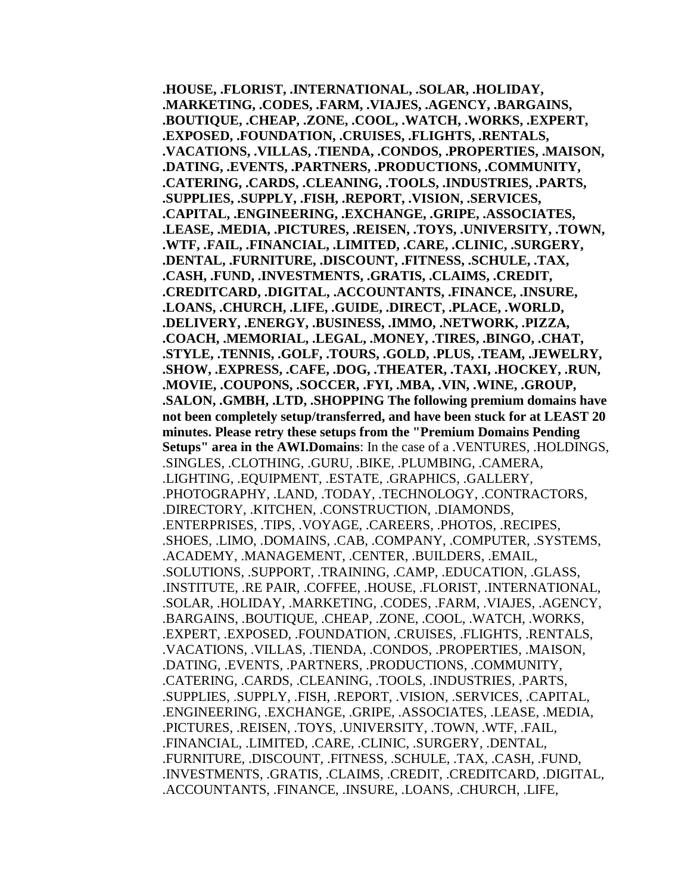**.HOUSE, .FLORIST, .INTERNATIONAL, .SOLAR, .HOLIDAY, .MARKETING, .CODES, .FARM, .VIAJES, .AGENCY, .BARGAINS, .BOUTIQUE, .CHEAP, .ZONE, .COOL, .WATCH, .WORKS, .EXPERT, .EXPOSED, .FOUNDATION, .CRUISES, .FLIGHTS, .RENTALS, .VACATIONS, .VILLAS, .TIENDA, .CONDOS, .PROPERTIES, .MAISON, .DATING, .EVENTS, .PARTNERS, .PRODUCTIONS, .COMMUNITY, .CATERING, .CARDS, .CLEANING, .TOOLS, .INDUSTRIES, .PARTS, .SUPPLIES, .SUPPLY, .FISH, .REPORT, .VISION, .SERVICES, .CAPITAL, .ENGINEERING, .EXCHANGE, .GRIPE, .ASSOCIATES, .LEASE, .MEDIA, .PICTURES, .REISEN, .TOYS, .UNIVERSITY, .TOWN, .WTF, .FAIL, .FINANCIAL, .LIMITED, .CARE, .CLINIC, .SURGERY, .DENTAL, .FURNITURE, .DISCOUNT, .FITNESS, .SCHULE, .TAX, .CASH, .FUND, .INVESTMENTS, .GRATIS, .CLAIMS, .CREDIT, .CREDITCARD, .DIGITAL, .ACCOUNTANTS, .FINANCE, .INSURE, .LOANS, .CHURCH, .LIFE, .GUIDE, .DIRECT, .PLACE, .WORLD, .DELIVERY, .ENERGY, .BUSINESS, .IMMO, .NETWORK, .PIZZA, .COACH, .MEMORIAL, .LEGAL, .MONEY, .TIRES, .BINGO, .CHAT, .STYLE, .TENNIS, .GOLF, .TOURS, .GOLD, .PLUS, .TEAM, .JEWELRY, .SHOW, .EXPRESS, .CAFE, .DOG, .THEATER, .TAXI, .HOCKEY, .RUN, .MOVIE, .COUPONS, .SOCCER, .FYI, .MBA, .VIN, .WINE, .GROUP, .SALON, .GMBH, .LTD, .SHOPPING The following premium domains have not been completely setup/transferred, and have been stuck for at LEAST 20 minutes. Please retry these setups from the "Premium Domains Pending Setups" area in the AWI.Domains**: In the case of a .VENTURES, .HOLDINGS, .SINGLES, .CLOTHING, .GURU, .BIKE, .PLUMBING, .CAMERA, .LIGHTING, .EQUIPMENT, .ESTATE, .GRAPHICS, .GALLERY, .PHOTOGRAPHY, .LAND, .TODAY, .TECHNOLOGY, .CONTRACTORS, .DIRECTORY, .KITCHEN, .CONSTRUCTION, .DIAMONDS, .ENTERPRISES, .TIPS, .VOYAGE, .CAREERS, .PHOTOS, .RECIPES, .SHOES, .LIMO, .DOMAINS, .CAB, .COMPANY, .COMPUTER, .SYSTEMS, .ACADEMY, .MANAGEMENT, .CENTER, .BUILDERS, .EMAIL, .SOLUTIONS, .SUPPORT, .TRAINING, .CAMP, .EDUCATION, .GLASS, .INSTITUTE, .RE PAIR, .COFFEE, .HOUSE, .FLORIST, .INTERNATIONAL, .SOLAR, .HOLIDAY, .MARKETING, .CODES, .FARM, .VIAJES, .AGENCY, .BARGAINS, .BOUTIQUE, .CHEAP, .ZONE, .COOL, .WATCH, .WORKS, .EXPERT, .EXPOSED, .FOUNDATION, .CRUISES, .FLIGHTS, .RENTALS, .VACATIONS, .VILLAS, .TIENDA, .CONDOS, .PROPERTIES, .MAISON, .DATING, .EVENTS, .PARTNERS, .PRODUCTIONS, .COMMUNITY, .CATERING, .CARDS, .CLEANING, .TOOLS, .INDUSTRIES, .PARTS, .SUPPLIES, .SUPPLY, .FISH, .REPORT, .VISION, .SERVICES, .CAPITAL, .ENGINEERING, .EXCHANGE, .GRIPE, .ASSOCIATES, .LEASE, .MEDIA, .PICTURES, .REISEN, .TOYS, .UNIVERSITY, .TOWN, .WTF, .FAIL, .FINANCIAL, .LIMITED, .CARE, .CLINIC, .SURGERY, .DENTAL, .FURNITURE, .DISCOUNT, .FITNESS, .SCHULE, .TAX, .CASH, .FUND, .INVESTMENTS, .GRATIS, .CLAIMS, .CREDIT, .CREDITCARD, .DIGITAL, .ACCOUNTANTS, .FINANCE, .INSURE, .LOANS, .CHURCH, .LIFE,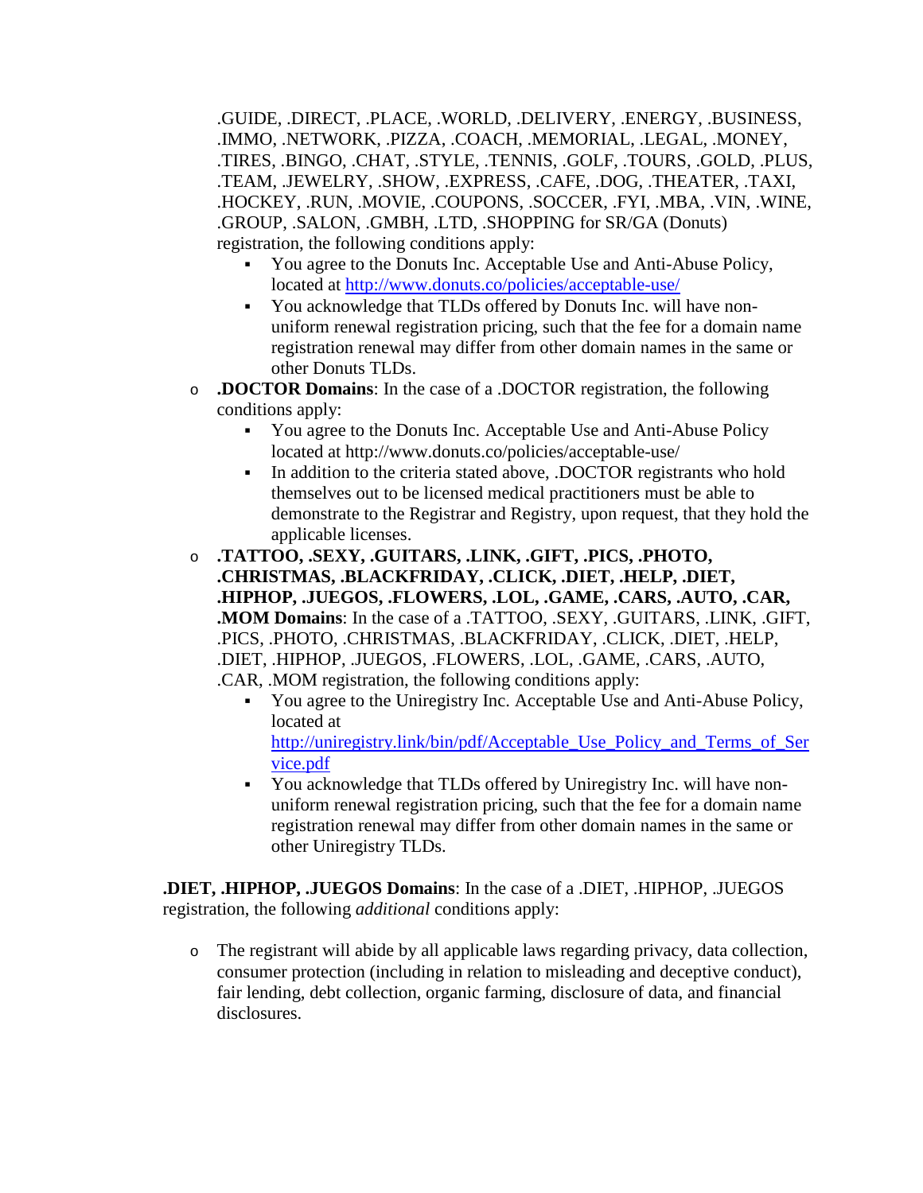.GUIDE, .DIRECT, .PLACE, .WORLD, .DELIVERY, .ENERGY, .BUSINESS, .IMMO, .NETWORK, .PIZZA, .COACH, .MEMORIAL, .LEGAL, .MONEY, .TIRES, .BINGO, .CHAT, .STYLE, .TENNIS, .GOLF, .TOURS, .GOLD, .PLUS, .TEAM, .JEWELRY, .SHOW, .EXPRESS, .CAFE, .DOG, .THEATER, .TAXI, .HOCKEY, .RUN, .MOVIE, .COUPONS, .SOCCER, .FYI, .MBA, .VIN, .WINE, .GROUP, .SALON, .GMBH, .LTD, .SHOPPING for SR/GA (Donuts) registration, the following conditions apply:

  - You agree to the Donuts Inc. Acceptable Use and Anti-Abuse Policy, located at [http://www.donuts.co/policies/acceptable-use/](http://www.donuts.co/policies/acceptable-use/)
  - You acknowledge that TLDs offered by Donuts Inc. will have non-uniform renewal registration pricing, such that the fee for a domain name registration renewal may differ from other domain names in the same or other Donuts TLDs.

- **.DOCTOR Domains**: In the case of a .DOCTOR registration, the following conditions apply:
  - You agree to the Donuts Inc. Acceptable Use and Anti-Abuse Policy located at http://www.donuts.co/policies/acceptable-use/
  - In addition to the criteria stated above, .DOCTOR registrants who hold themselves out to be licensed medical practitioners must be able to demonstrate to the Registrar and Registry, upon request, that they hold the applicable licenses.
- **.TATTOO, .SEXY, .GUITARS, .LINK, .GIFT, .PICS, .PHOTO, .CHRISTMAS, .BLACKFRIDAY, .CLICK, .DIET, .HELP, .DIET, .HIPHOP, .JUEGOS, .FLOWERS, .LOL, .GAME, .CARS, .AUTO, .CAR, .MOM Domains**: In the case of a .TATTOO, .SEXY, .GUITARS, .LINK, .GIFT, .PICS, .PHOTO, .CHRISTMAS, .BLACKFRIDAY, .CLICK, .DIET, .HELP, .DIET, .HIPHOP, .JUEGOS, .FLOWERS, .LOL, .GAME, .CARS, .AUTO, .CAR, .MOM registration, the following conditions apply:
  - You agree to the Uniregistry Inc. Acceptable Use and Anti-Abuse Policy, located at [http://uniregistry.link/bin/pdf/Acceptable_Use_Policy_and_Terms_of_Service.pdf](http://uniregistry.link/bin/pdf/Acceptable_Use_Policy_and_Terms_of_Service.pdf)
  - You acknowledge that TLDs offered by Uniregistry Inc. will have non-uniform renewal registration pricing, such that the fee for a domain name registration renewal may differ from other domain names in the same or other Uniregistry TLDs.

**.DIET, .HIPHOP, .JUEGOS Domains**: In the case of a .DIET, .HIPHOP, .JUEGOS registration, the following *additional* conditions apply:

- The registrant will abide by all applicable laws regarding privacy, data collection, consumer protection (including in relation to misleading and deceptive conduct), fair lending, debt collection, organic farming, disclosure of data, and financial disclosures.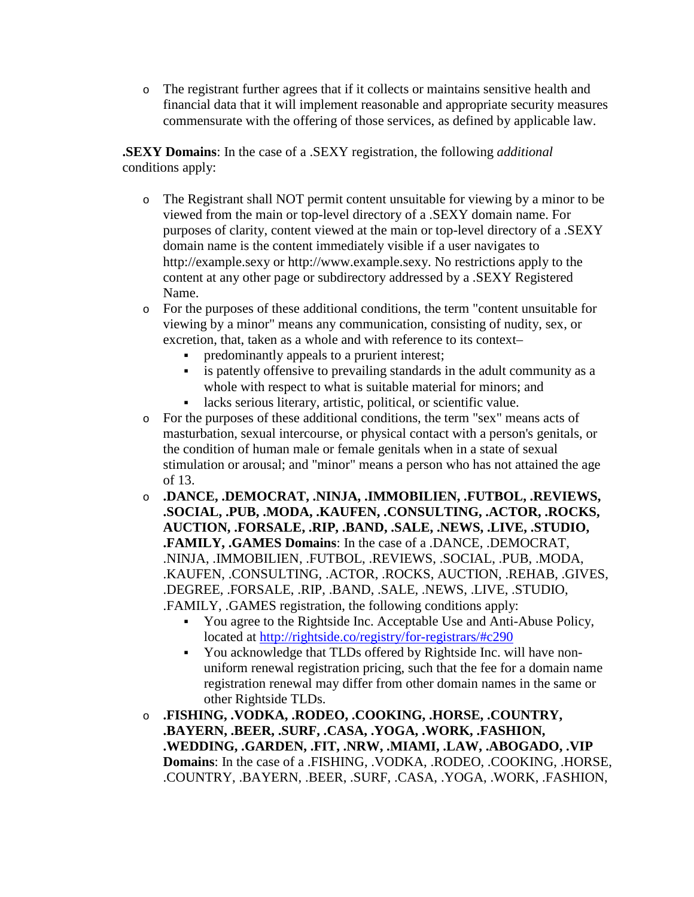- The registrant further agrees that if it collects or maintains sensitive health and financial data that it will implement reasonable and appropriate security measures commensurate with the offering of those services, as defined by applicable law.

**.SEXY Domains**: In the case of a .SEXY registration, the following *additional* conditions apply:

- The Registrant shall NOT permit content unsuitable for viewing by a minor to be viewed from the main or top-level directory of a .SEXY domain name. For purposes of clarity, content viewed at the main or top-level directory of a .SEXY domain name is the content immediately visible if a user navigates to http://example.sexy or http://www.example.sexy. No restrictions apply to the content at any other page or subdirectory addressed by a .SEXY Registered Name.
- For the purposes of these additional conditions, the term "content unsuitable for viewing by a minor" means any communication, consisting of nudity, sex, or excretion, that, taken as a whole and with reference to its context–
  - predominantly appeals to a prurient interest;
  - is patently offensive to prevailing standards in the adult community as a whole with respect to what is suitable material for minors; and
  - lacks serious literary, artistic, political, or scientific value.
- For the purposes of these additional conditions, the term "sex" means acts of masturbation, sexual intercourse, or physical contact with a person's genitals, or the condition of human male or female genitals when in a state of sexual stimulation or arousal; and "minor" means a person who has not attained the age of 13.
- **.DANCE, .DEMOCRAT, .NINJA, .IMMOBILIEN, .FUTBOL, .REVIEWS, .SOCIAL, .PUB, .MODA, .KAUFEN, .CONSULTING, .ACTOR, .ROCKS, AUCTION, .FORSALE, .RIP, .BAND, .SALE, .NEWS, .LIVE, .STUDIO, .FAMILY, .GAMES Domains**: In the case of a .DANCE, .DEMOCRAT, .NINJA, .IMMOBILIEN, .FUTBOL, .REVIEWS, .SOCIAL, .PUB, .MODA, .KAUFEN, .CONSULTING, .ACTOR, .ROCKS, AUCTION, .REHAB, .GIVES, .DEGREE, .FORSALE, .RIP, .BAND, .SALE, .NEWS, .LIVE, .STUDIO, .FAMILY, .GAMES registration, the following conditions apply:
  - You agree to the Rightside Inc. Acceptable Use and Anti-Abuse Policy, located at [http://rightside.co/registry/for-registrars/#c290](http://rightside.co/registry/for-registrars/#c290)
  - You acknowledge that TLDs offered by Rightside Inc. will have non-uniform renewal registration pricing, such that the fee for a domain name registration renewal may differ from other domain names in the same or other Rightside TLDs.
- **.FISHING, .VODKA, .RODEO, .COOKING, .HORSE, .COUNTRY, .BAYERN, .BEER, .SURF, .CASA, .YOGA, .WORK, .FASHION, .WEDDING, .GARDEN, .FIT, .NRW, .MIAMI, .LAW, .ABOGADO, .VIP Domains**: In the case of a .FISHING, .VODKA, .RODEO, .COOKING, .HORSE, .COUNTRY, .BAYERN, .BEER, .SURF, .CASA, .YOGA, .WORK, .FASHION,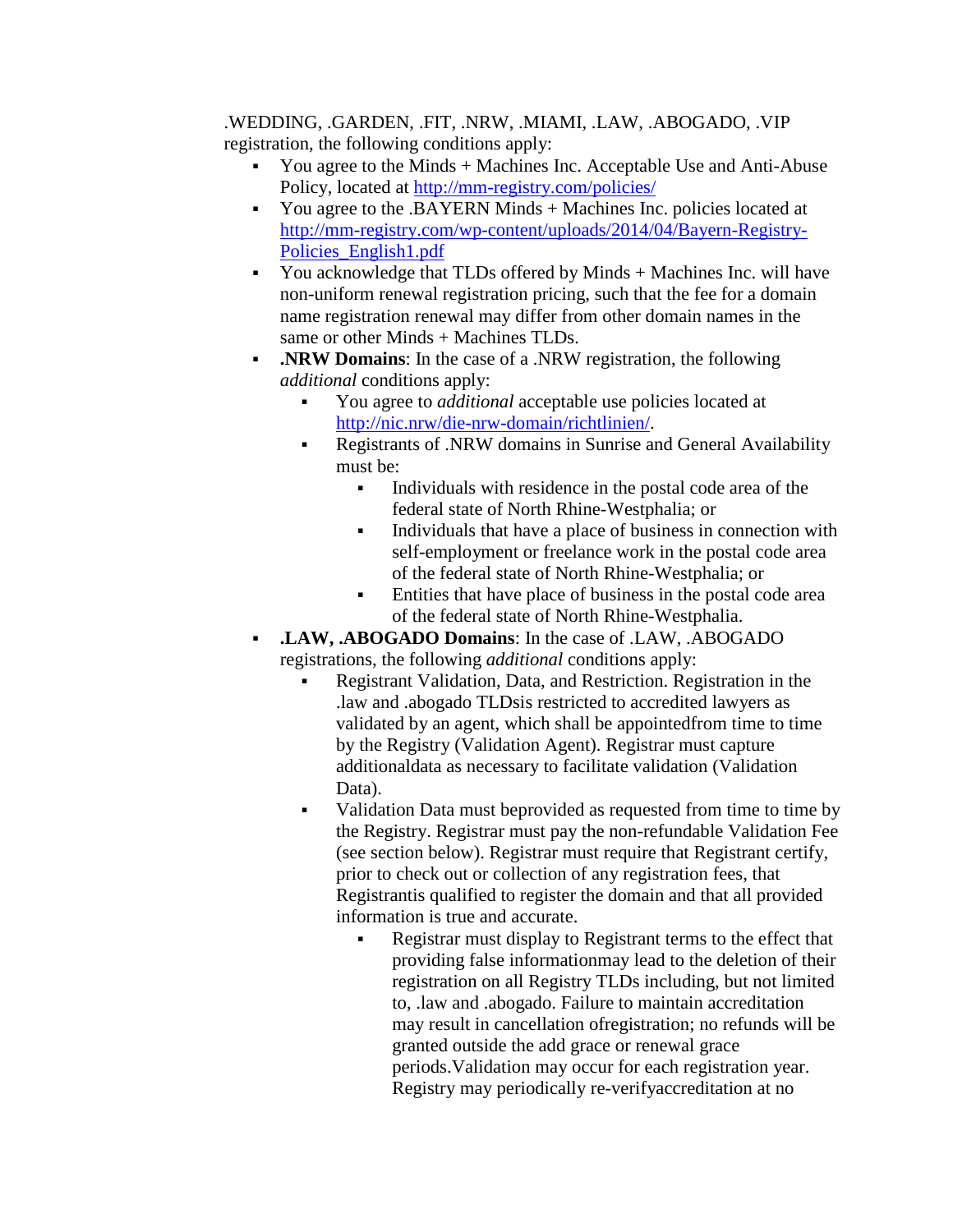.WEDDING, .GARDEN, .FIT, .NRW, .MIAMI, .LAW, .ABOGADO, .VIP registration, the following conditions apply:

- You agree to the Minds + Machines Inc. Acceptable Use and Anti-Abuse Policy, located at [http://mm-registry.com/policies/](http://mm-registry.com/policies/)
- You agree to the .BAYERN Minds + Machines Inc. policies located at [http://mm-registry.com/wp-content/uploads/2014/04/Bayern-Registry-Policies_English1.pdf](http://mm-registry.com/wp-content/uploads/2014/04/Bayern-Registry-Policies_English1.pdf)
- You acknowledge that TLDs offered by Minds + Machines Inc. will have non-uniform renewal registration pricing, such that the fee for a domain name registration renewal may differ from other domain names in the same or other Minds + Machines TLDs.
- **.NRW Domains**: In the case of a .NRW registration, the following *additional* conditions apply:
  - You agree to *additional* acceptable use policies located at [http://nic.nrw/die-nrw-domain/richtlinien/](http://nic.nrw/die-nrw-domain/richtlinien/).
  - Registrants of .NRW domains in Sunrise and General Availability must be:
    - Individuals with residence in the postal code area of the federal state of North Rhine-Westphalia; or
    - Individuals that have a place of business in connection with self-employment or freelance work in the postal code area of the federal state of North Rhine-Westphalia; or
    - Entities that have place of business in the postal code area of the federal state of North Rhine-Westphalia.
- **.LAW, .ABOGADO Domains**: In the case of .LAW, .ABOGADO registrations, the following *additional* conditions apply:
  - Registrant Validation, Data, and Restriction. Registration in the .law and .abogado TLDsis restricted to accredited lawyers as validated by an agent, which shall be appointedfrom time to time by the Registry (Validation Agent). Registrar must capture additionaldata as necessary to facilitate validation (Validation Data).
  - Validation Data must beprovided as requested from time to time by the Registry. Registrar must pay the non-refundable Validation Fee (see section below). Registrar must require that Registrant certify, prior to check out or collection of any registration fees, that Registrantis qualified to register the domain and that all provided information is true and accurate.
    - Registrar must display to Registrant terms to the effect that providing false informationmay lead to the deletion of their registration on all Registry TLDs including, but not limited to, .law and .abogado. Failure to maintain accreditation may result in cancellation ofregistration; no refunds will be granted outside the add grace or renewal grace periods.Validation may occur for each registration year. Registry may periodically re-verifyaccreditation at no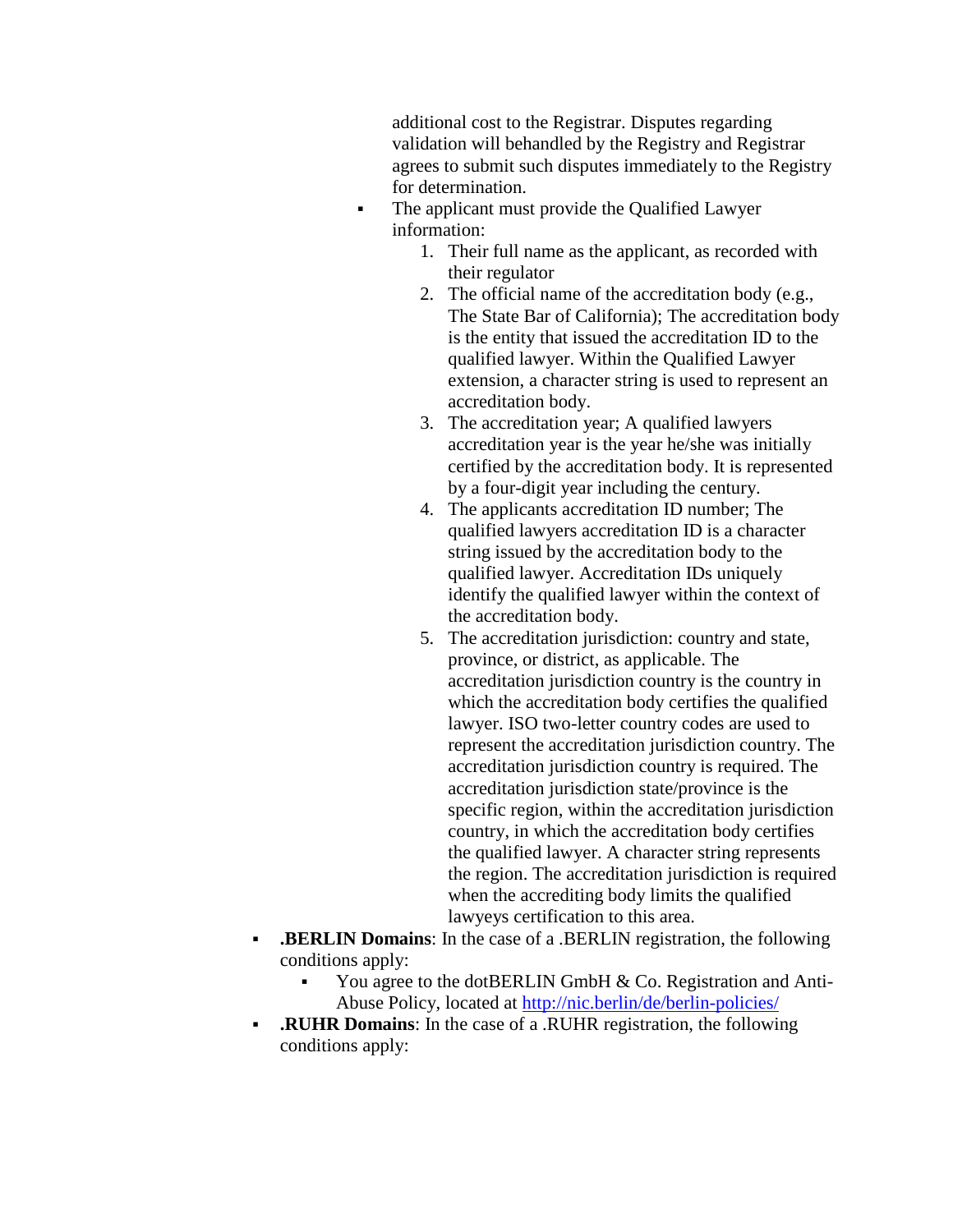additional cost to the Registrar. Disputes regarding validation will behandled by the Registry and Registrar agrees to submit such disputes immediately to the Registry for determination.

- The applicant must provide the Qualified Lawyer information:
  1. Their full name as the applicant, as recorded with their regulator
  2. The official name of the accreditation body (e.g., The State Bar of California); The accreditation body is the entity that issued the accreditation ID to the qualified lawyer. Within the Qualified Lawyer extension, a character string is used to represent an accreditation body.
  3. The accreditation year; A qualified lawyers accreditation year is the year he/she was initially certified by the accreditation body. It is represented by a four-digit year including the century.
  4. The applicants accreditation ID number; The qualified lawyers accreditation ID is a character string issued by the accreditation body to the qualified lawyer. Accreditation IDs uniquely identify the qualified lawyer within the context of the accreditation body.
  5. The accreditation jurisdiction: country and state, province, or district, as applicable. The accreditation jurisdiction country is the country in which the accreditation body certifies the qualified lawyer. ISO two-letter country codes are used to represent the accreditation jurisdiction country. The accreditation jurisdiction country is required. The accreditation jurisdiction state/province is the specific region, within the accreditation jurisdiction country, in which the accreditation body certifies the qualified lawyer. A character string represents the region. The accreditation jurisdiction is required when the accrediting body limits the qualified lawyeys certification to this area.

- **.BERLIN Domains**: In the case of a .BERLIN registration, the following conditions apply:
  - You agree to the dotBERLIN GmbH & Co. Registration and Anti-Abuse Policy, located at http://nic.berlin/de/berlin-policies/
- **.RUHR Domains**: In the case of a .RUHR registration, the following conditions apply: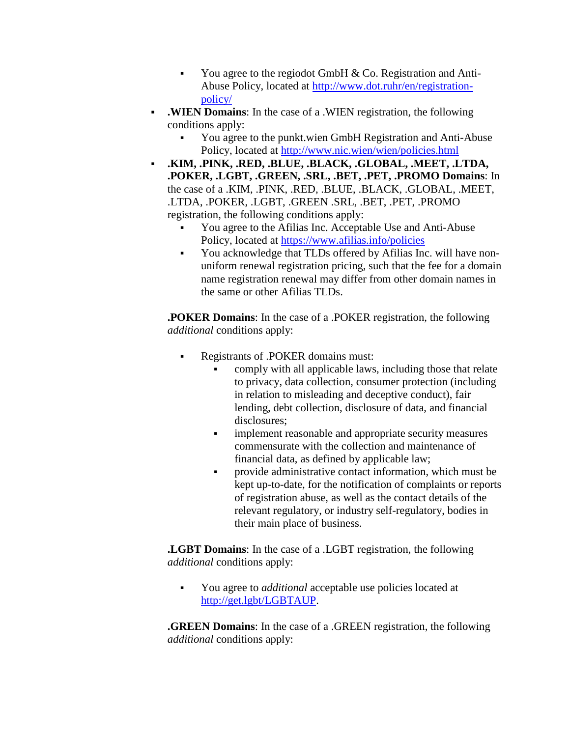- You agree to the regiodot GmbH & Co. Registration and Anti-Abuse Policy, located at [http://www.dot.ruhr/en/registration-policy/](http://www.dot.ruhr/en/registration-policy/)
- **.WIEN Domains**: In the case of a .WIEN registration, the following conditions apply:
    - You agree to the punkt.wien GmbH Registration and Anti-Abuse Policy, located at [http://www.nic.wien/wien/policies.html](http://www.nic.wien/wien/policies.html)
- **.KIM, .PINK, .RED, .BLUE, .BLACK, .GLOBAL, .MEET, .LTDA, .POKER, .LGBT, .GREEN, .SRL, .BET, .PET, .PROMO Domains**: In the case of a .KIM, .PINK, .RED, .BLUE, .BLACK, .GLOBAL, .MEET, .LTDA, .POKER, .LGBT, .GREEN .SRL, .BET, .PET, .PROMO registration, the following conditions apply:
    - You agree to the Afilias Inc. Acceptable Use and Anti-Abuse Policy, located at [https://www.afilias.info/policies](https://www.afilias.info/policies)
    - You acknowledge that TLDs offered by Afilias Inc. will have non-uniform renewal registration pricing, such that the fee for a domain name registration renewal may differ from other domain names in the same or other Afilias TLDs.

  **.POKER Domains**: In the case of a .POKER registration, the following *additional* conditions apply:

    - Registrants of .POKER domains must:
        - comply with all applicable laws, including those that relate to privacy, data collection, consumer protection (including in relation to misleading and deceptive conduct), fair lending, debt collection, disclosure of data, and financial disclosures;
        - implement reasonable and appropriate security measures commensurate with the collection and maintenance of financial data, as defined by applicable law;
        - provide administrative contact information, which must be kept up-to-date, for the notification of complaints or reports of registration abuse, as well as the contact details of the relevant regulatory, or industry self-regulatory, bodies in their main place of business.

  **.LGBT Domains**: In the case of a .LGBT registration, the following *additional* conditions apply:

    - You agree to *additional* acceptable use policies located at [http://get.lgbt/LGBTAUP](http://get.lgbt/LGBTAUP).

  **.GREEN Domains**: In the case of a .GREEN registration, the following *additional* conditions apply: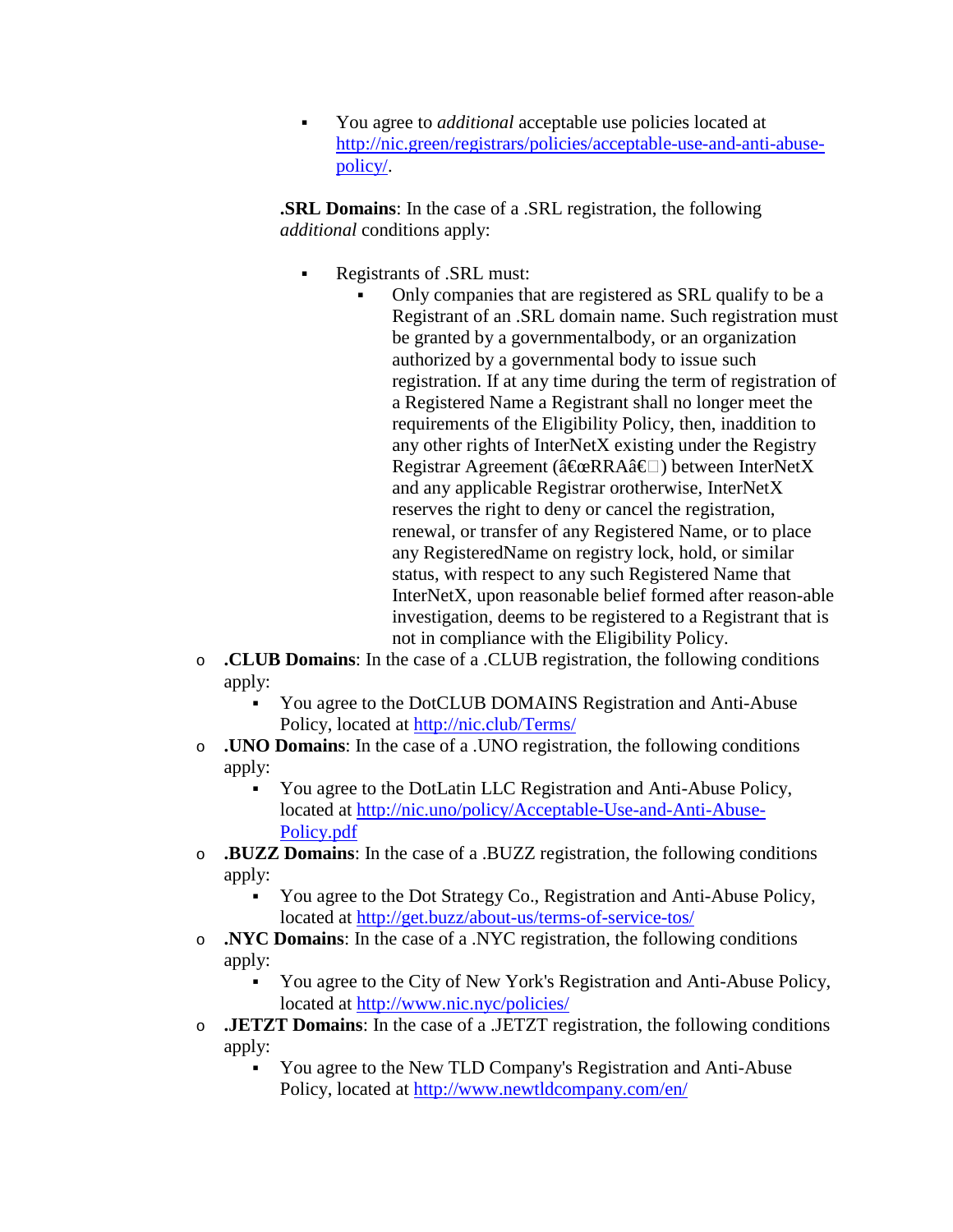- You agree to *additional* acceptable use policies located at [http://nic.green/registrars/policies/acceptable-use-and-anti-abuse-policy/](http://nic.green/registrars/policies/acceptable-use-and-anti-abuse-policy/).

      **.SRL Domains**: In the case of a .SRL registration, the following *additional* conditions apply:

        - Registrants of .SRL must:
            - Only companies that are registered as SRL qualify to be a Registrant of an .SRL domain name. Such registration must be granted by a governmentalbody, or an organization authorized by a governmental body to issue such registration. If at any time during the term of registration of a Registered Name a Registrant shall no longer meet the requirements of the Eligibility Policy, then, inaddition to any other rights of InterNetX existing under the Registry Registrar Agreement (â€œRRAâ€) between InterNetX and any applicable Registrar orotherwise, InterNetX reserves the right to deny or cancel the registration, renewal, or transfer of any Registered Name, or to place any RegisteredName on registry lock, hold, or similar status, with respect to any such Registered Name that InterNetX, upon reasonable belief formed after reason-able investigation, deems to be registered to a Registrant that is not in compliance with the Eligibility Policy.

- **.CLUB Domains**: In the case of a .CLUB registration, the following conditions apply:
    - You agree to the DotCLUB DOMAINS Registration and Anti-Abuse Policy, located at [http://nic.club/Terms/](http://nic.club/Terms/)
- **.UNO Domains**: In the case of a .UNO registration, the following conditions apply:
    - You agree to the DotLatin LLC Registration and Anti-Abuse Policy, located at [http://nic.uno/policy/Acceptable-Use-and-Anti-Abuse-Policy.pdf](http://nic.uno/policy/Acceptable-Use-and-Anti-Abuse-Policy.pdf)
- **.BUZZ Domains**: In the case of a .BUZZ registration, the following conditions apply:
    - You agree to the Dot Strategy Co., Registration and Anti-Abuse Policy, located at [http://get.buzz/about-us/terms-of-service-tos/](http://get.buzz/about-us/terms-of-service-tos/)
- **.NYC Domains**: In the case of a .NYC registration, the following conditions apply:
    - You agree to the City of New York's Registration and Anti-Abuse Policy, located at [http://www.nic.nyc/policies/](http://www.nic.nyc/policies/)
- **.JETZT Domains**: In the case of a .JETZT registration, the following conditions apply:
    - You agree to the New TLD Company's Registration and Anti-Abuse Policy, located at [http://www.newtldcompany.com/en/](http://www.newtldcompany.com/en/)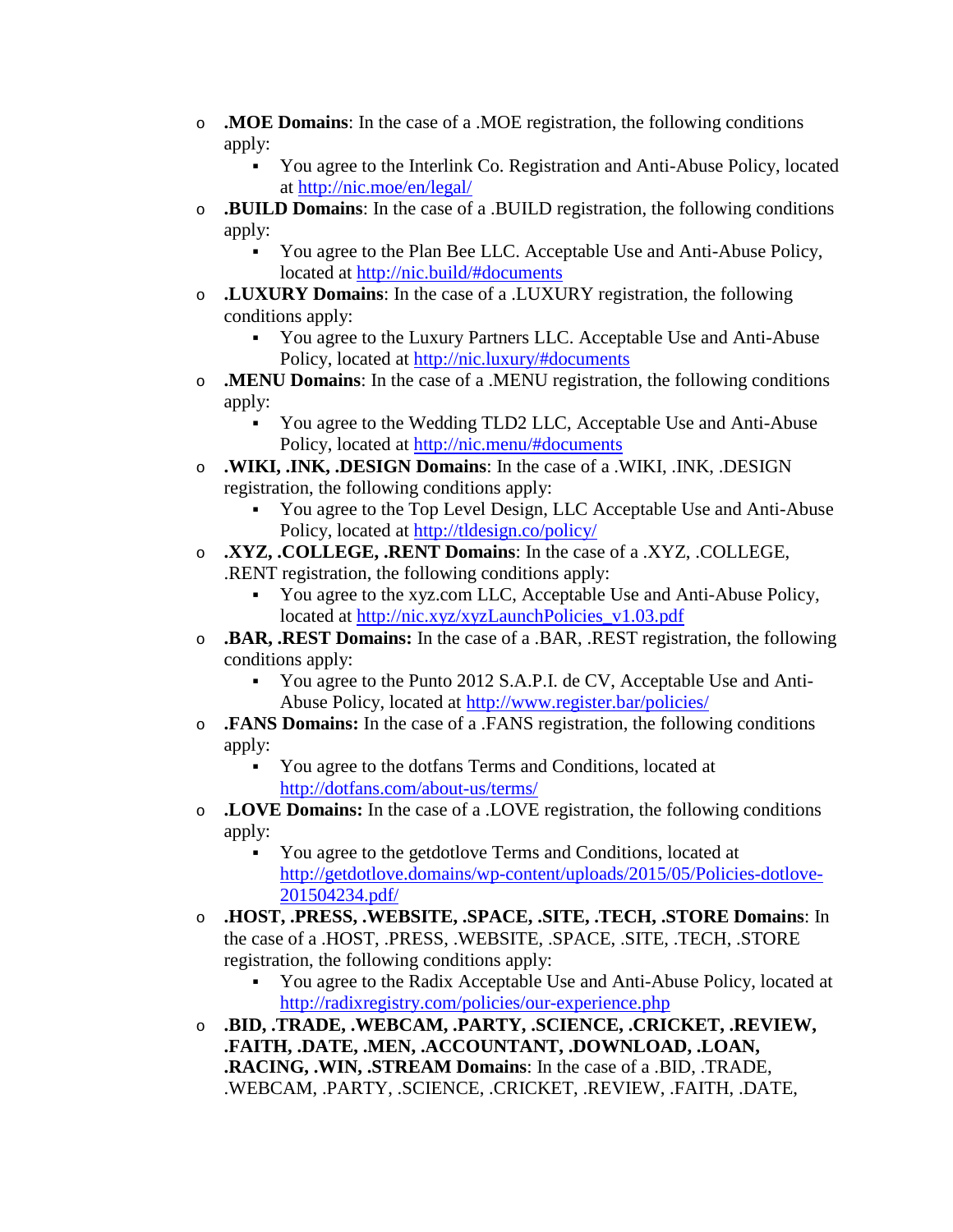- **.MOE Domains**: In the case of a .MOE registration, the following conditions apply:
    - You agree to the Interlink Co. Registration and Anti-Abuse Policy, located at http://nic.moe/en/legal/
- **.BUILD Domains**: In the case of a .BUILD registration, the following conditions apply:
    - You agree to the Plan Bee LLC. Acceptable Use and Anti-Abuse Policy, located at http://nic.build/#documents
- **.LUXURY Domains**: In the case of a .LUXURY registration, the following conditions apply:
    - You agree to the Luxury Partners LLC. Acceptable Use and Anti-Abuse Policy, located at http://nic.luxury/#documents
- **.MENU Domains**: In the case of a .MENU registration, the following conditions apply:
    - You agree to the Wedding TLD2 LLC, Acceptable Use and Anti-Abuse Policy, located at http://nic.menu/#documents
- **.WIKI, .INK, .DESIGN Domains**: In the case of a .WIKI, .INK, .DESIGN registration, the following conditions apply:
    - You agree to the Top Level Design, LLC Acceptable Use and Anti-Abuse Policy, located at http://tldesign.co/policy/
- **.XYZ, .COLLEGE, .RENT Domains**: In the case of a .XYZ, .COLLEGE, .RENT registration, the following conditions apply:
    - You agree to the xyz.com LLC, Acceptable Use and Anti-Abuse Policy, located at http://nic.xyz/xyzLaunchPolicies_v1.03.pdf
- **.BAR, .REST Domains:** In the case of a .BAR, .REST registration, the following conditions apply:
    - You agree to the Punto 2012 S.A.P.I. de CV, Acceptable Use and Anti-Abuse Policy, located at http://www.register.bar/policies/
- **.FANS Domains:** In the case of a .FANS registration, the following conditions apply:
    - You agree to the dotfans Terms and Conditions, located at http://dotfans.com/about-us/terms/
- **.LOVE Domains:** In the case of a .LOVE registration, the following conditions apply:
    - You agree to the getdotlove Terms and Conditions, located at http://getdotlove.domains/wp-content/uploads/2015/05/Policies-dotlove-201504234.pdf/
- **.HOST, .PRESS, .WEBSITE, .SPACE, .SITE, .TECH, .STORE Domains**: In the case of a .HOST, .PRESS, .WEBSITE, .SPACE, .SITE, .TECH, .STORE registration, the following conditions apply:
    - You agree to the Radix Acceptable Use and Anti-Abuse Policy, located at http://radixregistry.com/policies/our-experience.php
- **.BID, .TRADE, .WEBCAM, .PARTY, .SCIENCE, .CRICKET, .REVIEW, .FAITH, .DATE, .MEN, .ACCOUNTANT, .DOWNLOAD, .LOAN, .RACING, .WIN, .STREAM Domains**: In the case of a .BID, .TRADE, .WEBCAM, .PARTY, .SCIENCE, .CRICKET, .REVIEW, .FAITH, .DATE,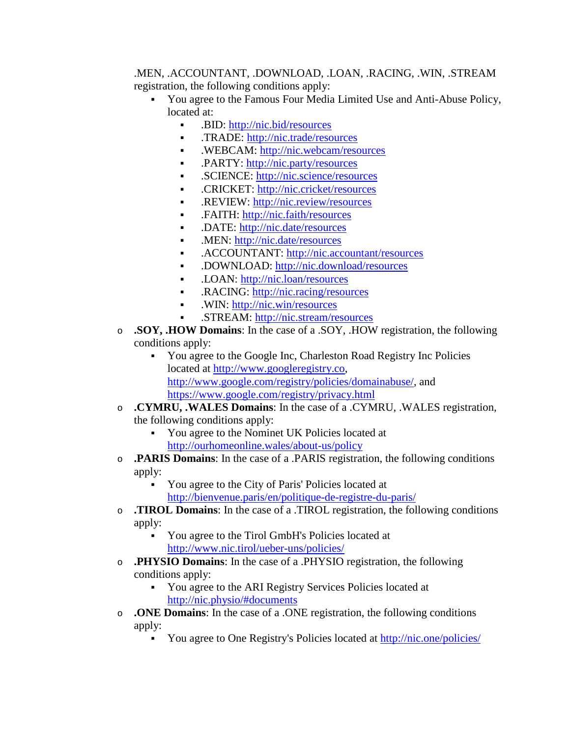.MEN, .ACCOUNTANT, .DOWNLOAD, .LOAN, .RACING, .WIN, .STREAM registration, the following conditions apply:

- You agree to the Famous Four Media Limited Use and Anti-Abuse Policy, located at:
  - .BID: [http://nic.bid/resources](http://nic.bid/resources)
  - .TRADE: [http://nic.trade/resources](http://nic.trade/resources)
  - .WEBCAM: [http://nic.webcam/resources](http://nic.webcam/resources)
  - .PARTY: [http://nic.party/resources](http://nic.party/resources)
  - .SCIENCE: [http://nic.science/resources](http://nic.science/resources)
  - .CRICKET: [http://nic.cricket/resources](http://nic.cricket/resources)
  - .REVIEW: [http://nic.review/resources](http://nic.review/resources)
  - .FAITH: [http://nic.faith/resources](http://nic.faith/resources)
  - .DATE: [http://nic.date/resources](http://nic.date/resources)
  - .MEN: [http://nic.date/resources](http://nic.date/resources)
  - .ACCOUNTANT: [http://nic.accountant/resources](http://nic.accountant/resources)
  - .DOWNLOAD: [http://nic.download/resources](http://nic.download/resources)
  - .LOAN: [http://nic.loan/resources](http://nic.loan/resources)
  - .RACING: [http://nic.racing/resources](http://nic.racing/resources)
  - .WIN: [http://nic.win/resources](http://nic.win/resources)
  - .STREAM: [http://nic.stream/resources](http://nic.stream/resources)

- **.SOY, .HOW Domains**: In the case of a .SOY, .HOW registration, the following conditions apply:
  - You agree to the Google Inc, Charleston Road Registry Inc Policies located at [http://www.googleregistry.co](http://www.googleregistry.co), [http://www.google.com/registry/policies/domainabuse/](http://www.google.com/registry/policies/domainabuse/), and [https://www.google.com/registry/privacy.html](https://www.google.com/registry/privacy.html)
- **.CYMRU, .WALES Domains**: In the case of a .CYMRU, .WALES registration, the following conditions apply:
  - You agree to the Nominet UK Policies located at [http://ourhomeonline.wales/about-us/policy](http://ourhomeonline.wales/about-us/policy)
- **.PARIS Domains**: In the case of a .PARIS registration, the following conditions apply:
  - You agree to the City of Paris' Policies located at [http://bienvenue.paris/en/politique-de-registre-du-paris/](http://bienvenue.paris/en/politique-de-registre-du-paris/)
- **.TIROL Domains**: In the case of a .TIROL registration, the following conditions apply:
  - You agree to the Tirol GmbH's Policies located at [http://www.nic.tirol/ueber-uns/policies/](http://www.nic.tirol/ueber-uns/policies/)
- **.PHYSIO Domains**: In the case of a .PHYSIO registration, the following conditions apply:
  - You agree to the ARI Registry Services Policies located at [http://nic.physio/#documents](http://nic.physio/#documents)
- **.ONE Domains**: In the case of a .ONE registration, the following conditions apply:
  - You agree to One Registry's Policies located at [http://nic.one/policies/](http://nic.one/policies/)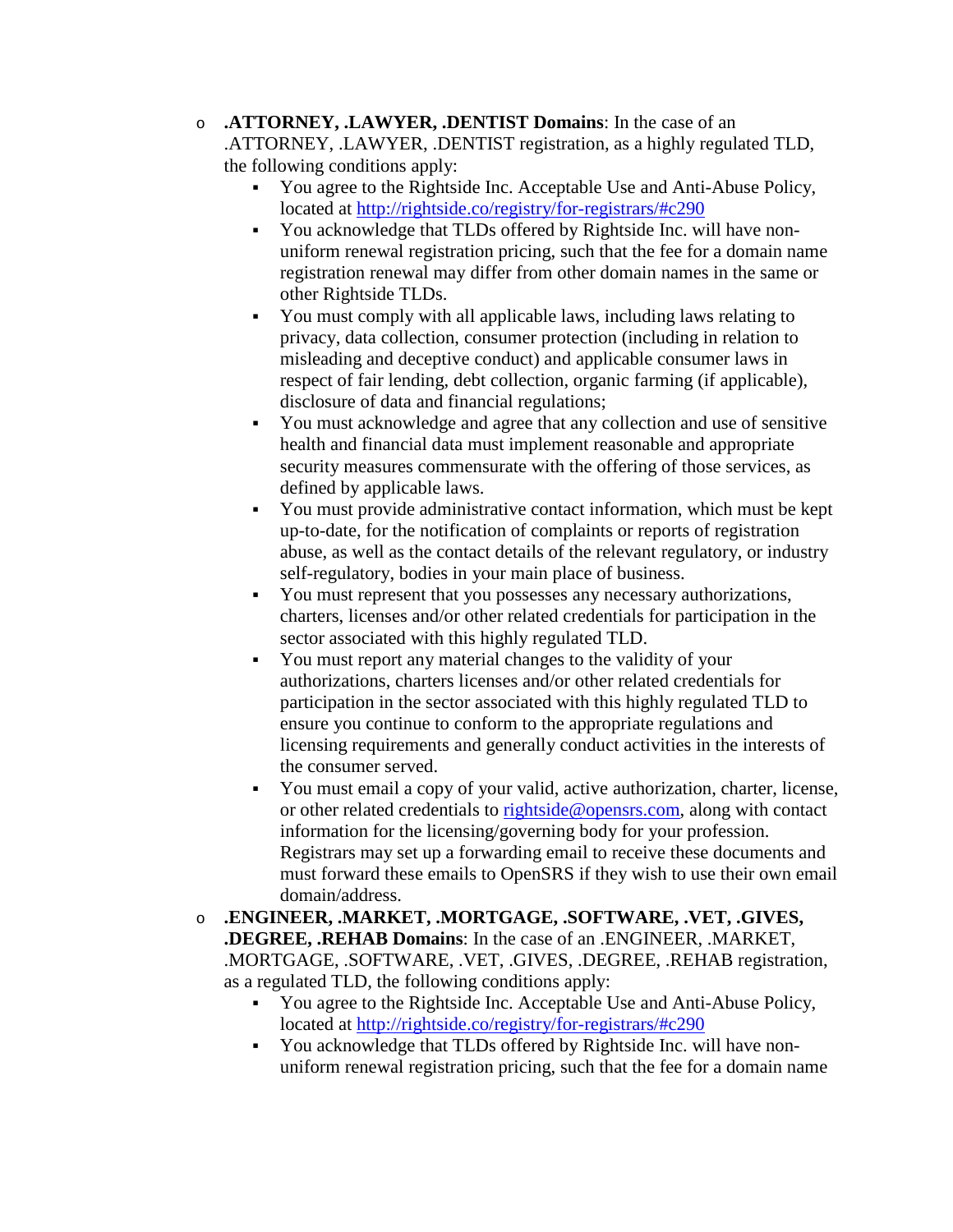- **.ATTORNEY, .LAWYER, .DENTIST Domains**: In the case of an .ATTORNEY, .LAWYER, .DENTIST registration, as a highly regulated TLD, the following conditions apply:
  - You agree to the Rightside Inc. Acceptable Use and Anti-Abuse Policy, located at [http://rightside.co/registry/for-registrars/#c290](http://rightside.co/registry/for-registrars/#c290)
  - You acknowledge that TLDs offered by Rightside Inc. will have non-uniform renewal registration pricing, such that the fee for a domain name registration renewal may differ from other domain names in the same or other Rightside TLDs.
  - You must comply with all applicable laws, including laws relating to privacy, data collection, consumer protection (including in relation to misleading and deceptive conduct) and applicable consumer laws in respect of fair lending, debt collection, organic farming (if applicable), disclosure of data and financial regulations;
  - You must acknowledge and agree that any collection and use of sensitive health and financial data must implement reasonable and appropriate security measures commensurate with the offering of those services, as defined by applicable laws.
  - You must provide administrative contact information, which must be kept up-to-date, for the notification of complaints or reports of registration abuse, as well as the contact details of the relevant regulatory, or industry self-regulatory, bodies in your main place of business.
  - You must represent that you possesses any necessary authorizations, charters, licenses and/or other related credentials for participation in the sector associated with this highly regulated TLD.
  - You must report any material changes to the validity of your authorizations, charters licenses and/or other related credentials for participation in the sector associated with this highly regulated TLD to ensure you continue to conform to the appropriate regulations and licensing requirements and generally conduct activities in the interests of the consumer served.
  - You must email a copy of your valid, active authorization, charter, license, or other related credentials to [rightside@opensrs.com](mailto:rightside@opensrs.com), along with contact information for the licensing/governing body for your profession. Registrars may set up a forwarding email to receive these documents and must forward these emails to OpenSRS if they wish to use their own email domain/address.
- **.ENGINEER, .MARKET, .MORTGAGE, .SOFTWARE, .VET, .GIVES, .DEGREE, .REHAB Domains**: In the case of an .ENGINEER, .MARKET, .MORTGAGE, .SOFTWARE, .VET, .GIVES, .DEGREE, .REHAB registration, as a regulated TLD, the following conditions apply:
  - You agree to the Rightside Inc. Acceptable Use and Anti-Abuse Policy, located at [http://rightside.co/registry/for-registrars/#c290](http://rightside.co/registry/for-registrars/#c290)
  - You acknowledge that TLDs offered by Rightside Inc. will have non-uniform renewal registration pricing, such that the fee for a domain name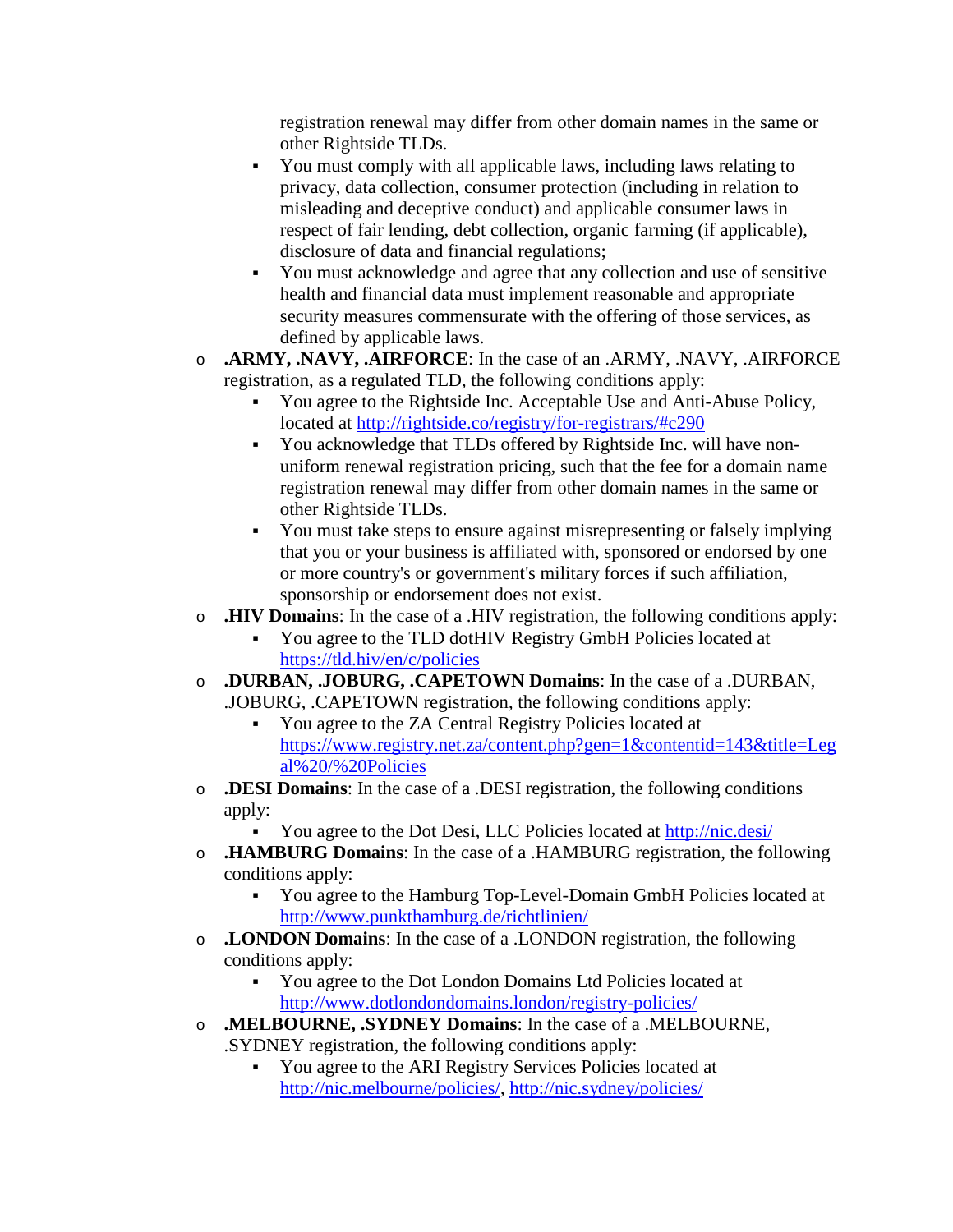registration renewal may differ from other domain names in the same or other Rightside TLDs.

    - You must comply with all applicable laws, including laws relating to privacy, data collection, consumer protection (including in relation to misleading and deceptive conduct) and applicable consumer laws in respect of fair lending, debt collection, organic farming (if applicable), disclosure of data and financial regulations;
    - You must acknowledge and agree that any collection and use of sensitive health and financial data must implement reasonable and appropriate security measures commensurate with the offering of those services, as defined by applicable laws.

- **.ARMY, .NAVY, .AIRFORCE**: In the case of an .ARMY, .NAVY, .AIRFORCE registration, as a regulated TLD, the following conditions apply:
    - You agree to the Rightside Inc. Acceptable Use and Anti-Abuse Policy, located at [http://rightside.co/registry/for-registrars/#c290](http://rightside.co/registry/for-registrars/#c290)
    - You acknowledge that TLDs offered by Rightside Inc. will have non-uniform renewal registration pricing, such that the fee for a domain name registration renewal may differ from other domain names in the same or other Rightside TLDs.
    - You must take steps to ensure against misrepresenting or falsely implying that you or your business is affiliated with, sponsored or endorsed by one or more country's or government's military forces if such affiliation, sponsorship or endorsement does not exist.
- **.HIV Domains**: In the case of a .HIV registration, the following conditions apply:
    - You agree to the TLD dotHIV Registry GmbH Policies located at [https://tld.hiv/en/c/policies](https://tld.hiv/en/c/policies)
- **.DURBAN, .JOBURG, .CAPETOWN Domains**: In the case of a .DURBAN, .JOBURG, .CAPETOWN registration, the following conditions apply:
    - You agree to the ZA Central Registry Policies located at [https://www.registry.net.za/content.php?gen=1&contentid=143&title=Legal%20/%20Policies](https://www.registry.net.za/content.php?gen=1&contentid=143&title=Legal%20/%20Policies)
- **.DESI Domains**: In the case of a .DESI registration, the following conditions apply:
    - You agree to the Dot Desi, LLC Policies located at [http://nic.desi/](http://nic.desi/)
- **.HAMBURG Domains**: In the case of a .HAMBURG registration, the following conditions apply:
    - You agree to the Hamburg Top-Level-Domain GmbH Policies located at [http://www.punkthamburg.de/richtlinien/](http://www.punkthamburg.de/richtlinien/)
- **.LONDON Domains**: In the case of a .LONDON registration, the following conditions apply:
    - You agree to the Dot London Domains Ltd Policies located at [http://www.dotlondondomains.london/registry-policies/](http://www.dotlondondomains.london/registry-policies/)
- **.MELBOURNE, .SYDNEY Domains**: In the case of a .MELBOURNE, .SYDNEY registration, the following conditions apply:
    - You agree to the ARI Registry Services Policies located at [http://nic.melbourne/policies/](http://nic.melbourne/policies/), [http://nic.sydney/policies/](http://nic.sydney/policies/)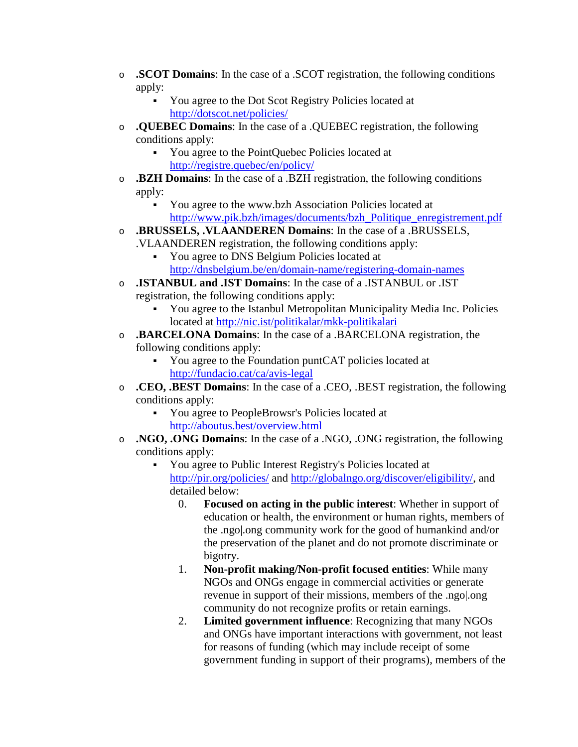- **.SCOT Domains**: In the case of a .SCOT registration, the following conditions apply:
  - You agree to the Dot Scot Registry Policies located at [http://dotscot.net/policies/](http://dotscot.net/policies/)
- **.QUEBEC Domains**: In the case of a .QUEBEC registration, the following conditions apply:
  - You agree to the PointQuebec Policies located at [http://registre.quebec/en/policy/](http://registre.quebec/en/policy/)
- **.BZH Domains**: In the case of a .BZH registration, the following conditions apply:
  - You agree to the www.bzh Association Policies located at [http://www.pik.bzh/images/documents/bzh_Politique_enregistrement.pdf](http://www.pik.bzh/images/documents/bzh_Politique_enregistrement.pdf)
- **.BRUSSELS, .VLAANDEREN Domains**: In the case of a .BRUSSELS, .VLAANDEREN registration, the following conditions apply:
  - You agree to DNS Belgium Policies located at [http://dnsbelgium.be/en/domain-name/registering-domain-names](http://dnsbelgium.be/en/domain-name/registering-domain-names)
- **.ISTANBUL and .IST Domains**: In the case of a .ISTANBUL or .IST registration, the following conditions apply:
  - You agree to the Istanbul Metropolitan Municipality Media Inc. Policies located at [http://nic.ist/politikalar/mkk-politikalari](http://nic.ist/politikalar/mkk-politikalari)
- **.BARCELONA Domains**: In the case of a .BARCELONA registration, the following conditions apply:
  - You agree to the Foundation puntCAT policies located at [http://fundacio.cat/ca/avis-legal](http://fundacio.cat/ca/avis-legal)
- **.CEO, .BEST Domains**: In the case of a .CEO, .BEST registration, the following conditions apply:
  - You agree to PeopleBrowsr's Policies located at [http://aboutus.best/overview.html](http://aboutus.best/overview.html)
- **.NGO, .ONG Domains**: In the case of a .NGO, .ONG registration, the following conditions apply:
  - You agree to Public Interest Registry's Policies located at [http://pir.org/policies/](http://pir.org/policies/) and [http://globalngo.org/discover/eligibility/](http://globalngo.org/discover/eligibility/), and detailed below:
    0. **Focused on acting in the public interest**: Whether in support of education or health, the environment or human rights, members of the .ngo|.ong community work for the good of humankind and/or the preservation of the planet and do not promote discriminate or bigotry.
    1. **Non-profit making/Non-profit focused entities**: While many NGOs and ONGs engage in commercial activities or generate revenue in support of their missions, members of the .ngo|.ong community do not recognize profits or retain earnings.
    2. **Limited government influence**: Recognizing that many NGOs and ONGs have important interactions with government, not least for reasons of funding (which may include receipt of some government funding in support of their programs), members of the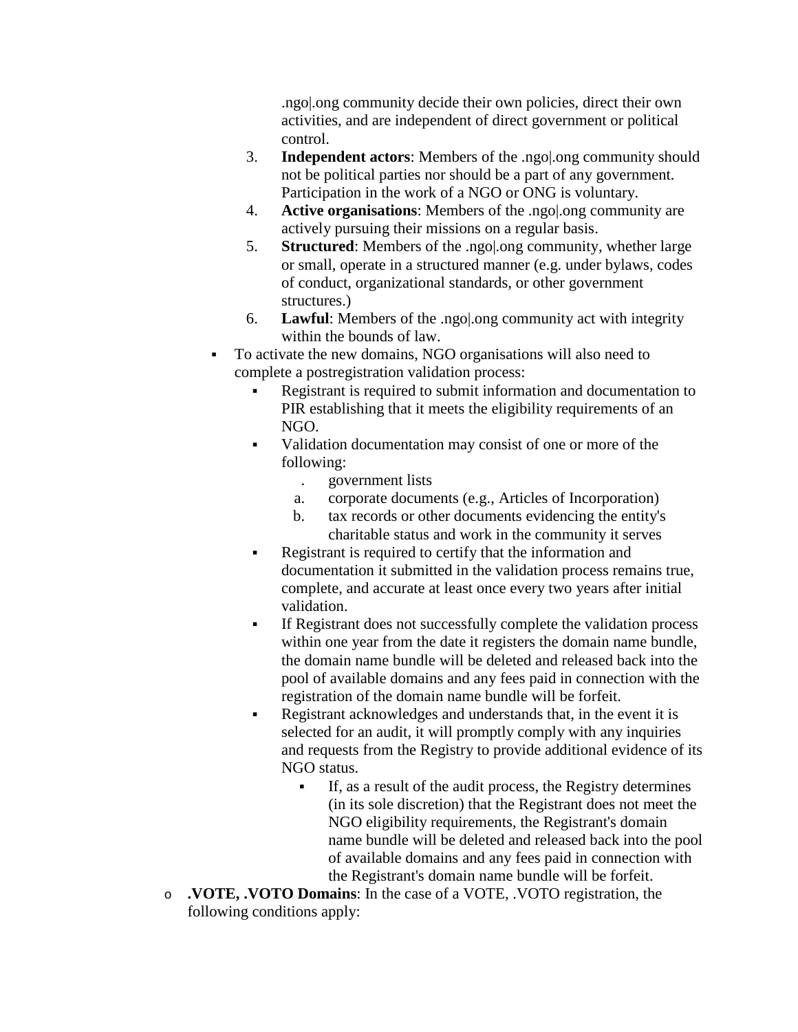.ngo|.ong community decide their own policies, direct their own activities, and are independent of direct government or political control.

3. **Independent actors**: Members of the .ngo|.ong community should not be political parties nor should be a part of any government. Participation in the work of a NGO or ONG is voluntary.
4. **Active organisations**: Members of the .ngo|.ong community are actively pursuing their missions on a regular basis.
5. **Structured**: Members of the .ngo|.ong community, whether large or small, operate in a structured manner (e.g. under bylaws, codes of conduct, organizational standards, or other government structures.)
6. **Lawful**: Members of the .ngo|.ong community act with integrity within the bounds of law.

- To activate the new domains, NGO organisations will also need to complete a postregistration validation process:
  - Registrant is required to submit information and documentation to PIR establishing that it meets the eligibility requirements of an NGO.
  - Validation documentation may consist of one or more of the following:
    - . government lists
    - a. corporate documents (e.g., Articles of Incorporation)
    - b. tax records or other documents evidencing the entity's charitable status and work in the community it serves
  - Registrant is required to certify that the information and documentation it submitted in the validation process remains true, complete, and accurate at least once every two years after initial validation.
  - If Registrant does not successfully complete the validation process within one year from the date it registers the domain name bundle, the domain name bundle will be deleted and released back into the pool of available domains and any fees paid in connection with the registration of the domain name bundle will be forfeit.
  - Registrant acknowledges and understands that, in the event it is selected for an audit, it will promptly comply with any inquiries and requests from the Registry to provide additional evidence of its NGO status.
    - If, as a result of the audit process, the Registry determines (in its sole discretion) that the Registrant does not meet the NGO eligibility requirements, the Registrant's domain name bundle will be deleted and released back into the pool of available domains and any fees paid in connection with the Registrant's domain name bundle will be forfeit.

- **.VOTE, .VOTO Domains**: In the case of a VOTE, .VOTO registration, the following conditions apply: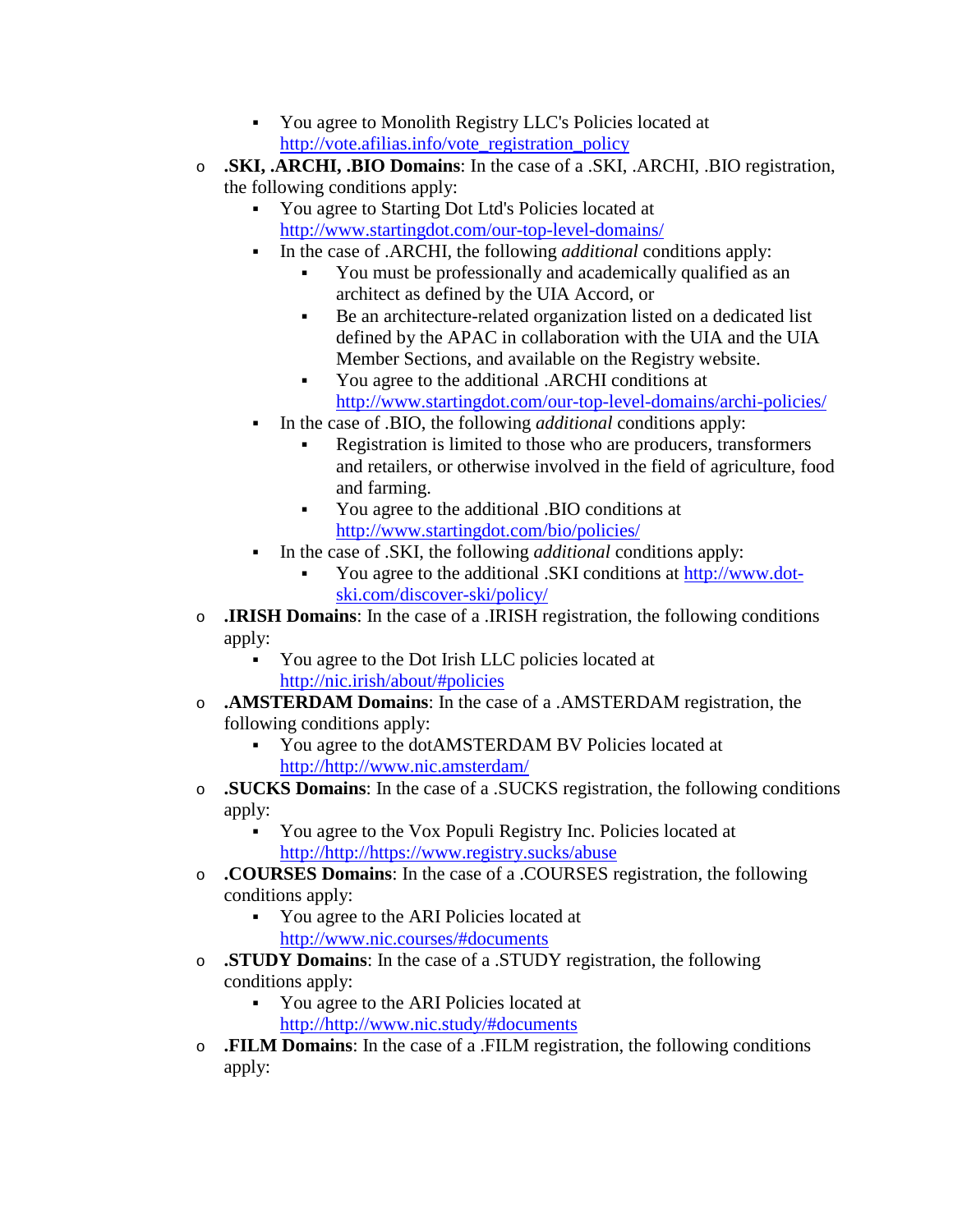- You agree to Monolith Registry LLC's Policies located at http://vote.afilias.info/vote_registration_policy
- **.SKI, .ARCHI, .BIO Domains**: In the case of a .SKI, .ARCHI, .BIO registration, the following conditions apply:
    - You agree to Starting Dot Ltd's Policies located at http://www.startingdot.com/our-top-level-domains/
    - In the case of .ARCHI, the following *additional* conditions apply:
        - You must be professionally and academically qualified as an architect as defined by the UIA Accord, or
        - Be an architecture-related organization listed on a dedicated list defined by the APAC in collaboration with the UIA and the UIA Member Sections, and available on the Registry website.
        - You agree to the additional .ARCHI conditions at http://www.startingdot.com/our-top-level-domains/archi-policies/
    - In the case of .BIO, the following *additional* conditions apply:
        - Registration is limited to those who are producers, transformers and retailers, or otherwise involved in the field of agriculture, food and farming.
        - You agree to the additional .BIO conditions at http://www.startingdot.com/bio/policies/
    - In the case of .SKI, the following *additional* conditions apply:
        - You agree to the additional .SKI conditions at http://www.dot-ski.com/discover-ski/policy/
- **.IRISH Domains**: In the case of a .IRISH registration, the following conditions apply:
    - You agree to the Dot Irish LLC policies located at http://nic.irish/about/#policies
- **.AMSTERDAM Domains**: In the case of a .AMSTERDAM registration, the following conditions apply:
    - You agree to the dotAMSTERDAM BV Policies located at http://http://www.nic.amsterdam/
- **.SUCKS Domains**: In the case of a .SUCKS registration, the following conditions apply:
    - You agree to the Vox Populi Registry Inc. Policies located at http://http://https://www.registry.sucks/abuse
- **.COURSES Domains**: In the case of a .COURSES registration, the following conditions apply:
    - You agree to the ARI Policies located at http://www.nic.courses/#documents
- **.STUDY Domains**: In the case of a .STUDY registration, the following conditions apply:
    - You agree to the ARI Policies located at http://http://www.nic.study/#documents
- **.FILM Domains**: In the case of a .FILM registration, the following conditions apply: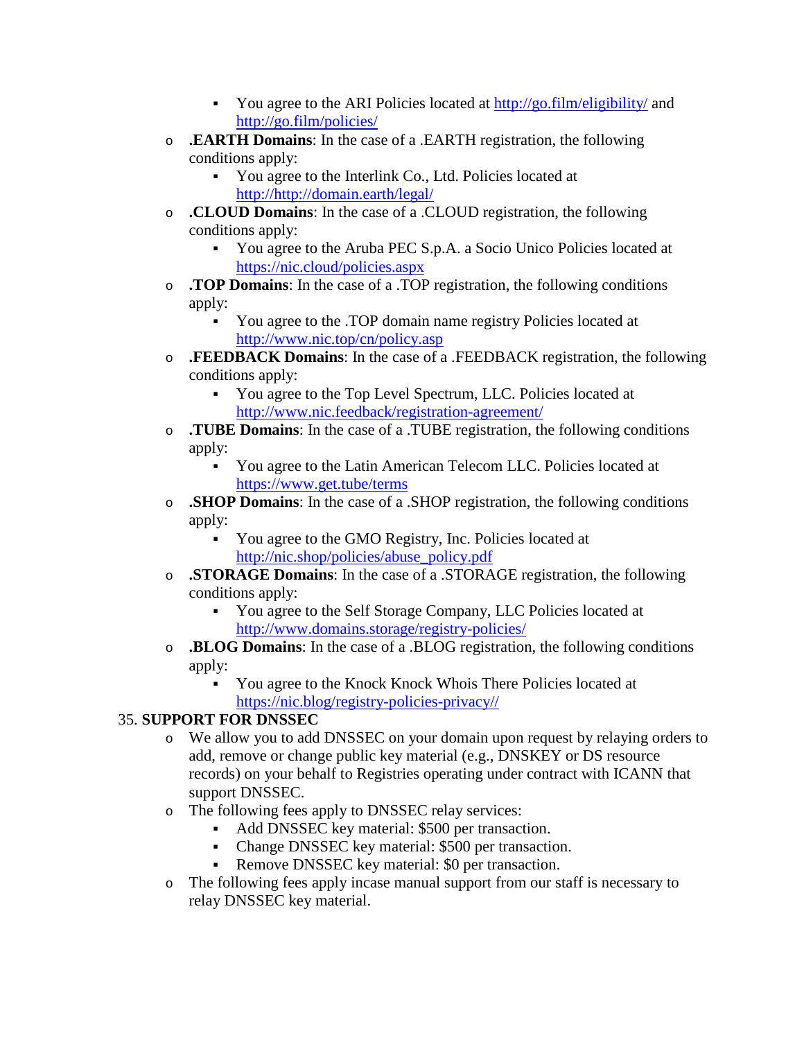- You agree to the ARI Policies located at http://go.film/eligibility/ and http://go.film/policies/
    - **.EARTH Domains**: In the case of a .EARTH registration, the following conditions apply:
        - You agree to the Interlink Co., Ltd. Policies located at http://http://domain.earth/legal/
    - **.CLOUD Domains**: In the case of a .CLOUD registration, the following conditions apply:
        - You agree to the Aruba PEC S.p.A. a Socio Unico Policies located at https://nic.cloud/policies.aspx
    - **.TOP Domains**: In the case of a .TOP registration, the following conditions apply:
        - You agree to the .TOP domain name registry Policies located at http://www.nic.top/cn/policy.asp
    - **.FEEDBACK Domains**: In the case of a .FEEDBACK registration, the following conditions apply:
        - You agree to the Top Level Spectrum, LLC. Policies located at http://www.nic.feedback/registration-agreement/
    - **.TUBE Domains**: In the case of a .TUBE registration, the following conditions apply:
        - You agree to the Latin American Telecom LLC. Policies located at https://www.get.tube/terms
    - **.SHOP Domains**: In the case of a .SHOP registration, the following conditions apply:
        - You agree to the GMO Registry, Inc. Policies located at http://nic.shop/policies/abuse_policy.pdf
    - **.STORAGE Domains**: In the case of a .STORAGE registration, the following conditions apply:
        - You agree to the Self Storage Company, LLC Policies located at http://www.domains.storage/registry-policies/
    - **.BLOG Domains**: In the case of a .BLOG registration, the following conditions apply:
        - You agree to the Knock Knock Whois There Policies located at https://nic.blog/registry-policies-privacy//

35. **SUPPORT FOR DNSSEC**
    - We allow you to add DNSSEC on your domain upon request by relaying orders to add, remove or change public key material (e.g., DNSKEY or DS resource records) on your behalf to Registries operating under contract with ICANN that support DNSSEC.
    - The following fees apply to DNSSEC relay services:
        - Add DNSSEC key material: $500 per transaction.
        - Change DNSSEC key material: $500 per transaction.
        - Remove DNSSEC key material: $0 per transaction.
    - The following fees apply incase manual support from our staff is necessary to relay DNSSEC key material.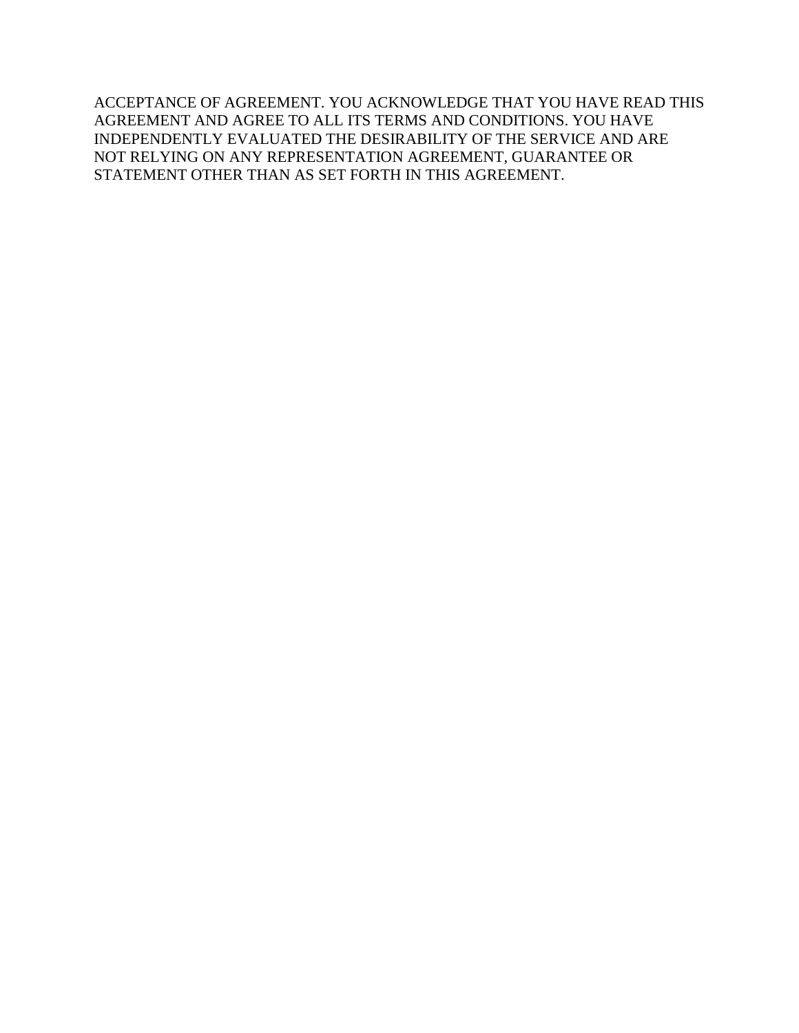ACCEPTANCE OF AGREEMENT. YOU ACKNOWLEDGE THAT YOU HAVE READ THIS AGREEMENT AND AGREE TO ALL ITS TERMS AND CONDITIONS. YOU HAVE INDEPENDENTLY EVALUATED THE DESIRABILITY OF THE SERVICE AND ARE NOT RELYING ON ANY REPRESENTATION AGREEMENT, GUARANTEE OR STATEMENT OTHER THAN AS SET FORTH IN THIS AGREEMENT.